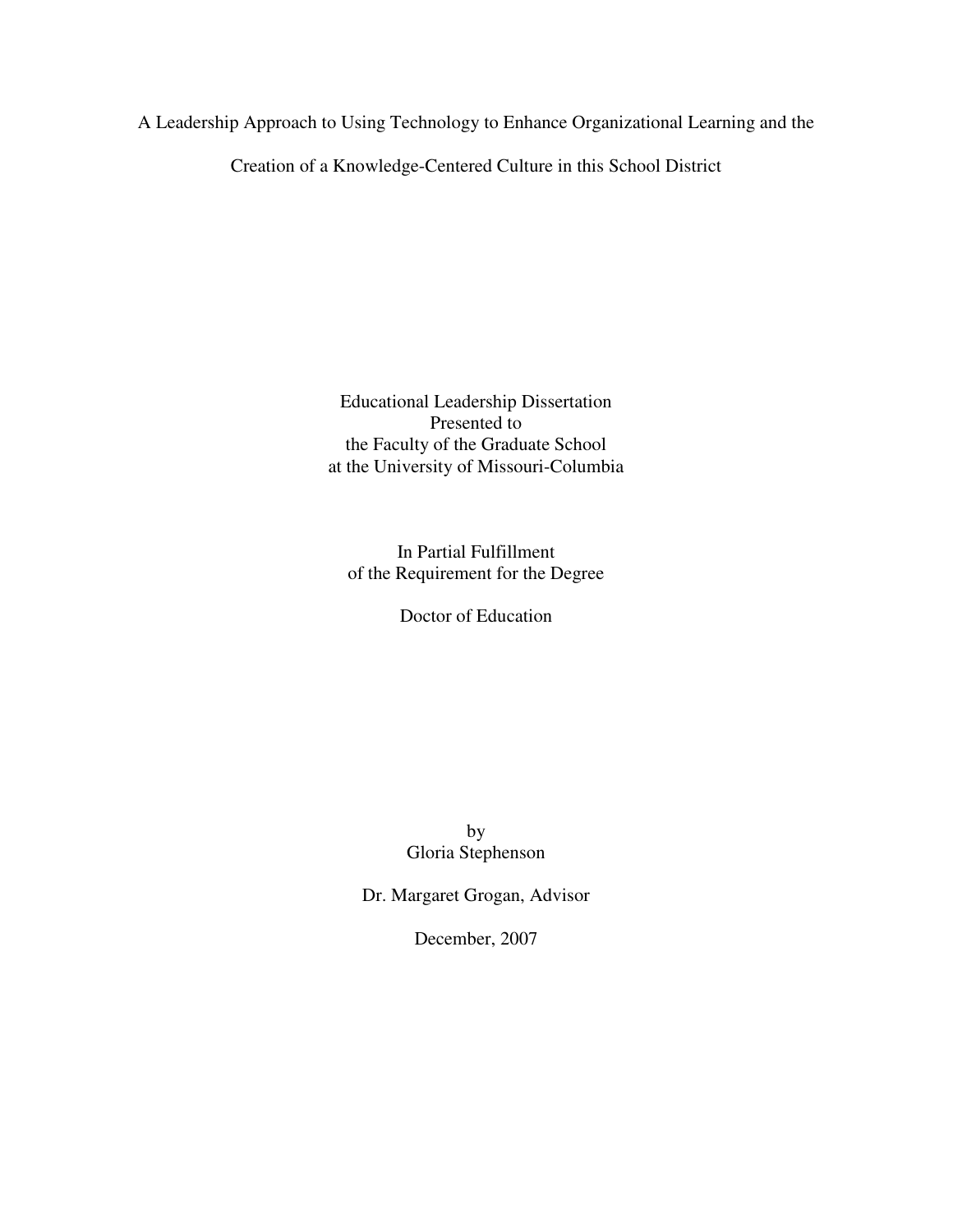# A Leadership Approach to Using Technology to Enhance Organizational Learning and the Creation of a Knowledge-Centered Culture in this School District

Educational Leadership Dissertation
Presented to
the Faculty of the Graduate School
at the University of Missouri-Columbia

In Partial Fulfillment
of the Requirement for the Degree

Doctor of Education

by
Gloria Stephenson

Dr. Margaret Grogan, Advisor

December, 2007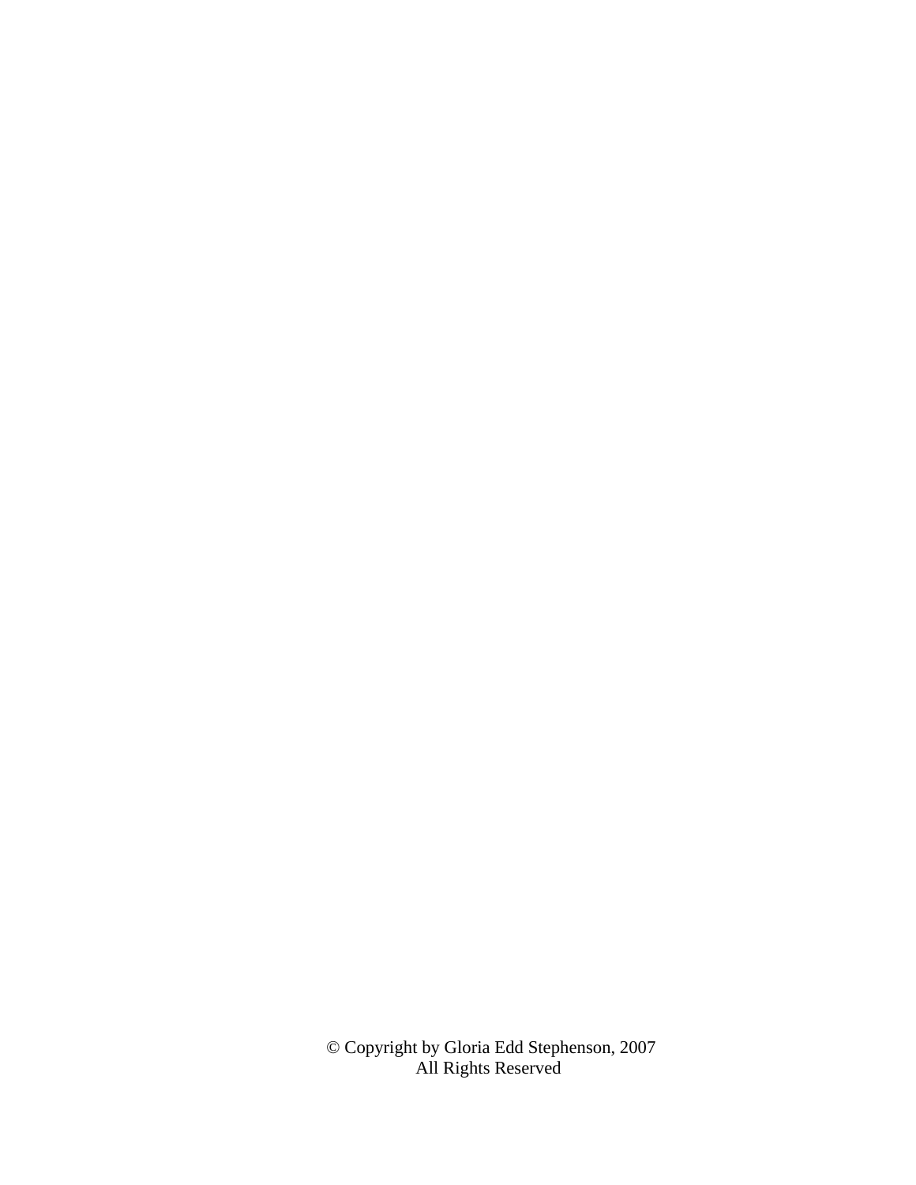© Copyright by Gloria Edd Stephenson, 2007
All Rights Reserved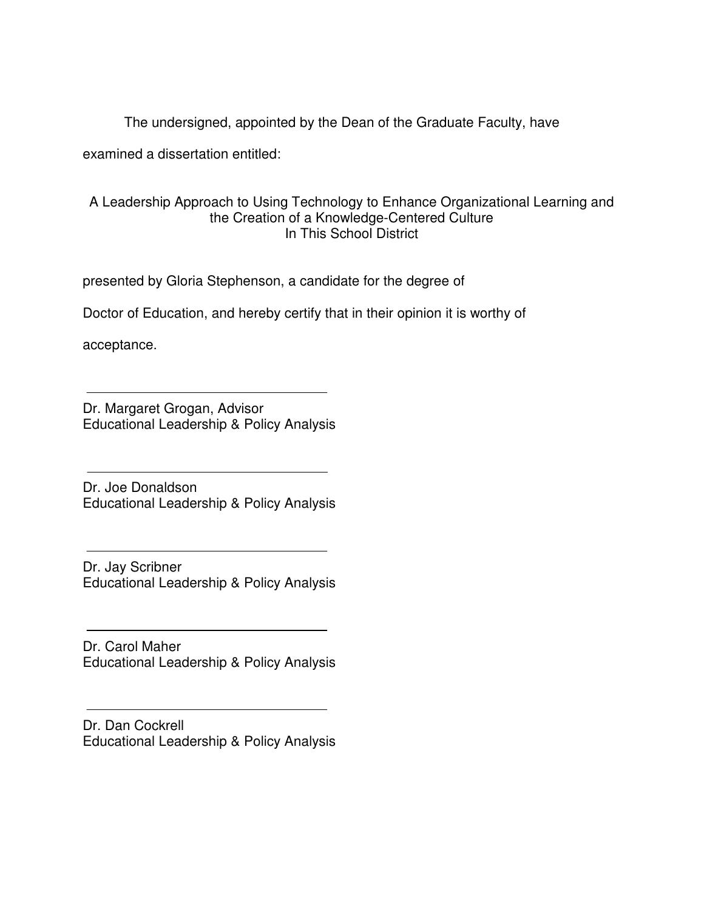The undersigned, appointed by the Dean of the Graduate Faculty, have examined a dissertation entitled:

A Leadership Approach to Using Technology to Enhance Organizational Learning and the Creation of a Knowledge-Centered Culture
In This School District

presented by Gloria Stephenson, a candidate for the degree of

Doctor of Education, and hereby certify that in their opinion it is worthy of acceptance.

\_\_\_\_\_\_\_\_\_\_\_\_\_\_\_\_\_\_\_\_\_\_\_\_\_\_\_\_\_\_\_\_

Dr. Margaret Grogan, Advisor
Educational Leadership & Policy Analysis

\_\_\_\_\_\_\_\_\_\_\_\_\_\_\_\_\_\_\_\_\_\_\_\_\_\_\_\_\_\_\_\_

Dr. Joe Donaldson
Educational Leadership & Policy Analysis

\_\_\_\_\_\_\_\_\_\_\_\_\_\_\_\_\_\_\_\_\_\_\_\_\_\_\_\_\_\_\_\_

Dr. Jay Scribner
Educational Leadership & Policy Analysis

\_\_\_\_\_\_\_\_\_\_\_\_\_\_\_\_\_\_\_\_\_\_\_\_\_\_\_\_\_\_\_\_

Dr. Carol Maher
Educational Leadership & Policy Analysis

\_\_\_\_\_\_\_\_\_\_\_\_\_\_\_\_\_\_\_\_\_\_\_\_\_\_\_\_\_\_\_\_

Dr. Dan Cockrell
Educational Leadership & Policy Analysis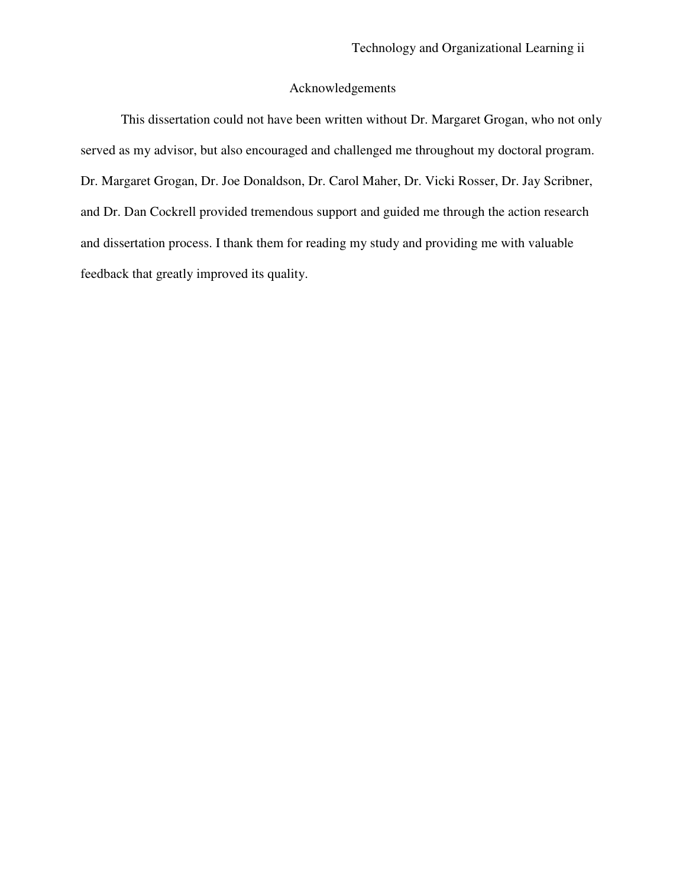# Acknowledgements

This dissertation could not have been written without Dr. Margaret Grogan, who not only served as my advisor, but also encouraged and challenged me throughout my doctoral program. Dr. Margaret Grogan, Dr. Joe Donaldson, Dr. Carol Maher, Dr. Vicki Rosser, Dr. Jay Scribner, and Dr. Dan Cockrell provided tremendous support and guided me through the action research and dissertation process. I thank them for reading my study and providing me with valuable feedback that greatly improved its quality.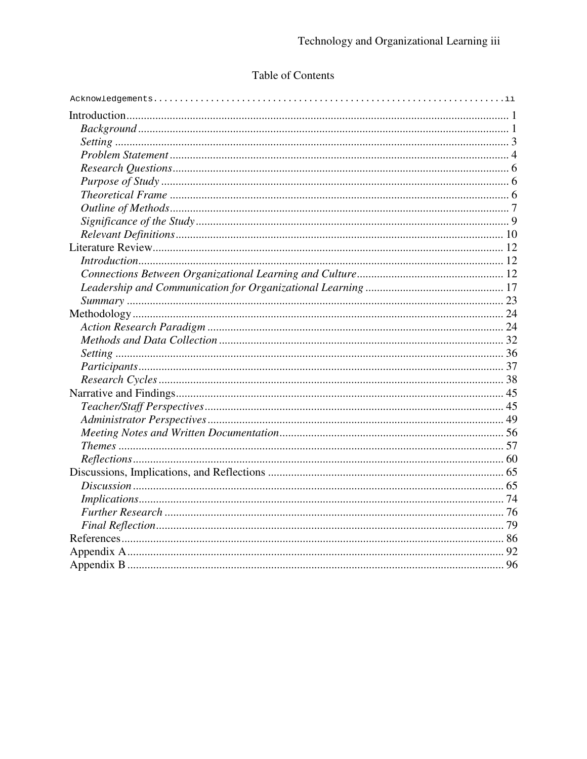# Table of Contents

Acknowledgements....................................................................ii

Introduction .................................................................................................................... 1
  *Background* ................................................................................................................ 1
  *Setting* ........................................................................................................................ 3
  *Problem Statement* ..................................................................................................... 4
  *Research Questions* .................................................................................................... 6
  *Purpose of Study* ........................................................................................................ 6
  *Theoretical Frame* ...................................................................................................... 6
  *Outline of Methods* ..................................................................................................... 7
  *Significance of the Study* ............................................................................................ 9
  *Relevant Definitions* ................................................................................................. 10
Literature Review .......................................................................................................... 12
  *Introduction* ............................................................................................................... 12
  *Connections Between Organizational Learning and Culture* .................................... 12
  *Leadership and Communication for Organizational Learning* .................................. 17
  *Summary* ................................................................................................................... 23
Methodology ................................................................................................................. 24
  *Action Research Paradigm* ....................................................................................... 24
  *Methods and Data Collection* ................................................................................... 32
  *Setting* ....................................................................................................................... 36
  *Participants* ............................................................................................................... 37
  *Research Cycles* ........................................................................................................ 38
Narrative and Findings .................................................................................................. 45
  *Teacher/Staff Perspectives* ........................................................................................ 45
  *Administrator Perspectives* ....................................................................................... 49
  *Meeting Notes and Written Documentation* .............................................................. 56
  *Themes* ..................................................................................................................... 57
  *Reflections* ................................................................................................................ 60
Discussions, Implications, and Reflections .................................................................. 65
  *Discussion* ................................................................................................................. 65
  *Implications* ............................................................................................................... 74
  *Further Research* ...................................................................................................... 76
  *Final Reflection* ......................................................................................................... 79
References ..................................................................................................................... 86
Appendix A ................................................................................................................... 92
Appendix B ................................................................................................................... 96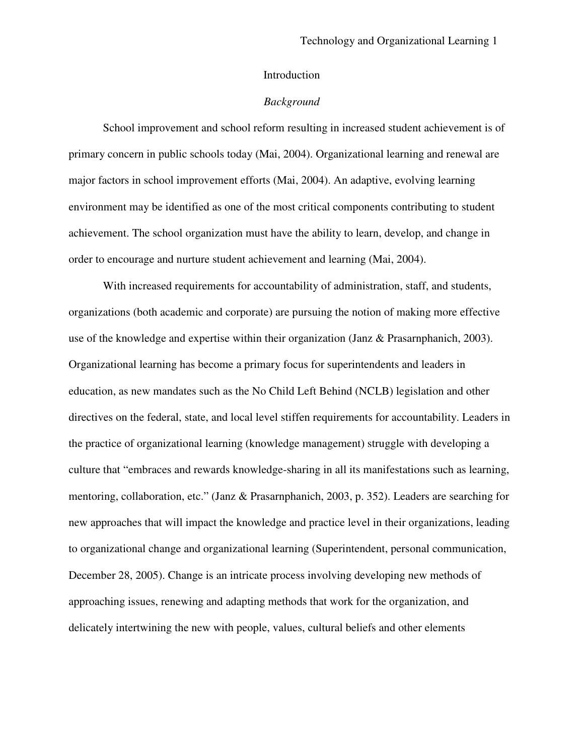# Introduction

## *Background*

School improvement and school reform resulting in increased student achievement is of primary concern in public schools today (Mai, 2004). Organizational learning and renewal are major factors in school improvement efforts (Mai, 2004). An adaptive, evolving learning environment may be identified as one of the most critical components contributing to student achievement. The school organization must have the ability to learn, develop, and change in order to encourage and nurture student achievement and learning (Mai, 2004).

With increased requirements for accountability of administration, staff, and students, organizations (both academic and corporate) are pursuing the notion of making more effective use of the knowledge and expertise within their organization (Janz & Prasarnphanich, 2003). Organizational learning has become a primary focus for superintendents and leaders in education, as new mandates such as the No Child Left Behind (NCLB) legislation and other directives on the federal, state, and local level stiffen requirements for accountability. Leaders in the practice of organizational learning (knowledge management) struggle with developing a culture that "embraces and rewards knowledge-sharing in all its manifestations such as learning, mentoring, collaboration, etc." (Janz & Prasarnphanich, 2003, p. 352). Leaders are searching for new approaches that will impact the knowledge and practice level in their organizations, leading to organizational change and organizational learning (Superintendent, personal communication, December 28, 2005). Change is an intricate process involving developing new methods of approaching issues, renewing and adapting methods that work for the organization, and delicately intertwining the new with people, values, cultural beliefs and other elements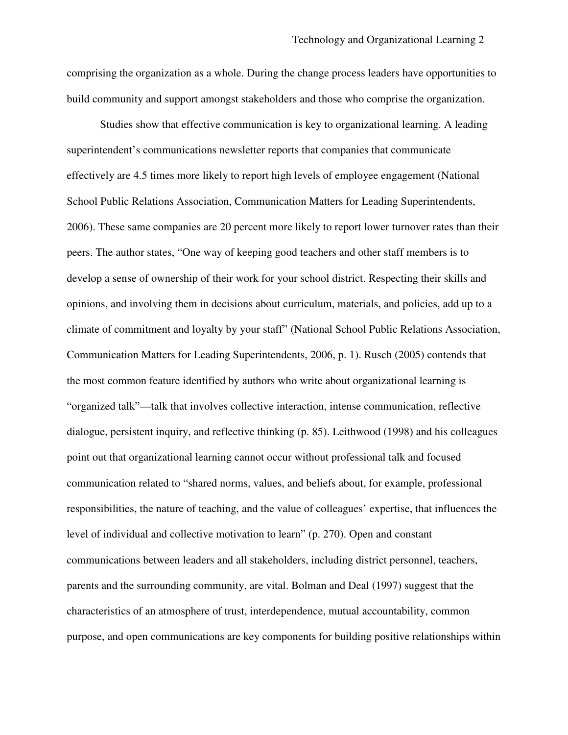comprising the organization as a whole. During the change process leaders have opportunities to build community and support amongst stakeholders and those who comprise the organization.

Studies show that effective communication is key to organizational learning. A leading superintendent's communications newsletter reports that companies that communicate effectively are 4.5 times more likely to report high levels of employee engagement (National School Public Relations Association, Communication Matters for Leading Superintendents, 2006). These same companies are 20 percent more likely to report lower turnover rates than their peers. The author states, "One way of keeping good teachers and other staff members is to develop a sense of ownership of their work for your school district. Respecting their skills and opinions, and involving them in decisions about curriculum, materials, and policies, add up to a climate of commitment and loyalty by your staff" (National School Public Relations Association, Communication Matters for Leading Superintendents, 2006, p. 1). Rusch (2005) contends that the most common feature identified by authors who write about organizational learning is "organized talk"—talk that involves collective interaction, intense communication, reflective dialogue, persistent inquiry, and reflective thinking (p. 85). Leithwood (1998) and his colleagues point out that organizational learning cannot occur without professional talk and focused communication related to "shared norms, values, and beliefs about, for example, professional responsibilities, the nature of teaching, and the value of colleagues' expertise, that influences the level of individual and collective motivation to learn" (p. 270). Open and constant communications between leaders and all stakeholders, including district personnel, teachers, parents and the surrounding community, are vital. Bolman and Deal (1997) suggest that the characteristics of an atmosphere of trust, interdependence, mutual accountability, common purpose, and open communications are key components for building positive relationships within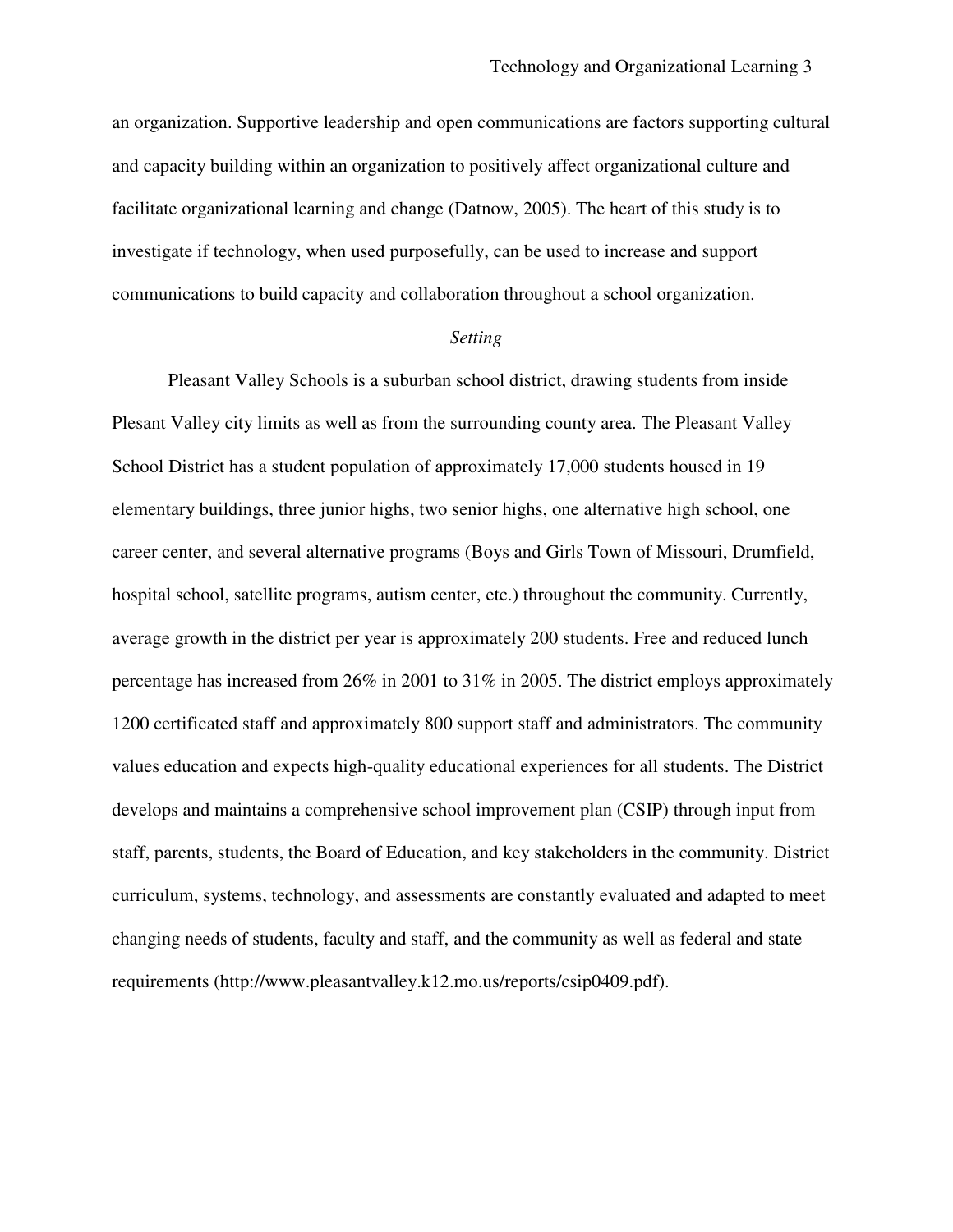an organization. Supportive leadership and open communications are factors supporting cultural and capacity building within an organization to positively affect organizational culture and facilitate organizational learning and change (Datnow, 2005). The heart of this study is to investigate if technology, when used purposefully, can be used to increase and support communications to build capacity and collaboration throughout a school organization.

### *Setting*

Pleasant Valley Schools is a suburban school district, drawing students from inside Plesant Valley city limits as well as from the surrounding county area. The Pleasant Valley School District has a student population of approximately 17,000 students housed in 19 elementary buildings, three junior highs, two senior highs, one alternative high school, one career center, and several alternative programs (Boys and Girls Town of Missouri, Drumfield, hospital school, satellite programs, autism center, etc.) throughout the community. Currently, average growth in the district per year is approximately 200 students. Free and reduced lunch percentage has increased from 26% in 2001 to 31% in 2005. The district employs approximately 1200 certificated staff and approximately 800 support staff and administrators. The community values education and expects high-quality educational experiences for all students. The District develops and maintains a comprehensive school improvement plan (CSIP) through input from staff, parents, students, the Board of Education, and key stakeholders in the community. District curriculum, systems, technology, and assessments are constantly evaluated and adapted to meet changing needs of students, faculty and staff, and the community as well as federal and state requirements (http://www.pleasantvalley.k12.mo.us/reports/csip0409.pdf).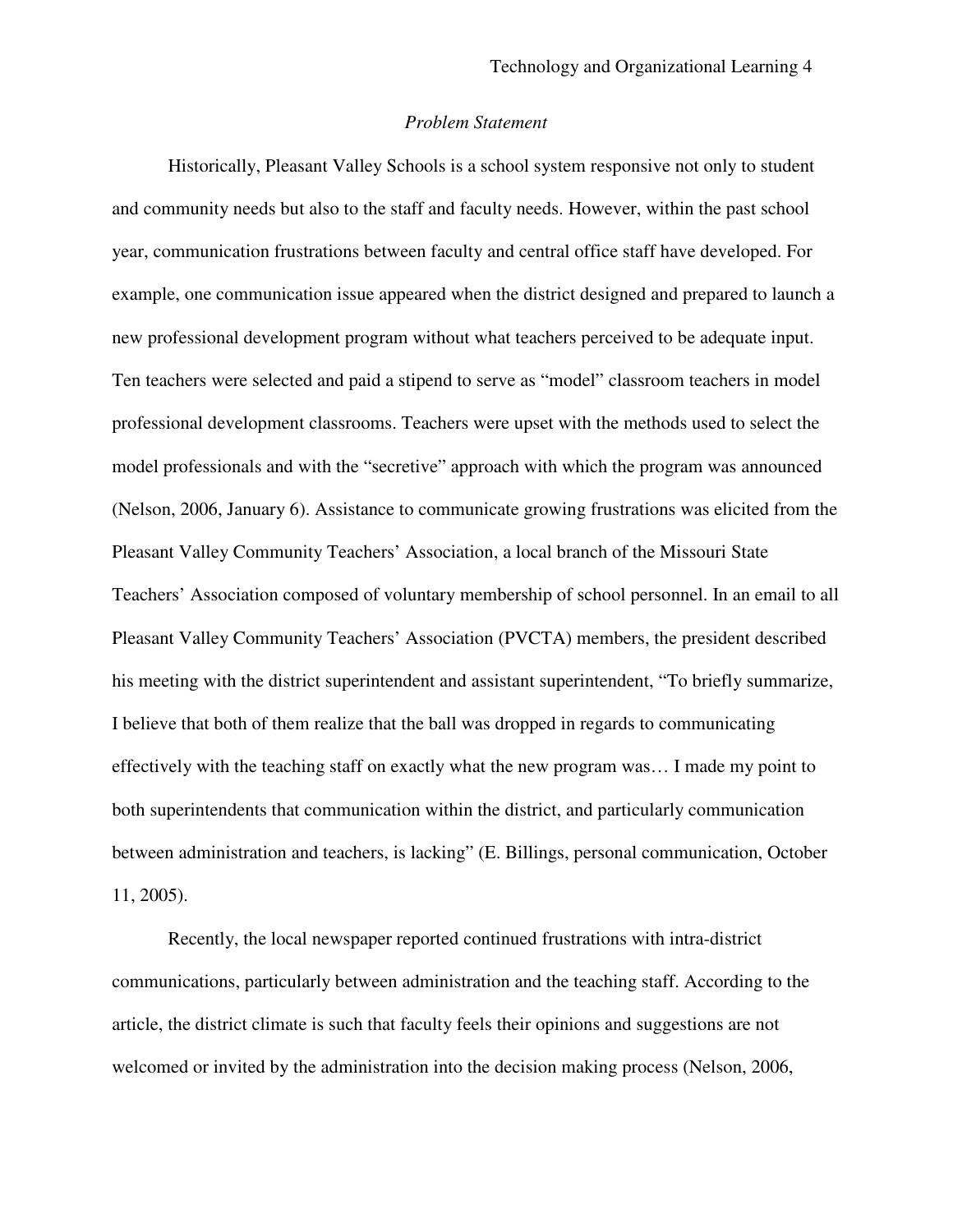*Problem Statement*

Historically, Pleasant Valley Schools is a school system responsive not only to student and community needs but also to the staff and faculty needs. However, within the past school year, communication frustrations between faculty and central office staff have developed. For example, one communication issue appeared when the district designed and prepared to launch a new professional development program without what teachers perceived to be adequate input. Ten teachers were selected and paid a stipend to serve as "model" classroom teachers in model professional development classrooms. Teachers were upset with the methods used to select the model professionals and with the "secretive" approach with which the program was announced (Nelson, 2006, January 6). Assistance to communicate growing frustrations was elicited from the Pleasant Valley Community Teachers' Association, a local branch of the Missouri State Teachers' Association composed of voluntary membership of school personnel. In an email to all Pleasant Valley Community Teachers' Association (PVCTA) members, the president described his meeting with the district superintendent and assistant superintendent, "To briefly summarize, I believe that both of them realize that the ball was dropped in regards to communicating effectively with the teaching staff on exactly what the new program was… I made my point to both superintendents that communication within the district, and particularly communication between administration and teachers, is lacking" (E. Billings, personal communication, October 11, 2005).

Recently, the local newspaper reported continued frustrations with intra-district communications, particularly between administration and the teaching staff. According to the article, the district climate is such that faculty feels their opinions and suggestions are not welcomed or invited by the administration into the decision making process (Nelson, 2006,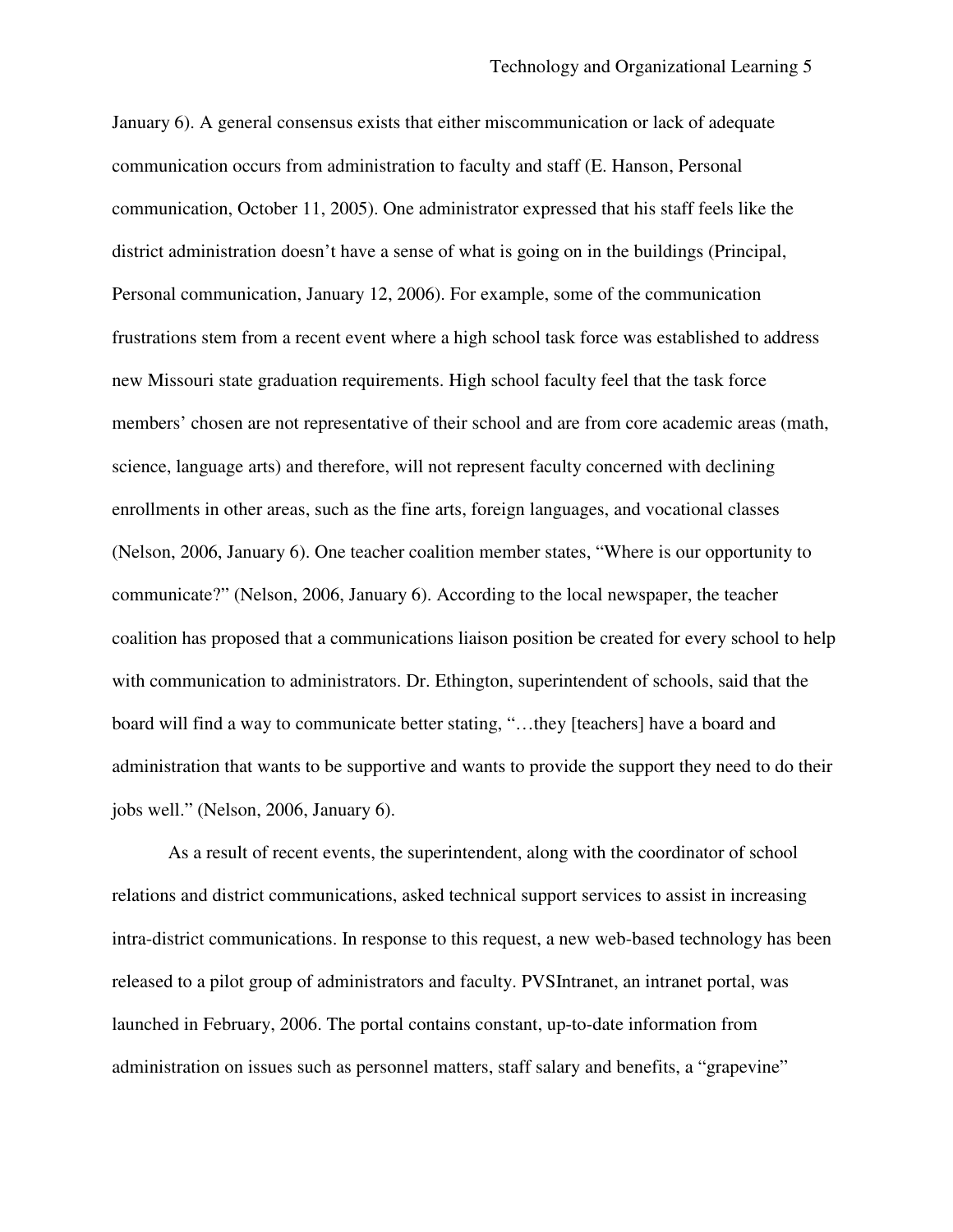January 6). A general consensus exists that either miscommunication or lack of adequate communication occurs from administration to faculty and staff (E. Hanson, Personal communication, October 11, 2005). One administrator expressed that his staff feels like the district administration doesn't have a sense of what is going on in the buildings (Principal, Personal communication, January 12, 2006). For example, some of the communication frustrations stem from a recent event where a high school task force was established to address new Missouri state graduation requirements. High school faculty feel that the task force members' chosen are not representative of their school and are from core academic areas (math, science, language arts) and therefore, will not represent faculty concerned with declining enrollments in other areas, such as the fine arts, foreign languages, and vocational classes (Nelson, 2006, January 6). One teacher coalition member states, "Where is our opportunity to communicate?" (Nelson, 2006, January 6). According to the local newspaper, the teacher coalition has proposed that a communications liaison position be created for every school to help with communication to administrators. Dr. Ethington, superintendent of schools, said that the board will find a way to communicate better stating, "…they [teachers] have a board and administration that wants to be supportive and wants to provide the support they need to do their jobs well." (Nelson, 2006, January 6).

As a result of recent events, the superintendent, along with the coordinator of school relations and district communications, asked technical support services to assist in increasing intra-district communications. In response to this request, a new web-based technology has been released to a pilot group of administrators and faculty. PVSIntranet, an intranet portal, was launched in February, 2006. The portal contains constant, up-to-date information from administration on issues such as personnel matters, staff salary and benefits, a "grapevine"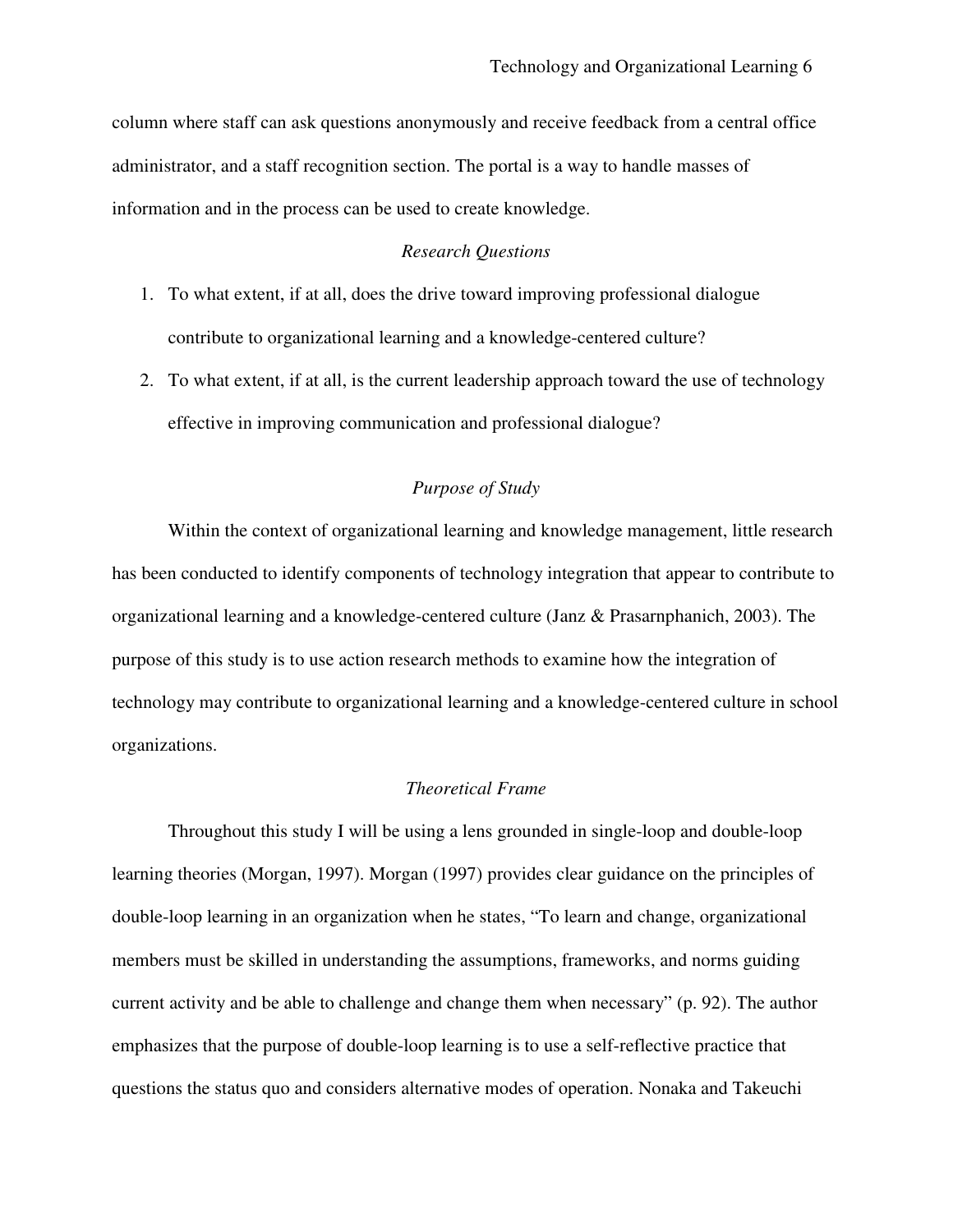column where staff can ask questions anonymously and receive feedback from a central office administrator, and a staff recognition section. The portal is a way to handle masses of information and in the process can be used to create knowledge.

### *Research Questions*

1. To what extent, if at all, does the drive toward improving professional dialogue contribute to organizational learning and a knowledge-centered culture?
2. To what extent, if at all, is the current leadership approach toward the use of technology effective in improving communication and professional dialogue?

### *Purpose of Study*

Within the context of organizational learning and knowledge management, little research has been conducted to identify components of technology integration that appear to contribute to organizational learning and a knowledge-centered culture (Janz & Prasarnphanich, 2003). The purpose of this study is to use action research methods to examine how the integration of technology may contribute to organizational learning and a knowledge-centered culture in school organizations.

### *Theoretical Frame*

Throughout this study I will be using a lens grounded in single-loop and double-loop learning theories (Morgan, 1997). Morgan (1997) provides clear guidance on the principles of double-loop learning in an organization when he states, "To learn and change, organizational members must be skilled in understanding the assumptions, frameworks, and norms guiding current activity and be able to challenge and change them when necessary" (p. 92). The author emphasizes that the purpose of double-loop learning is to use a self-reflective practice that questions the status quo and considers alternative modes of operation. Nonaka and Takeuchi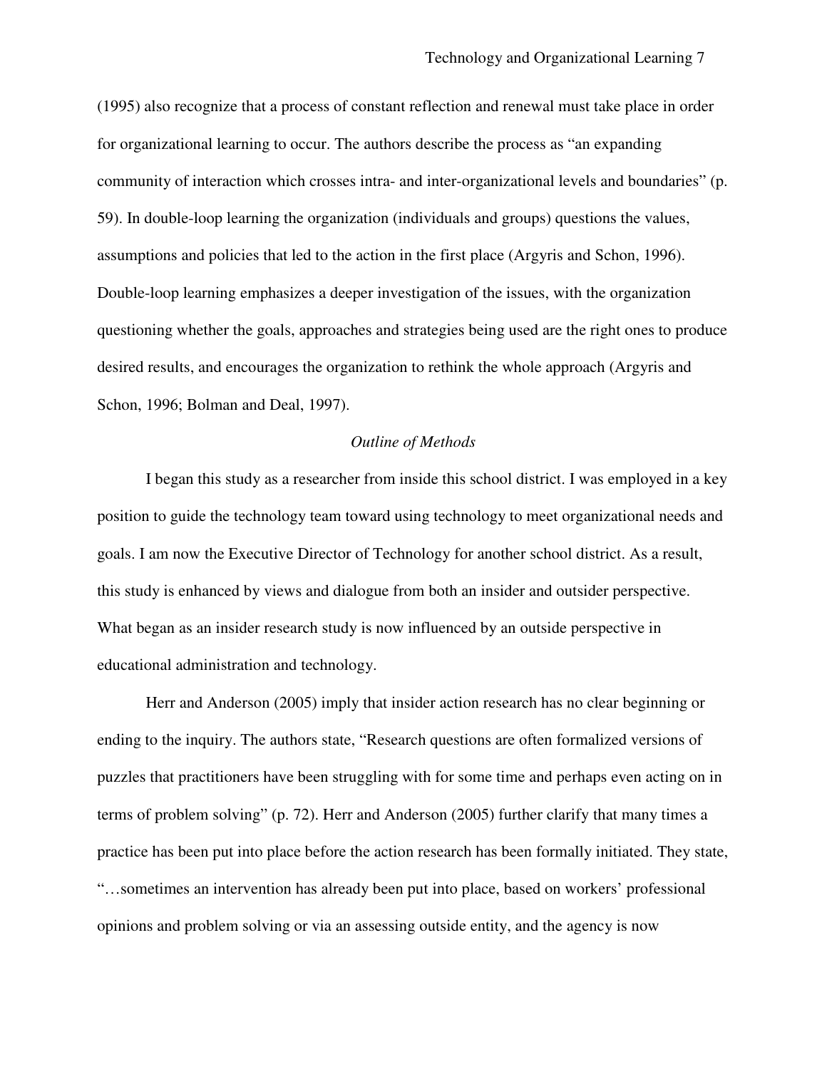(1995) also recognize that a process of constant reflection and renewal must take place in order for organizational learning to occur. The authors describe the process as "an expanding community of interaction which crosses intra- and inter-organizational levels and boundaries" (p. 59). In double-loop learning the organization (individuals and groups) questions the values, assumptions and policies that led to the action in the first place (Argyris and Schon, 1996). Double-loop learning emphasizes a deeper investigation of the issues, with the organization questioning whether the goals, approaches and strategies being used are the right ones to produce desired results, and encourages the organization to rethink the whole approach (Argyris and Schon, 1996; Bolman and Deal, 1997).

## *Outline of Methods*

I began this study as a researcher from inside this school district. I was employed in a key position to guide the technology team toward using technology to meet organizational needs and goals. I am now the Executive Director of Technology for another school district. As a result, this study is enhanced by views and dialogue from both an insider and outsider perspective. What began as an insider research study is now influenced by an outside perspective in educational administration and technology.

Herr and Anderson (2005) imply that insider action research has no clear beginning or ending to the inquiry. The authors state, "Research questions are often formalized versions of puzzles that practitioners have been struggling with for some time and perhaps even acting on in terms of problem solving" (p. 72). Herr and Anderson (2005) further clarify that many times a practice has been put into place before the action research has been formally initiated. They state, "…sometimes an intervention has already been put into place, based on workers' professional opinions and problem solving or via an assessing outside entity, and the agency is now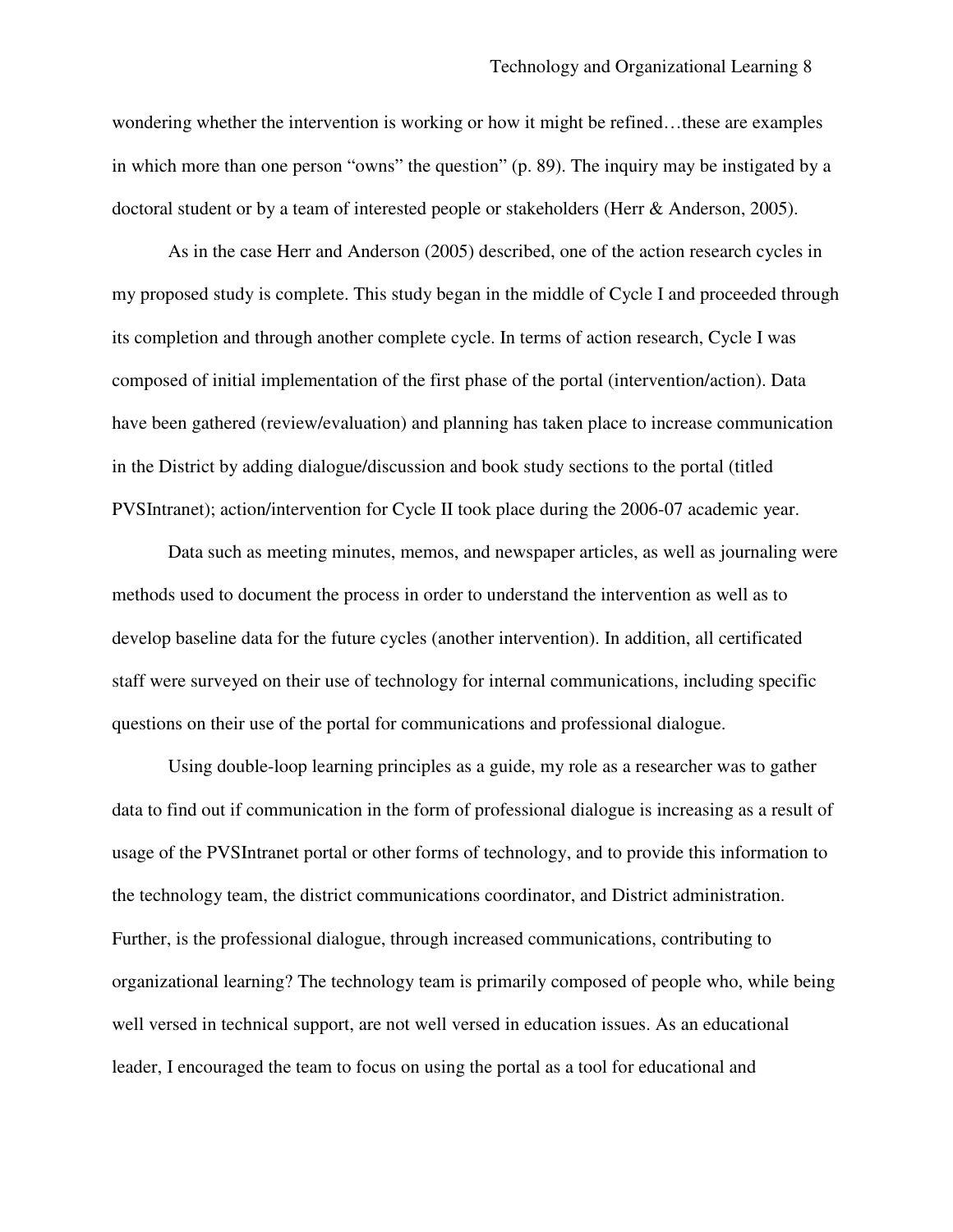wondering whether the intervention is working or how it might be refined…these are examples in which more than one person "owns" the question" (p. 89). The inquiry may be instigated by a doctoral student or by a team of interested people or stakeholders (Herr & Anderson, 2005).

As in the case Herr and Anderson (2005) described, one of the action research cycles in my proposed study is complete. This study began in the middle of Cycle I and proceeded through its completion and through another complete cycle. In terms of action research, Cycle I was composed of initial implementation of the first phase of the portal (intervention/action). Data have been gathered (review/evaluation) and planning has taken place to increase communication in the District by adding dialogue/discussion and book study sections to the portal (titled PVSIntranet); action/intervention for Cycle II took place during the 2006-07 academic year.

Data such as meeting minutes, memos, and newspaper articles, as well as journaling were methods used to document the process in order to understand the intervention as well as to develop baseline data for the future cycles (another intervention). In addition, all certificated staff were surveyed on their use of technology for internal communications, including specific questions on their use of the portal for communications and professional dialogue.

Using double-loop learning principles as a guide, my role as a researcher was to gather data to find out if communication in the form of professional dialogue is increasing as a result of usage of the PVSIntranet portal or other forms of technology, and to provide this information to the technology team, the district communications coordinator, and District administration. Further, is the professional dialogue, through increased communications, contributing to organizational learning? The technology team is primarily composed of people who, while being well versed in technical support, are not well versed in education issues. As an educational leader, I encouraged the team to focus on using the portal as a tool for educational and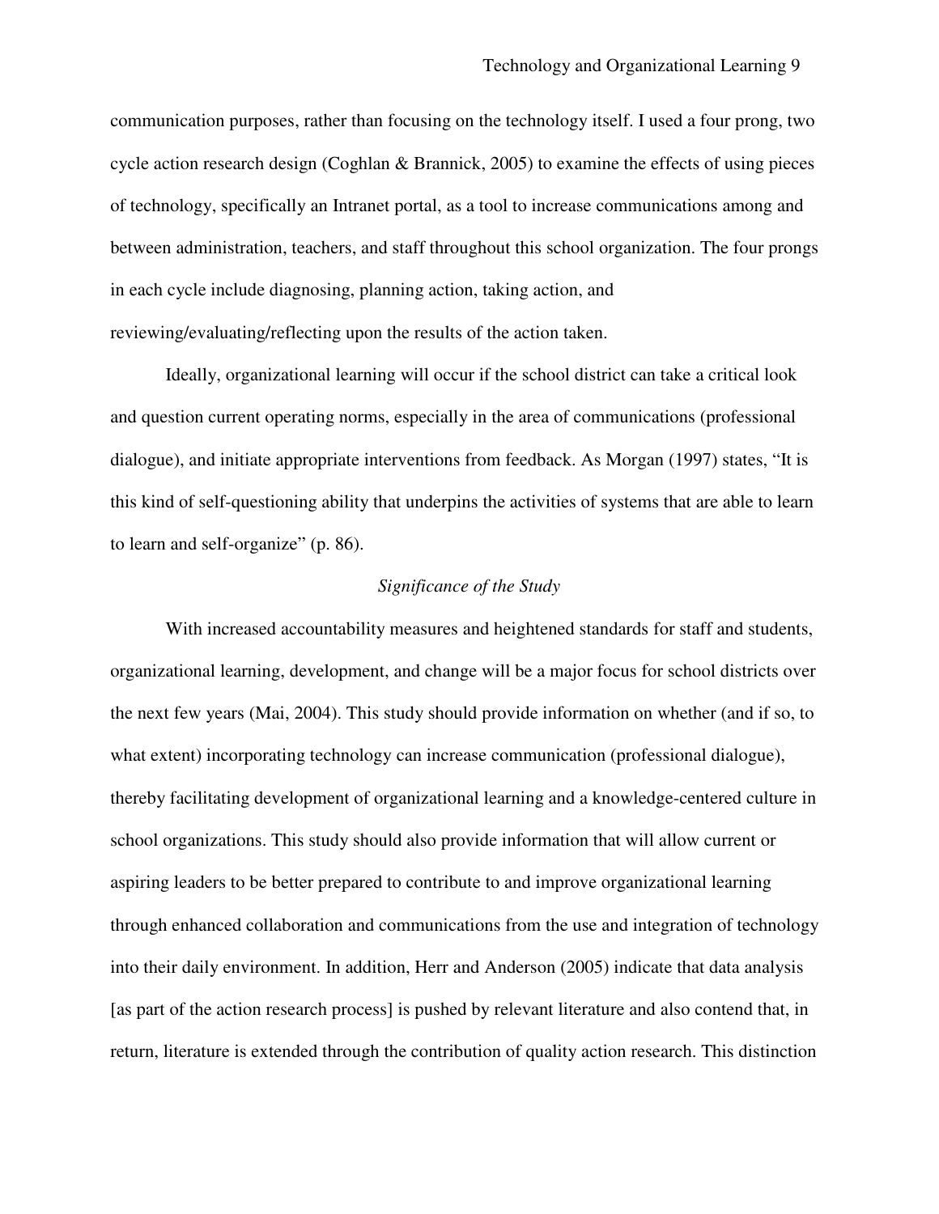communication purposes, rather than focusing on the technology itself. I used a four prong, two cycle action research design (Coghlan & Brannick, 2005) to examine the effects of using pieces of technology, specifically an Intranet portal, as a tool to increase communications among and between administration, teachers, and staff throughout this school organization. The four prongs in each cycle include diagnosing, planning action, taking action, and reviewing/evaluating/reflecting upon the results of the action taken.

Ideally, organizational learning will occur if the school district can take a critical look and question current operating norms, especially in the area of communications (professional dialogue), and initiate appropriate interventions from feedback. As Morgan (1997) states, "It is this kind of self-questioning ability that underpins the activities of systems that are able to learn to learn and self-organize" (p. 86).

### *Significance of the Study*

With increased accountability measures and heightened standards for staff and students, organizational learning, development, and change will be a major focus for school districts over the next few years (Mai, 2004). This study should provide information on whether (and if so, to what extent) incorporating technology can increase communication (professional dialogue), thereby facilitating development of organizational learning and a knowledge-centered culture in school organizations. This study should also provide information that will allow current or aspiring leaders to be better prepared to contribute to and improve organizational learning through enhanced collaboration and communications from the use and integration of technology into their daily environment. In addition, Herr and Anderson (2005) indicate that data analysis [as part of the action research process] is pushed by relevant literature and also contend that, in return, literature is extended through the contribution of quality action research. This distinction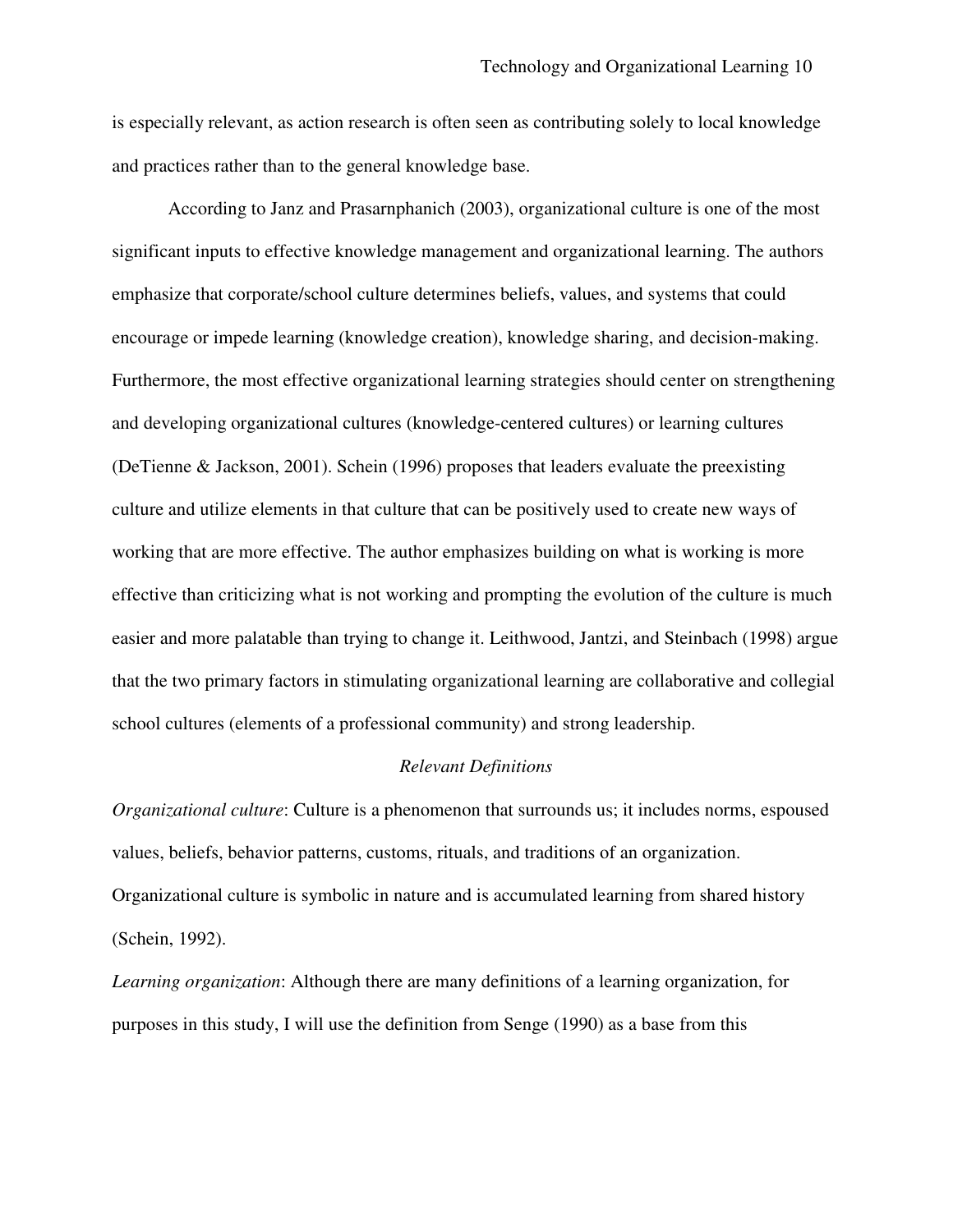is especially relevant, as action research is often seen as contributing solely to local knowledge and practices rather than to the general knowledge base.

According to Janz and Prasarnphanich (2003), organizational culture is one of the most significant inputs to effective knowledge management and organizational learning. The authors emphasize that corporate/school culture determines beliefs, values, and systems that could encourage or impede learning (knowledge creation), knowledge sharing, and decision-making. Furthermore, the most effective organizational learning strategies should center on strengthening and developing organizational cultures (knowledge-centered cultures) or learning cultures (DeTienne & Jackson, 2001). Schein (1996) proposes that leaders evaluate the preexisting culture and utilize elements in that culture that can be positively used to create new ways of working that are more effective. The author emphasizes building on what is working is more effective than criticizing what is not working and prompting the evolution of the culture is much easier and more palatable than trying to change it. Leithwood, Jantzi, and Steinbach (1998) argue that the two primary factors in stimulating organizational learning are collaborative and collegial school cultures (elements of a professional community) and strong leadership.

### *Relevant Definitions*

*Organizational culture*: Culture is a phenomenon that surrounds us; it includes norms, espoused values, beliefs, behavior patterns, customs, rituals, and traditions of an organization. Organizational culture is symbolic in nature and is accumulated learning from shared history (Schein, 1992).

*Learning organization*: Although there are many definitions of a learning organization, for purposes in this study, I will use the definition from Senge (1990) as a base from this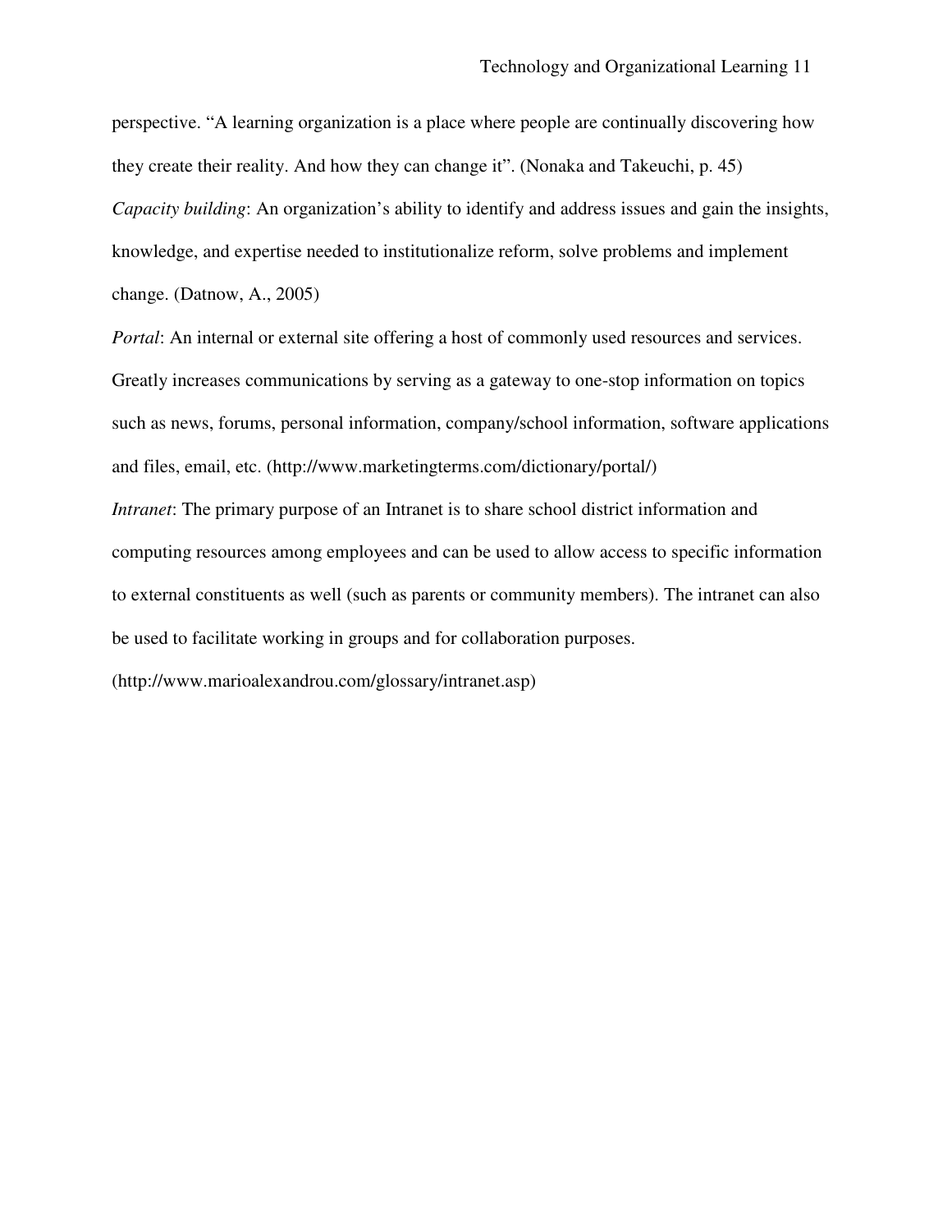perspective. "A learning organization is a place where people are continually discovering how they create their reality. And how they can change it". (Nonaka and Takeuchi, p. 45)

*Capacity building*: An organization's ability to identify and address issues and gain the insights, knowledge, and expertise needed to institutionalize reform, solve problems and implement change. (Datnow, A., 2005)

*Portal*: An internal or external site offering a host of commonly used resources and services. Greatly increases communications by serving as a gateway to one-stop information on topics such as news, forums, personal information, company/school information, software applications and files, email, etc. (http://www.marketingterms.com/dictionary/portal/)

*Intranet*: The primary purpose of an Intranet is to share school district information and computing resources among employees and can be used to allow access to specific information to external constituents as well (such as parents or community members). The intranet can also be used to facilitate working in groups and for collaboration purposes. (http://www.marioalexandrou.com/glossary/intranet.asp)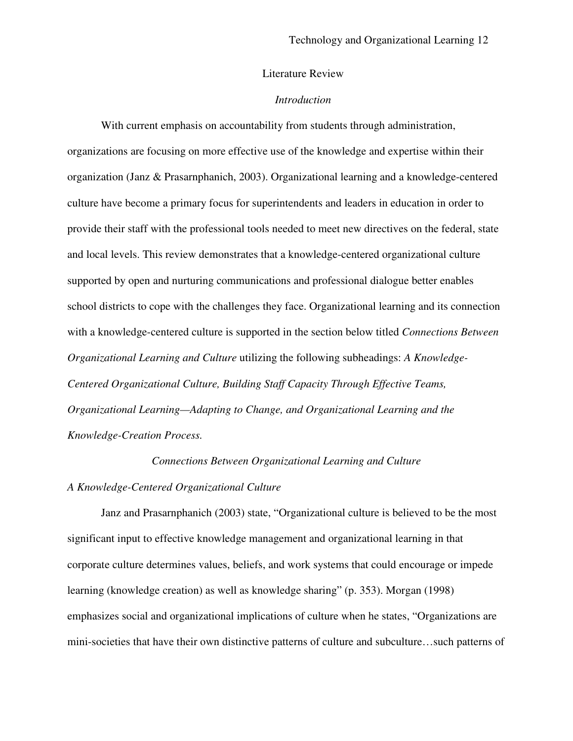# Literature Review

## *Introduction*

With current emphasis on accountability from students through administration, organizations are focusing on more effective use of the knowledge and expertise within their organization (Janz & Prasarnphanich, 2003). Organizational learning and a knowledge-centered culture have become a primary focus for superintendents and leaders in education in order to provide their staff with the professional tools needed to meet new directives on the federal, state and local levels. This review demonstrates that a knowledge-centered organizational culture supported by open and nurturing communications and professional dialogue better enables school districts to cope with the challenges they face. Organizational learning and its connection with a knowledge-centered culture is supported in the section below titled *Connections Between Organizational Learning and Culture* utilizing the following subheadings: *A Knowledge-Centered Organizational Culture, Building Staff Capacity Through Effective Teams, Organizational Learning—Adapting to Change, and Organizational Learning and the Knowledge-Creation Process.*

## *Connections Between Organizational Learning and Culture*

### *A Knowledge-Centered Organizational Culture*

Janz and Prasarnphanich (2003) state, "Organizational culture is believed to be the most significant input to effective knowledge management and organizational learning in that corporate culture determines values, beliefs, and work systems that could encourage or impede learning (knowledge creation) as well as knowledge sharing" (p. 353). Morgan (1998) emphasizes social and organizational implications of culture when he states, "Organizations are mini-societies that have their own distinctive patterns of culture and subculture…such patterns of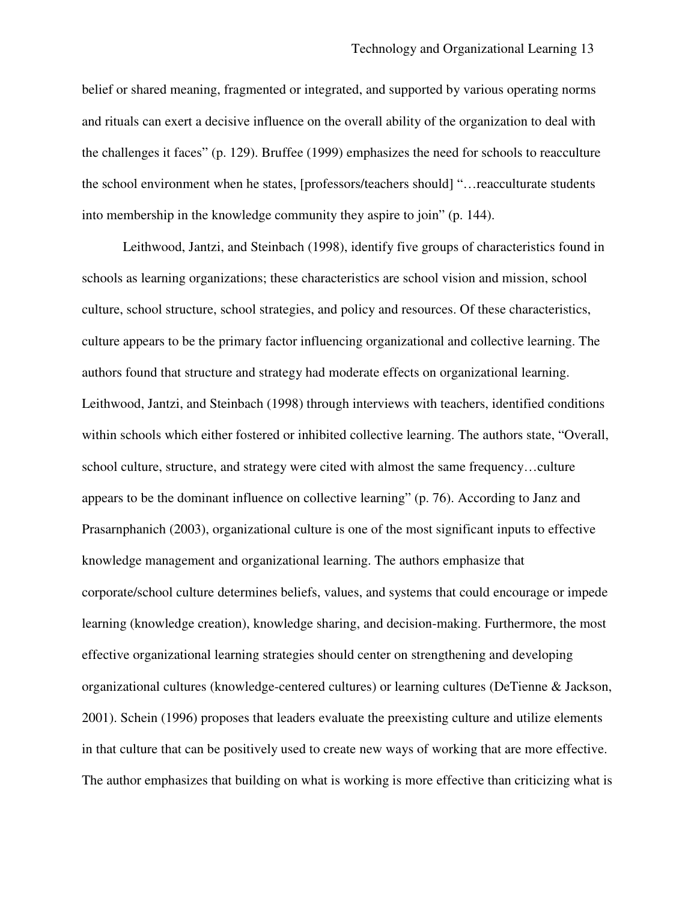belief or shared meaning, fragmented or integrated, and supported by various operating norms and rituals can exert a decisive influence on the overall ability of the organization to deal with the challenges it faces" (p. 129). Bruffee (1999) emphasizes the need for schools to reacculture the school environment when he states, [professors/teachers should] "…reacculturate students into membership in the knowledge community they aspire to join" (p. 144).

Leithwood, Jantzi, and Steinbach (1998), identify five groups of characteristics found in schools as learning organizations; these characteristics are school vision and mission, school culture, school structure, school strategies, and policy and resources. Of these characteristics, culture appears to be the primary factor influencing organizational and collective learning. The authors found that structure and strategy had moderate effects on organizational learning. Leithwood, Jantzi, and Steinbach (1998) through interviews with teachers, identified conditions within schools which either fostered or inhibited collective learning. The authors state, "Overall, school culture, structure, and strategy were cited with almost the same frequency…culture appears to be the dominant influence on collective learning" (p. 76). According to Janz and Prasarnphanich (2003), organizational culture is one of the most significant inputs to effective knowledge management and organizational learning. The authors emphasize that corporate/school culture determines beliefs, values, and systems that could encourage or impede learning (knowledge creation), knowledge sharing, and decision-making. Furthermore, the most effective organizational learning strategies should center on strengthening and developing organizational cultures (knowledge-centered cultures) or learning cultures (DeTienne & Jackson, 2001). Schein (1996) proposes that leaders evaluate the preexisting culture and utilize elements in that culture that can be positively used to create new ways of working that are more effective. The author emphasizes that building on what is working is more effective than criticizing what is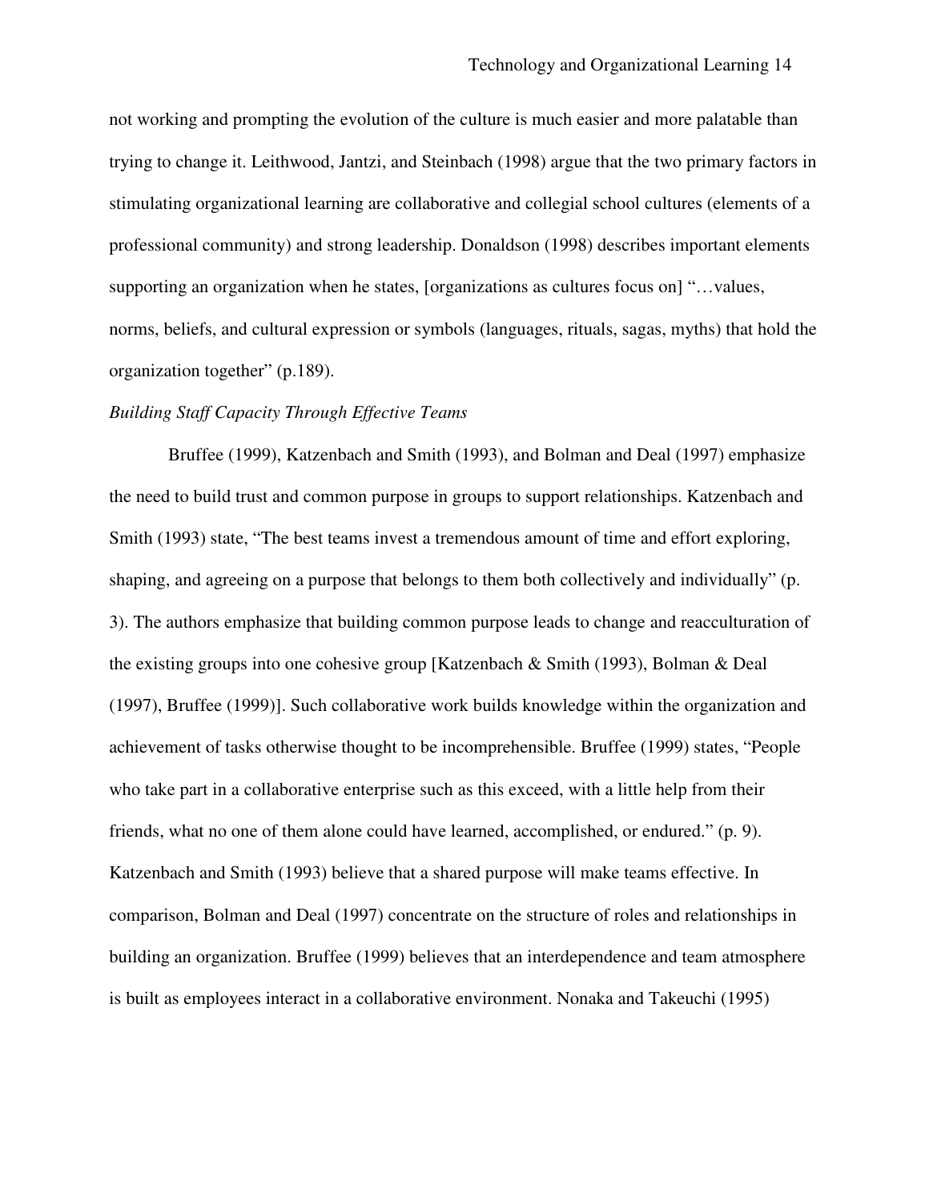not working and prompting the evolution of the culture is much easier and more palatable than trying to change it. Leithwood, Jantzi, and Steinbach (1998) argue that the two primary factors in stimulating organizational learning are collaborative and collegial school cultures (elements of a professional community) and strong leadership. Donaldson (1998) describes important elements supporting an organization when he states, [organizations as cultures focus on] "…values, norms, beliefs, and cultural expression or symbols (languages, rituals, sagas, myths) that hold the organization together" (p.189).

*Building Staff Capacity Through Effective Teams*

Bruffee (1999), Katzenbach and Smith (1993), and Bolman and Deal (1997) emphasize the need to build trust and common purpose in groups to support relationships. Katzenbach and Smith (1993) state, "The best teams invest a tremendous amount of time and effort exploring, shaping, and agreeing on a purpose that belongs to them both collectively and individually" (p. 3). The authors emphasize that building common purpose leads to change and reacculturation of the existing groups into one cohesive group [Katzenbach & Smith (1993), Bolman & Deal (1997), Bruffee (1999)]. Such collaborative work builds knowledge within the organization and achievement of tasks otherwise thought to be incomprehensible. Bruffee (1999) states, "People who take part in a collaborative enterprise such as this exceed, with a little help from their friends, what no one of them alone could have learned, accomplished, or endured." (p. 9). Katzenbach and Smith (1993) believe that a shared purpose will make teams effective. In comparison, Bolman and Deal (1997) concentrate on the structure of roles and relationships in building an organization. Bruffee (1999) believes that an interdependence and team atmosphere is built as employees interact in a collaborative environment. Nonaka and Takeuchi (1995)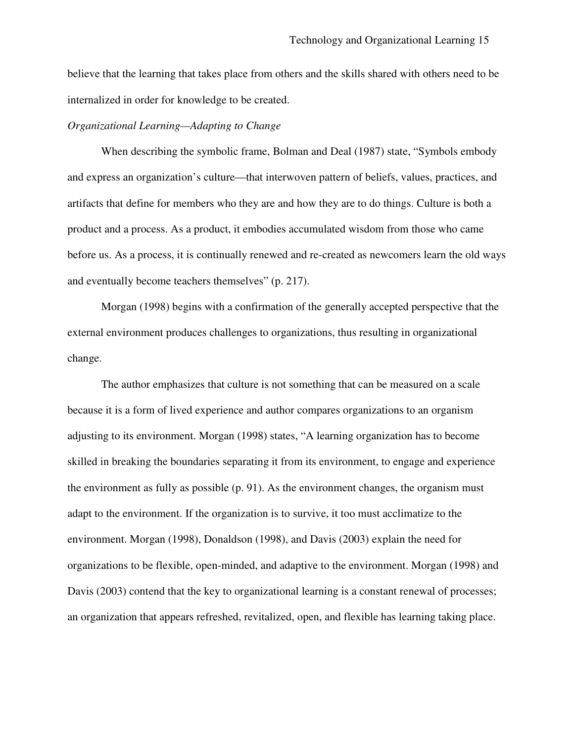believe that the learning that takes place from others and the skills shared with others need to be internalized in order for knowledge to be created.

*Organizational Learning—Adapting to Change*

When describing the symbolic frame, Bolman and Deal (1987) state, "Symbols embody and express an organization's culture—that interwoven pattern of beliefs, values, practices, and artifacts that define for members who they are and how they are to do things. Culture is both a product and a process. As a product, it embodies accumulated wisdom from those who came before us. As a process, it is continually renewed and re-created as newcomers learn the old ways and eventually become teachers themselves" (p. 217).

Morgan (1998) begins with a confirmation of the generally accepted perspective that the external environment produces challenges to organizations, thus resulting in organizational change.

The author emphasizes that culture is not something that can be measured on a scale because it is a form of lived experience and author compares organizations to an organism adjusting to its environment. Morgan (1998) states, "A learning organization has to become skilled in breaking the boundaries separating it from its environment, to engage and experience the environment as fully as possible (p. 91). As the environment changes, the organism must adapt to the environment. If the organization is to survive, it too must acclimatize to the environment. Morgan (1998), Donaldson (1998), and Davis (2003) explain the need for organizations to be flexible, open-minded, and adaptive to the environment. Morgan (1998) and Davis (2003) contend that the key to organizational learning is a constant renewal of processes; an organization that appears refreshed, revitalized, open, and flexible has learning taking place.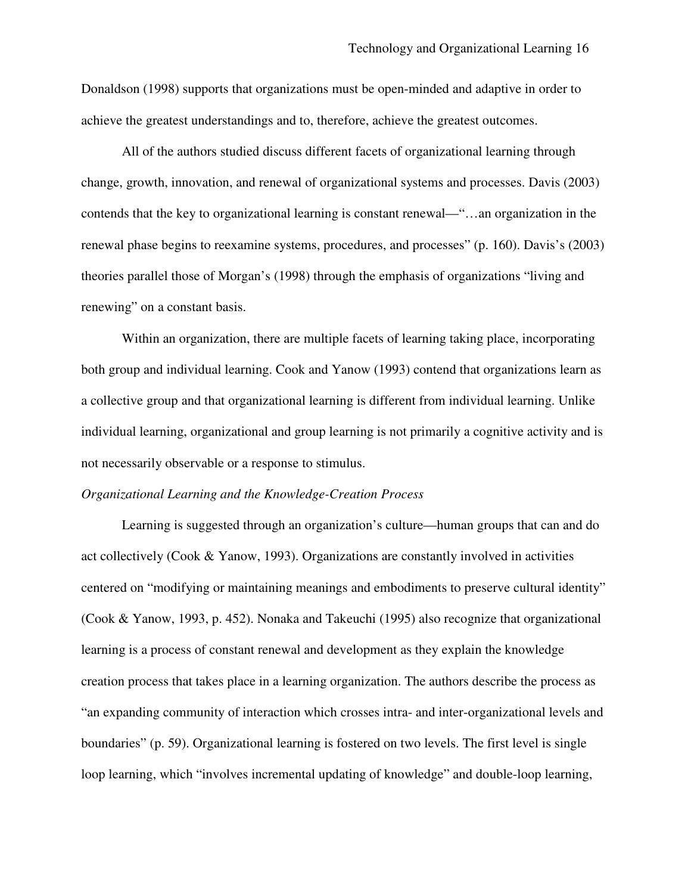Donaldson (1998) supports that organizations must be open-minded and adaptive in order to achieve the greatest understandings and to, therefore, achieve the greatest outcomes.

All of the authors studied discuss different facets of organizational learning through change, growth, innovation, and renewal of organizational systems and processes. Davis (2003) contends that the key to organizational learning is constant renewal—"…an organization in the renewal phase begins to reexamine systems, procedures, and processes" (p. 160). Davis's (2003) theories parallel those of Morgan's (1998) through the emphasis of organizations "living and renewing" on a constant basis.

Within an organization, there are multiple facets of learning taking place, incorporating both group and individual learning. Cook and Yanow (1993) contend that organizations learn as a collective group and that organizational learning is different from individual learning. Unlike individual learning, organizational and group learning is not primarily a cognitive activity and is not necessarily observable or a response to stimulus.

*Organizational Learning and the Knowledge-Creation Process*

Learning is suggested through an organization's culture—human groups that can and do act collectively (Cook & Yanow, 1993). Organizations are constantly involved in activities centered on "modifying or maintaining meanings and embodiments to preserve cultural identity" (Cook & Yanow, 1993, p. 452). Nonaka and Takeuchi (1995) also recognize that organizational learning is a process of constant renewal and development as they explain the knowledge creation process that takes place in a learning organization. The authors describe the process as "an expanding community of interaction which crosses intra- and inter-organizational levels and boundaries" (p. 59). Organizational learning is fostered on two levels. The first level is single loop learning, which "involves incremental updating of knowledge" and double-loop learning,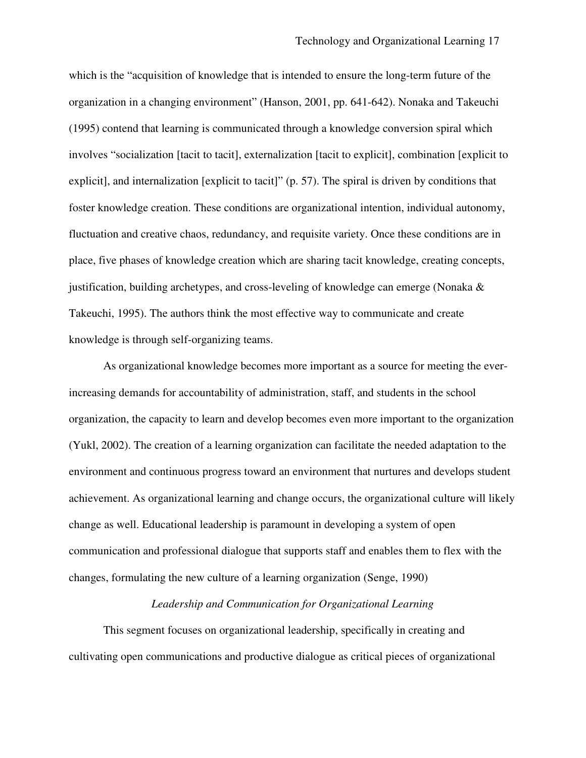which is the "acquisition of knowledge that is intended to ensure the long-term future of the organization in a changing environment" (Hanson, 2001, pp. 641-642). Nonaka and Takeuchi (1995) contend that learning is communicated through a knowledge conversion spiral which involves "socialization [tacit to tacit], externalization [tacit to explicit], combination [explicit to explicit], and internalization [explicit to tacit]" (p. 57). The spiral is driven by conditions that foster knowledge creation. These conditions are organizational intention, individual autonomy, fluctuation and creative chaos, redundancy, and requisite variety. Once these conditions are in place, five phases of knowledge creation which are sharing tacit knowledge, creating concepts, justification, building archetypes, and cross-leveling of knowledge can emerge (Nonaka & Takeuchi, 1995). The authors think the most effective way to communicate and create knowledge is through self-organizing teams.

As organizational knowledge becomes more important as a source for meeting the ever-increasing demands for accountability of administration, staff, and students in the school organization, the capacity to learn and develop becomes even more important to the organization (Yukl, 2002). The creation of a learning organization can facilitate the needed adaptation to the environment and continuous progress toward an environment that nurtures and develops student achievement. As organizational learning and change occurs, the organizational culture will likely change as well. Educational leadership is paramount in developing a system of open communication and professional dialogue that supports staff and enables them to flex with the changes, formulating the new culture of a learning organization (Senge, 1990)

### *Leadership and Communication for Organizational Learning*

This segment focuses on organizational leadership, specifically in creating and cultivating open communications and productive dialogue as critical pieces of organizational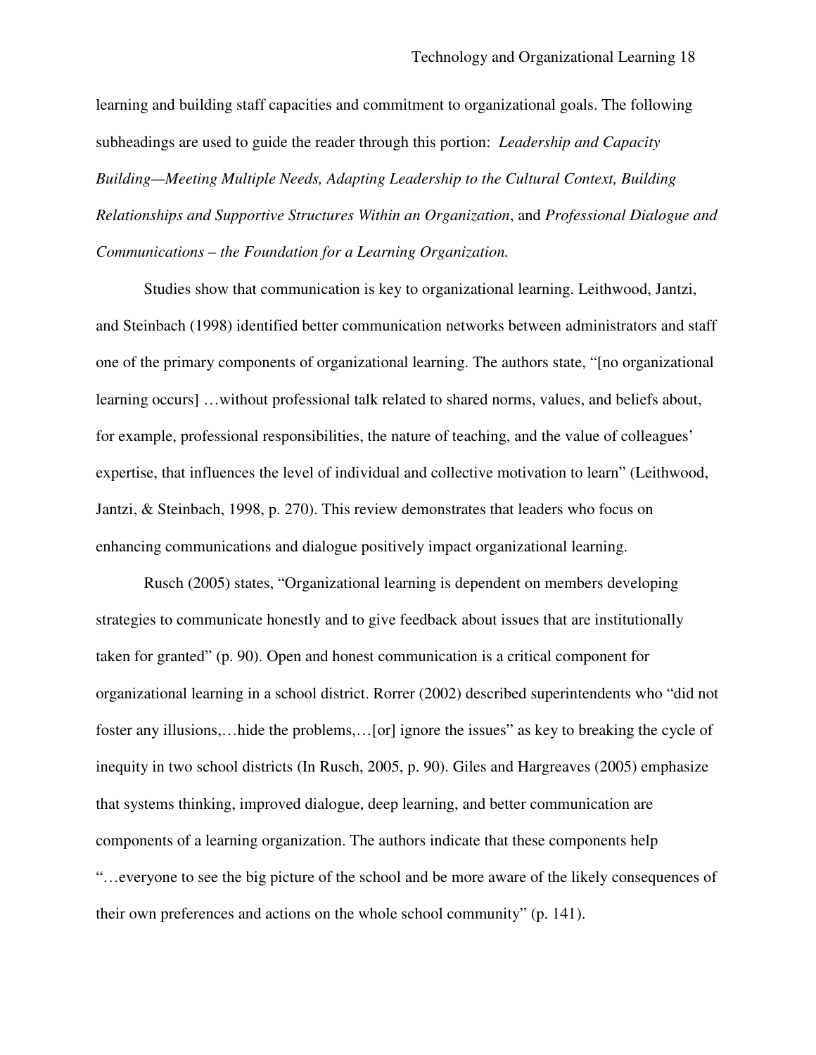learning and building staff capacities and commitment to organizational goals. The following subheadings are used to guide the reader through this portion: *Leadership and Capacity Building—Meeting Multiple Needs, Adapting Leadership to the Cultural Context, Building Relationships and Supportive Structures Within an Organization*, and *Professional Dialogue and Communications – the Foundation for a Learning Organization.*

Studies show that communication is key to organizational learning. Leithwood, Jantzi, and Steinbach (1998) identified better communication networks between administrators and staff one of the primary components of organizational learning. The authors state, "[no organizational learning occurs] …without professional talk related to shared norms, values, and beliefs about, for example, professional responsibilities, the nature of teaching, and the value of colleagues' expertise, that influences the level of individual and collective motivation to learn" (Leithwood, Jantzi, & Steinbach, 1998, p. 270). This review demonstrates that leaders who focus on enhancing communications and dialogue positively impact organizational learning.

Rusch (2005) states, "Organizational learning is dependent on members developing strategies to communicate honestly and to give feedback about issues that are institutionally taken for granted" (p. 90). Open and honest communication is a critical component for organizational learning in a school district. Rorrer (2002) described superintendents who "did not foster any illusions,…hide the problems,…[or] ignore the issues" as key to breaking the cycle of inequity in two school districts (In Rusch, 2005, p. 90). Giles and Hargreaves (2005) emphasize that systems thinking, improved dialogue, deep learning, and better communication are components of a learning organization. The authors indicate that these components help "…everyone to see the big picture of the school and be more aware of the likely consequences of their own preferences and actions on the whole school community" (p. 141).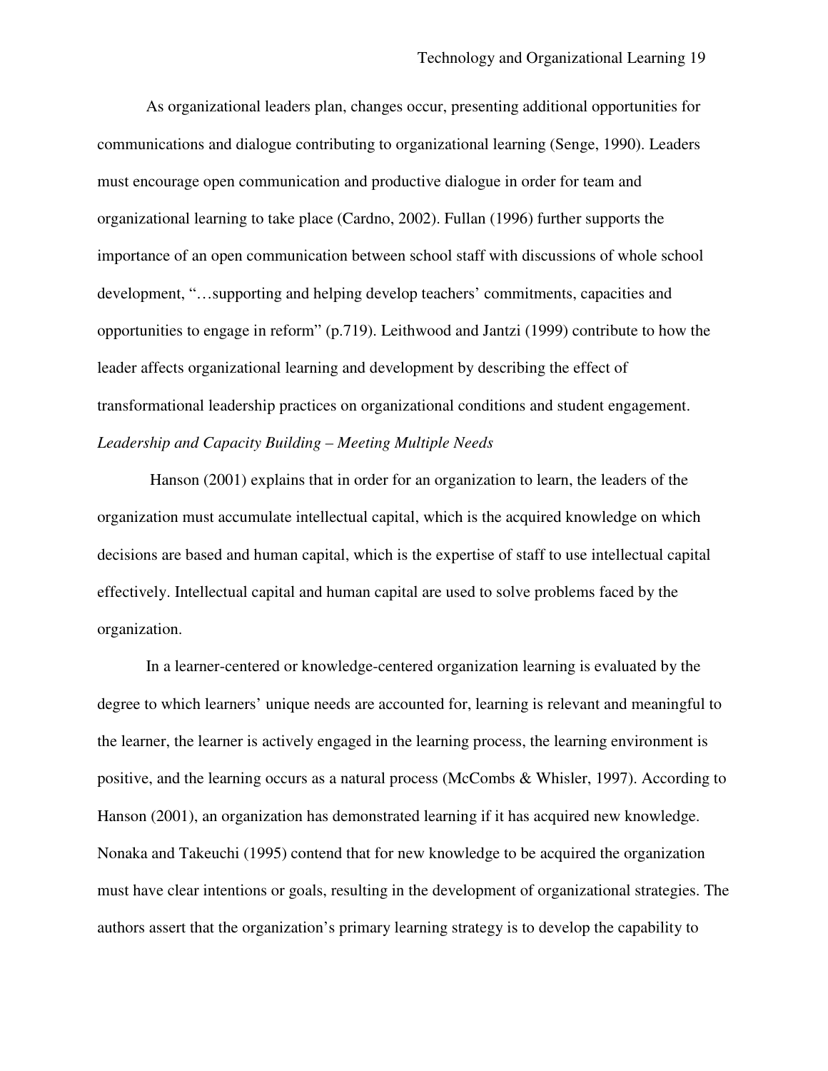As organizational leaders plan, changes occur, presenting additional opportunities for communications and dialogue contributing to organizational learning (Senge, 1990). Leaders must encourage open communication and productive dialogue in order for team and organizational learning to take place (Cardno, 2002). Fullan (1996) further supports the importance of an open communication between school staff with discussions of whole school development, "…supporting and helping develop teachers' commitments, capacities and opportunities to engage in reform" (p.719). Leithwood and Jantzi (1999) contribute to how the leader affects organizational learning and development by describing the effect of transformational leadership practices on organizational conditions and student engagement.

*Leadership and Capacity Building – Meeting Multiple Needs*

Hanson (2001) explains that in order for an organization to learn, the leaders of the organization must accumulate intellectual capital, which is the acquired knowledge on which decisions are based and human capital, which is the expertise of staff to use intellectual capital effectively. Intellectual capital and human capital are used to solve problems faced by the organization.

In a learner-centered or knowledge-centered organization learning is evaluated by the degree to which learners' unique needs are accounted for, learning is relevant and meaningful to the learner, the learner is actively engaged in the learning process, the learning environment is positive, and the learning occurs as a natural process (McCombs & Whisler, 1997). According to Hanson (2001), an organization has demonstrated learning if it has acquired new knowledge. Nonaka and Takeuchi (1995) contend that for new knowledge to be acquired the organization must have clear intentions or goals, resulting in the development of organizational strategies. The authors assert that the organization's primary learning strategy is to develop the capability to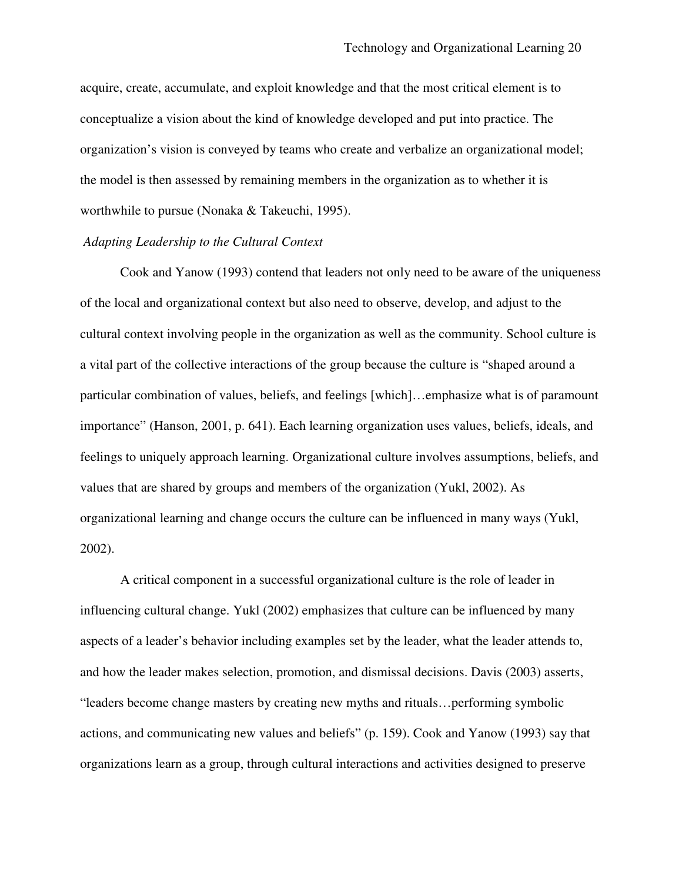acquire, create, accumulate, and exploit knowledge and that the most critical element is to conceptualize a vision about the kind of knowledge developed and put into practice. The organization's vision is conveyed by teams who create and verbalize an organizational model; the model is then assessed by remaining members in the organization as to whether it is worthwhile to pursue (Nonaka & Takeuchi, 1995).

*Adapting Leadership to the Cultural Context*

Cook and Yanow (1993) contend that leaders not only need to be aware of the uniqueness of the local and organizational context but also need to observe, develop, and adjust to the cultural context involving people in the organization as well as the community. School culture is a vital part of the collective interactions of the group because the culture is "shaped around a particular combination of values, beliefs, and feelings [which]…emphasize what is of paramount importance" (Hanson, 2001, p. 641). Each learning organization uses values, beliefs, ideals, and feelings to uniquely approach learning. Organizational culture involves assumptions, beliefs, and values that are shared by groups and members of the organization (Yukl, 2002). As organizational learning and change occurs the culture can be influenced in many ways (Yukl, 2002).

A critical component in a successful organizational culture is the role of leader in influencing cultural change. Yukl (2002) emphasizes that culture can be influenced by many aspects of a leader's behavior including examples set by the leader, what the leader attends to, and how the leader makes selection, promotion, and dismissal decisions. Davis (2003) asserts, "leaders become change masters by creating new myths and rituals…performing symbolic actions, and communicating new values and beliefs" (p. 159). Cook and Yanow (1993) say that organizations learn as a group, through cultural interactions and activities designed to preserve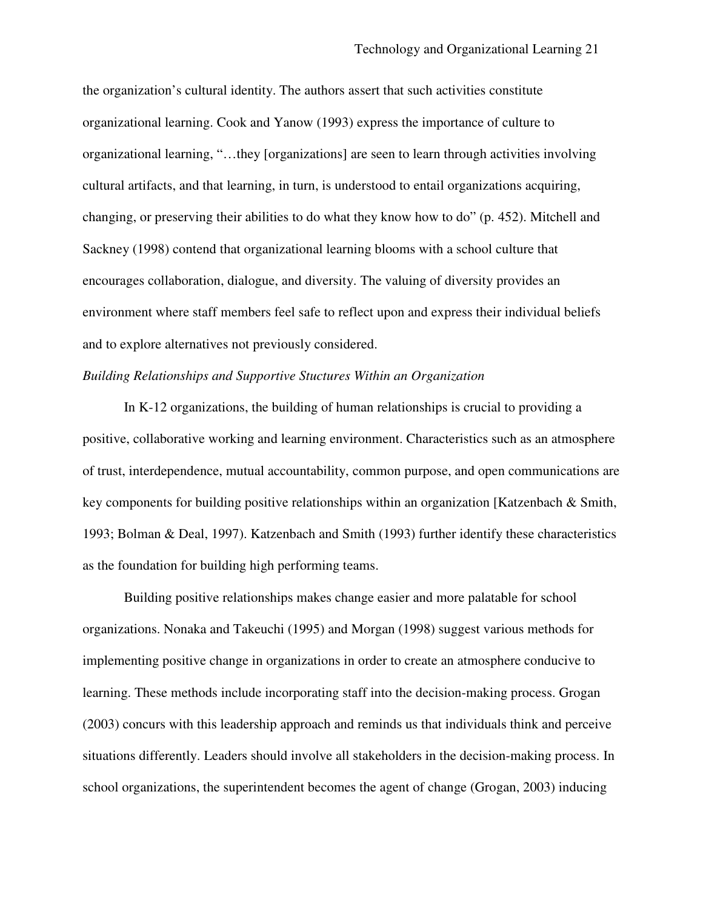the organization's cultural identity. The authors assert that such activities constitute organizational learning. Cook and Yanow (1993) express the importance of culture to organizational learning, "…they [organizations] are seen to learn through activities involving cultural artifacts, and that learning, in turn, is understood to entail organizations acquiring, changing, or preserving their abilities to do what they know how to do" (p. 452). Mitchell and Sackney (1998) contend that organizational learning blooms with a school culture that encourages collaboration, dialogue, and diversity. The valuing of diversity provides an environment where staff members feel safe to reflect upon and express their individual beliefs and to explore alternatives not previously considered.

*Building Relationships and Supportive Stuctures Within an Organization*

In K-12 organizations, the building of human relationships is crucial to providing a positive, collaborative working and learning environment. Characteristics such as an atmosphere of trust, interdependence, mutual accountability, common purpose, and open communications are key components for building positive relationships within an organization [Katzenbach & Smith, 1993; Bolman & Deal, 1997). Katzenbach and Smith (1993) further identify these characteristics as the foundation for building high performing teams.

Building positive relationships makes change easier and more palatable for school organizations. Nonaka and Takeuchi (1995) and Morgan (1998) suggest various methods for implementing positive change in organizations in order to create an atmosphere conducive to learning. These methods include incorporating staff into the decision-making process. Grogan (2003) concurs with this leadership approach and reminds us that individuals think and perceive situations differently. Leaders should involve all stakeholders in the decision-making process. In school organizations, the superintendent becomes the agent of change (Grogan, 2003) inducing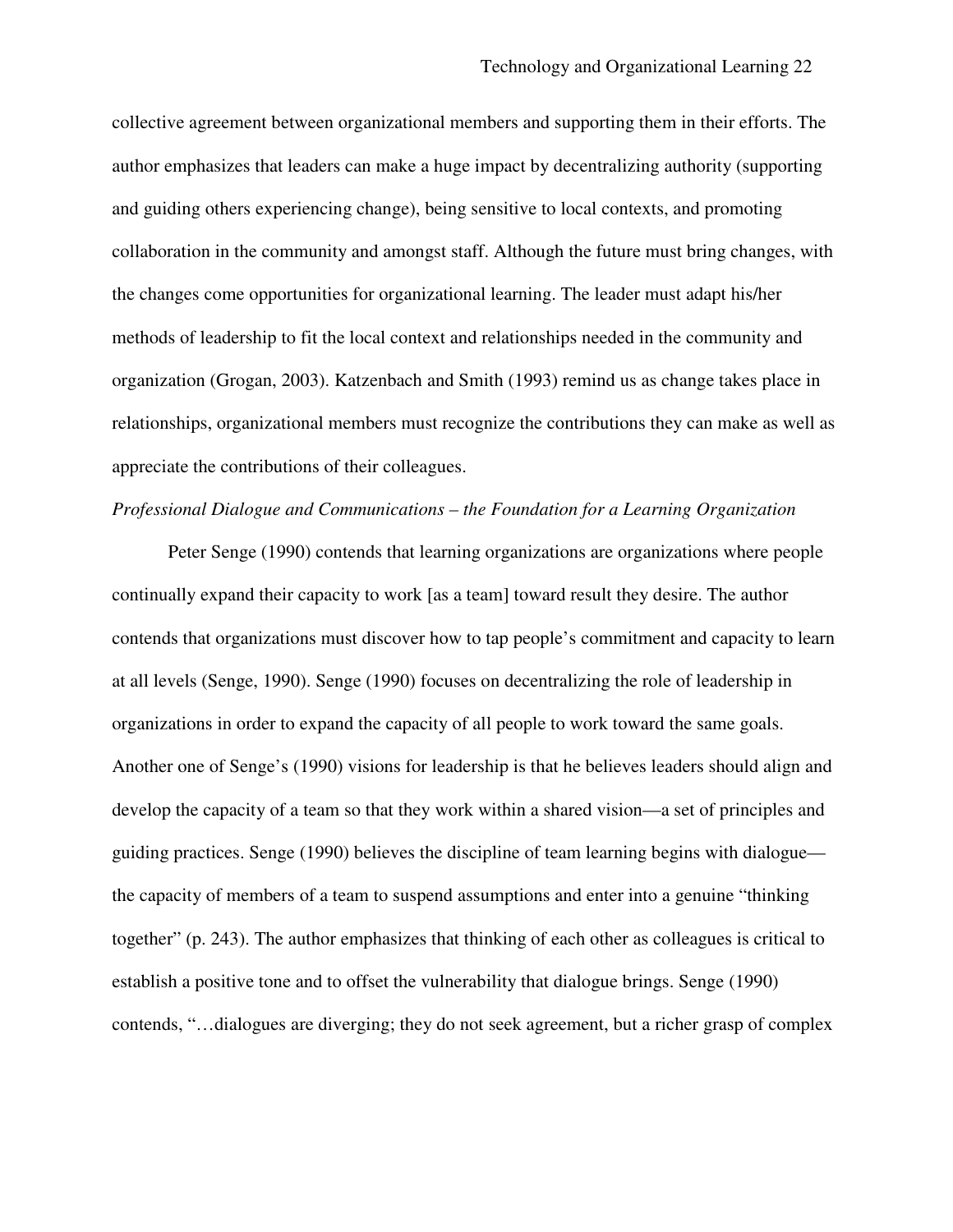collective agreement between organizational members and supporting them in their efforts. The author emphasizes that leaders can make a huge impact by decentralizing authority (supporting and guiding others experiencing change), being sensitive to local contexts, and promoting collaboration in the community and amongst staff. Although the future must bring changes, with the changes come opportunities for organizational learning. The leader must adapt his/her methods of leadership to fit the local context and relationships needed in the community and organization (Grogan, 2003). Katzenbach and Smith (1993) remind us as change takes place in relationships, organizational members must recognize the contributions they can make as well as appreciate the contributions of their colleagues.

*Professional Dialogue and Communications – the Foundation for a Learning Organization*

Peter Senge (1990) contends that learning organizations are organizations where people continually expand their capacity to work [as a team] toward result they desire. The author contends that organizations must discover how to tap people's commitment and capacity to learn at all levels (Senge, 1990). Senge (1990) focuses on decentralizing the role of leadership in organizations in order to expand the capacity of all people to work toward the same goals. Another one of Senge's (1990) visions for leadership is that he believes leaders should align and develop the capacity of a team so that they work within a shared vision—a set of principles and guiding practices. Senge (1990) believes the discipline of team learning begins with dialogue—the capacity of members of a team to suspend assumptions and enter into a genuine "thinking together" (p. 243). The author emphasizes that thinking of each other as colleagues is critical to establish a positive tone and to offset the vulnerability that dialogue brings. Senge (1990) contends, "…dialogues are diverging; they do not seek agreement, but a richer grasp of complex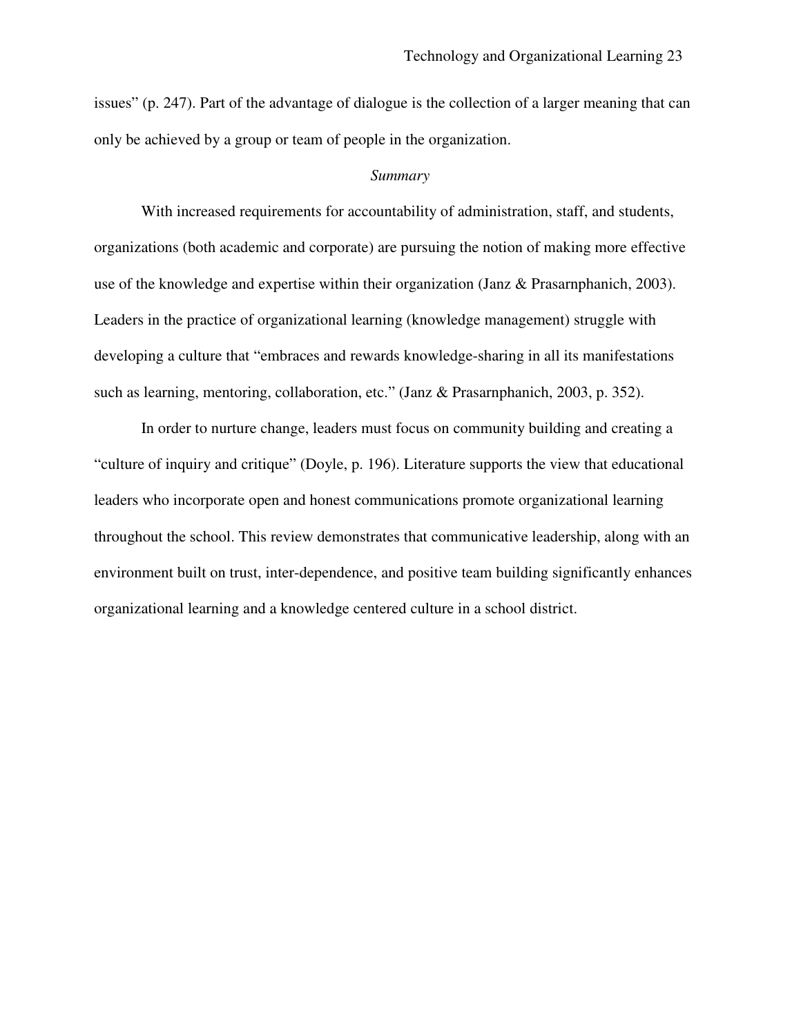issues" (p. 247). Part of the advantage of dialogue is the collection of a larger meaning that can only be achieved by a group or team of people in the organization.

### *Summary*

With increased requirements for accountability of administration, staff, and students, organizations (both academic and corporate) are pursuing the notion of making more effective use of the knowledge and expertise within their organization (Janz & Prasarnphanich, 2003). Leaders in the practice of organizational learning (knowledge management) struggle with developing a culture that "embraces and rewards knowledge-sharing in all its manifestations such as learning, mentoring, collaboration, etc." (Janz & Prasarnphanich, 2003, p. 352).

In order to nurture change, leaders must focus on community building and creating a "culture of inquiry and critique" (Doyle, p. 196). Literature supports the view that educational leaders who incorporate open and honest communications promote organizational learning throughout the school. This review demonstrates that communicative leadership, along with an environment built on trust, inter-dependence, and positive team building significantly enhances organizational learning and a knowledge centered culture in a school district.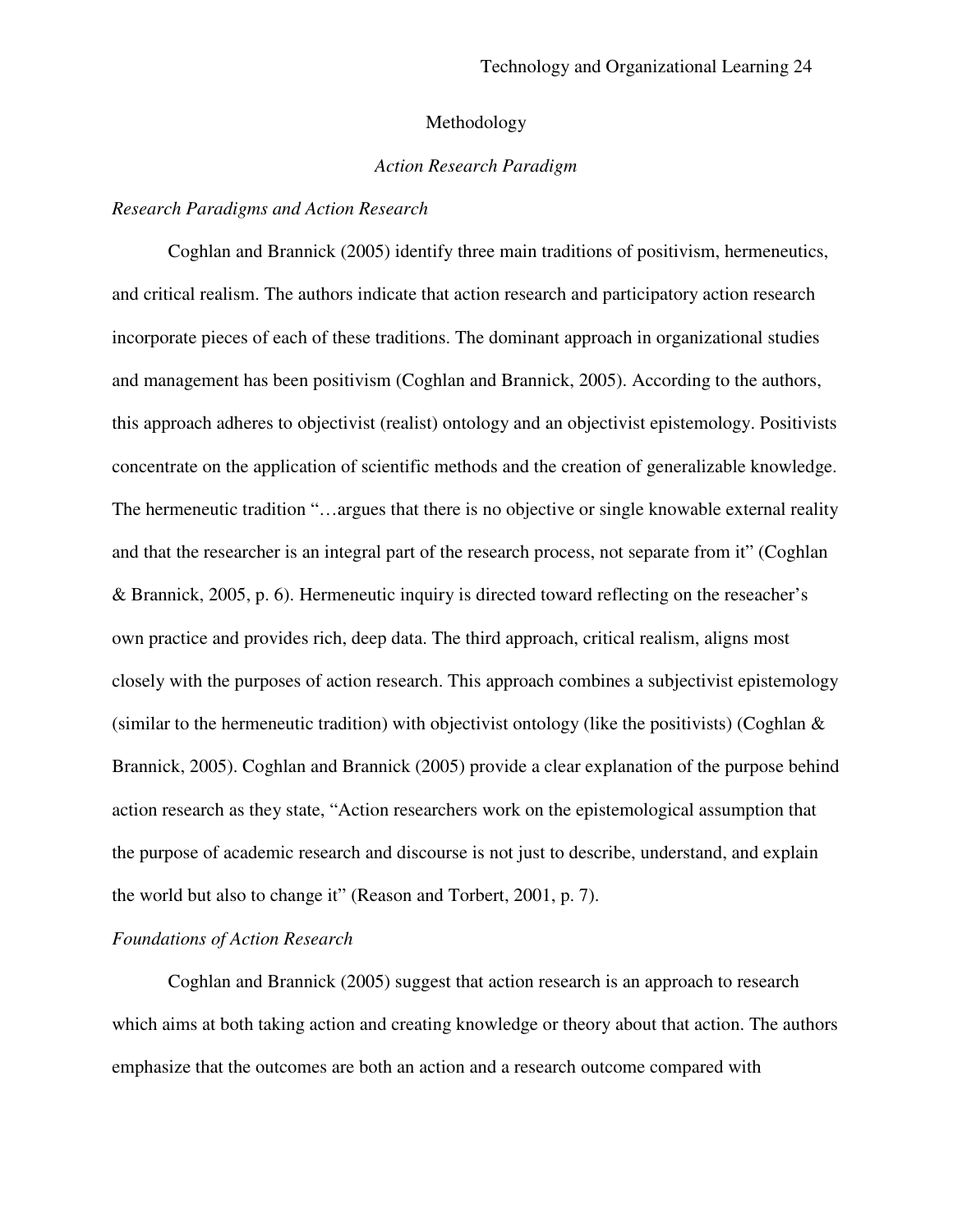# Methodology

## *Action Research Paradigm*

### *Research Paradigms and Action Research*

Coghlan and Brannick (2005) identify three main traditions of positivism, hermeneutics, and critical realism. The authors indicate that action research and participatory action research incorporate pieces of each of these traditions. The dominant approach in organizational studies and management has been positivism (Coghlan and Brannick, 2005). According to the authors, this approach adheres to objectivist (realist) ontology and an objectivist epistemology. Positivists concentrate on the application of scientific methods and the creation of generalizable knowledge. The hermeneutic tradition "…argues that there is no objective or single knowable external reality and that the researcher is an integral part of the research process, not separate from it" (Coghlan & Brannick, 2005, p. 6). Hermeneutic inquiry is directed toward reflecting on the reseacher's own practice and provides rich, deep data. The third approach, critical realism, aligns most closely with the purposes of action research. This approach combines a subjectivist epistemology (similar to the hermeneutic tradition) with objectivist ontology (like the positivists) (Coghlan & Brannick, 2005). Coghlan and Brannick (2005) provide a clear explanation of the purpose behind action research as they state, "Action researchers work on the epistemological assumption that the purpose of academic research and discourse is not just to describe, understand, and explain the world but also to change it" (Reason and Torbert, 2001, p. 7).

### *Foundations of Action Research*

Coghlan and Brannick (2005) suggest that action research is an approach to research which aims at both taking action and creating knowledge or theory about that action. The authors emphasize that the outcomes are both an action and a research outcome compared with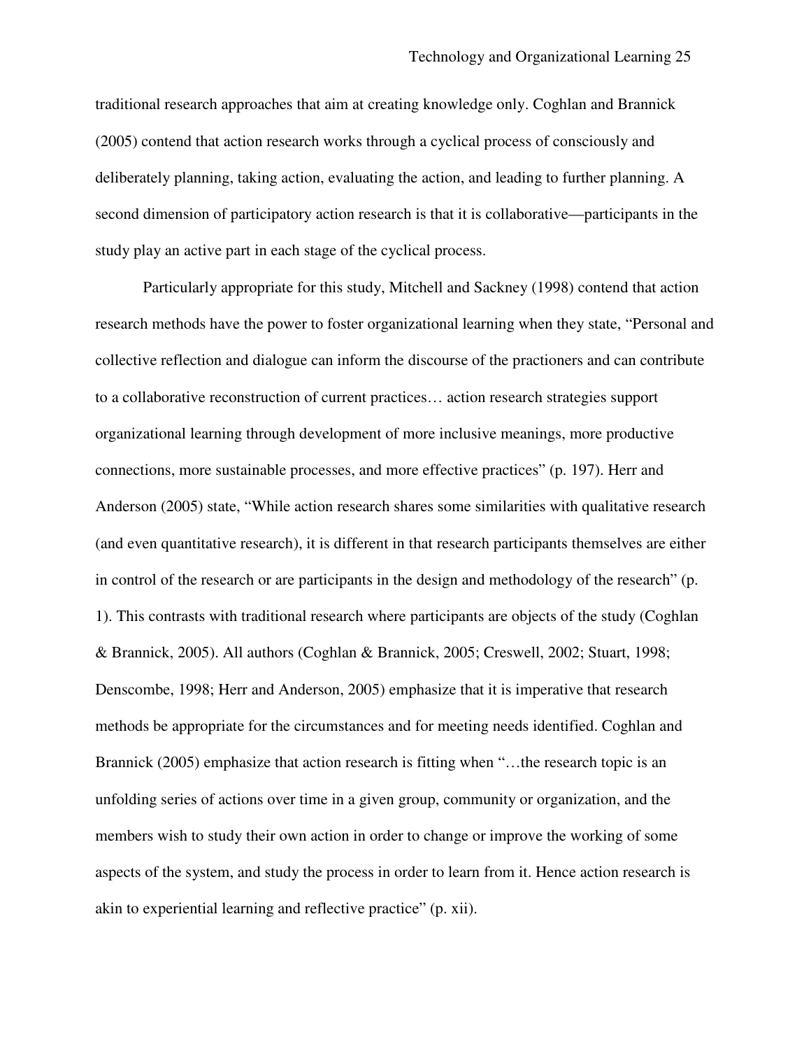traditional research approaches that aim at creating knowledge only. Coghlan and Brannick (2005) contend that action research works through a cyclical process of consciously and deliberately planning, taking action, evaluating the action, and leading to further planning. A second dimension of participatory action research is that it is collaborative—participants in the study play an active part in each stage of the cyclical process.

Particularly appropriate for this study, Mitchell and Sackney (1998) contend that action research methods have the power to foster organizational learning when they state, "Personal and collective reflection and dialogue can inform the discourse of the practioners and can contribute to a collaborative reconstruction of current practices… action research strategies support organizational learning through development of more inclusive meanings, more productive connections, more sustainable processes, and more effective practices" (p. 197). Herr and Anderson (2005) state, "While action research shares some similarities with qualitative research (and even quantitative research), it is different in that research participants themselves are either in control of the research or are participants in the design and methodology of the research" (p. 1). This contrasts with traditional research where participants are objects of the study (Coghlan & Brannick, 2005). All authors (Coghlan & Brannick, 2005; Creswell, 2002; Stuart, 1998; Denscombe, 1998; Herr and Anderson, 2005) emphasize that it is imperative that research methods be appropriate for the circumstances and for meeting needs identified. Coghlan and Brannick (2005) emphasize that action research is fitting when "…the research topic is an unfolding series of actions over time in a given group, community or organization, and the members wish to study their own action in order to change or improve the working of some aspects of the system, and study the process in order to learn from it. Hence action research is akin to experiential learning and reflective practice" (p. xii).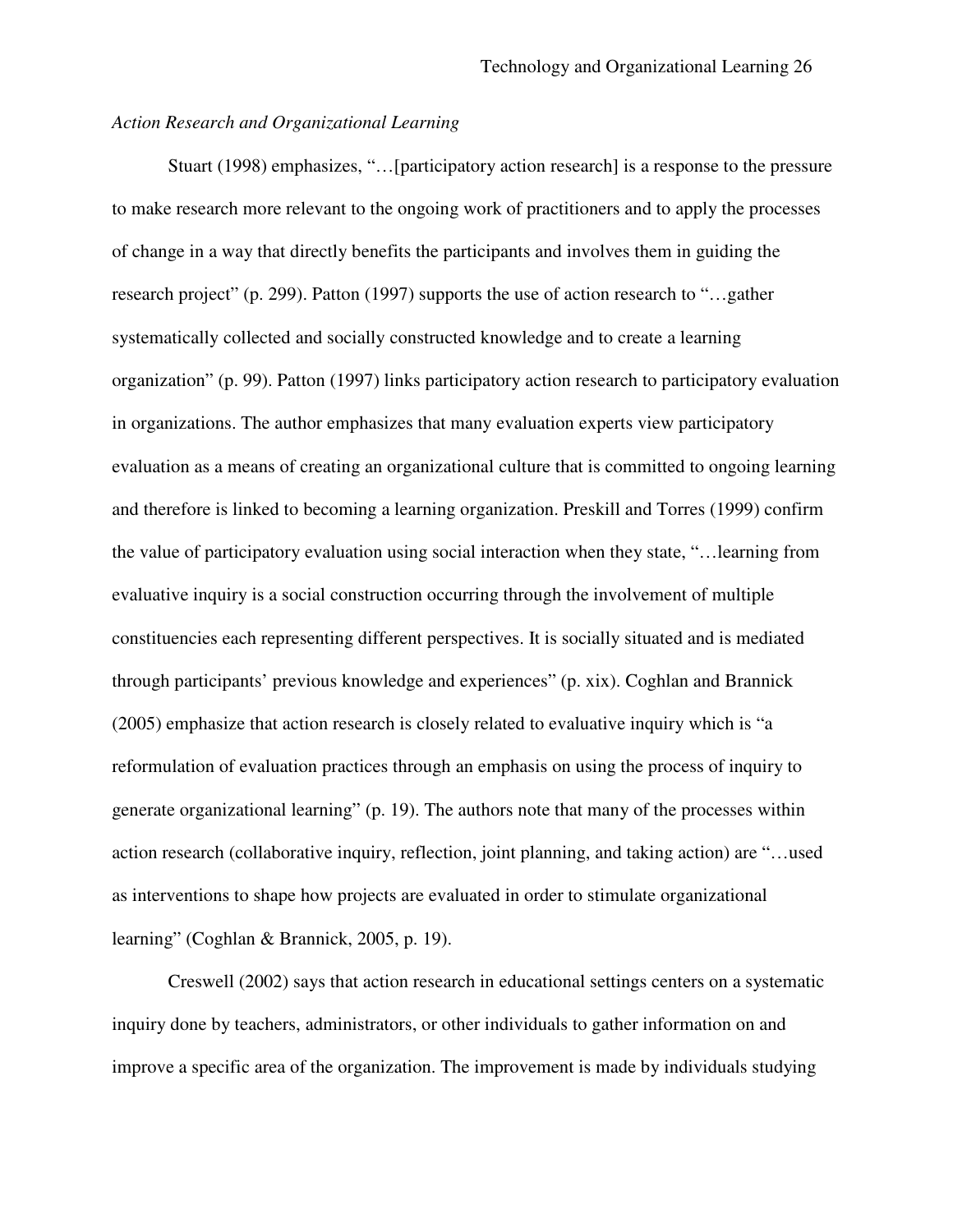*Action Research and Organizational Learning*

Stuart (1998) emphasizes, "…[participatory action research] is a response to the pressure to make research more relevant to the ongoing work of practitioners and to apply the processes of change in a way that directly benefits the participants and involves them in guiding the research project" (p. 299). Patton (1997) supports the use of action research to "…gather systematically collected and socially constructed knowledge and to create a learning organization" (p. 99). Patton (1997) links participatory action research to participatory evaluation in organizations. The author emphasizes that many evaluation experts view participatory evaluation as a means of creating an organizational culture that is committed to ongoing learning and therefore is linked to becoming a learning organization. Preskill and Torres (1999) confirm the value of participatory evaluation using social interaction when they state, "…learning from evaluative inquiry is a social construction occurring through the involvement of multiple constituencies each representing different perspectives. It is socially situated and is mediated through participants' previous knowledge and experiences" (p. xix). Coghlan and Brannick (2005) emphasize that action research is closely related to evaluative inquiry which is "a reformulation of evaluation practices through an emphasis on using the process of inquiry to generate organizational learning" (p. 19). The authors note that many of the processes within action research (collaborative inquiry, reflection, joint planning, and taking action) are "…used as interventions to shape how projects are evaluated in order to stimulate organizational learning" (Coghlan & Brannick, 2005, p. 19).

Creswell (2002) says that action research in educational settings centers on a systematic inquiry done by teachers, administrators, or other individuals to gather information on and improve a specific area of the organization. The improvement is made by individuals studying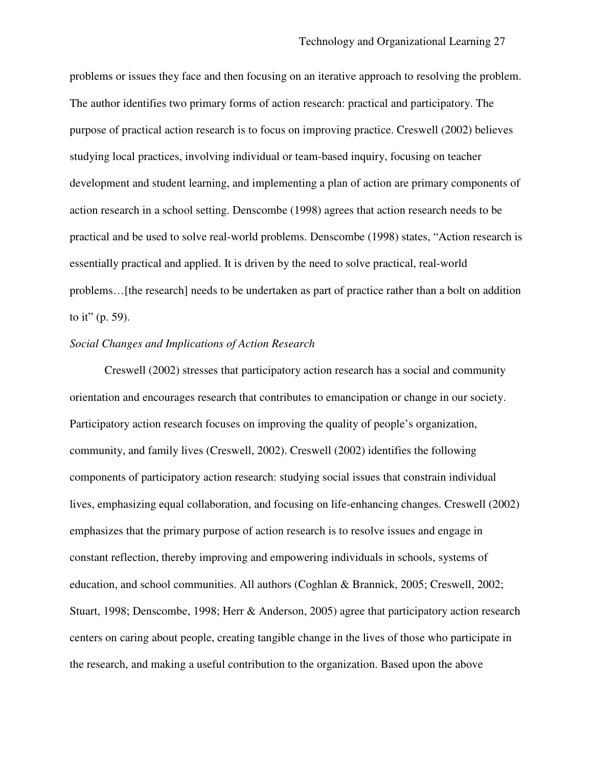problems or issues they face and then focusing on an iterative approach to resolving the problem. The author identifies two primary forms of action research: practical and participatory. The purpose of practical action research is to focus on improving practice. Creswell (2002) believes studying local practices, involving individual or team-based inquiry, focusing on teacher development and student learning, and implementing a plan of action are primary components of action research in a school setting. Denscombe (1998) agrees that action research needs to be practical and be used to solve real-world problems. Denscombe (1998) states, "Action research is essentially practical and applied. It is driven by the need to solve practical, real-world problems…[the research] needs to be undertaken as part of practice rather than a bolt on addition to it" (p. 59).

*Social Changes and Implications of Action Research*

Creswell (2002) stresses that participatory action research has a social and community orientation and encourages research that contributes to emancipation or change in our society. Participatory action research focuses on improving the quality of people's organization, community, and family lives (Creswell, 2002). Creswell (2002) identifies the following components of participatory action research: studying social issues that constrain individual lives, emphasizing equal collaboration, and focusing on life-enhancing changes. Creswell (2002) emphasizes that the primary purpose of action research is to resolve issues and engage in constant reflection, thereby improving and empowering individuals in schools, systems of education, and school communities. All authors (Coghlan & Brannick, 2005; Creswell, 2002; Stuart, 1998; Denscombe, 1998; Herr & Anderson, 2005) agree that participatory action research centers on caring about people, creating tangible change in the lives of those who participate in the research, and making a useful contribution to the organization. Based upon the above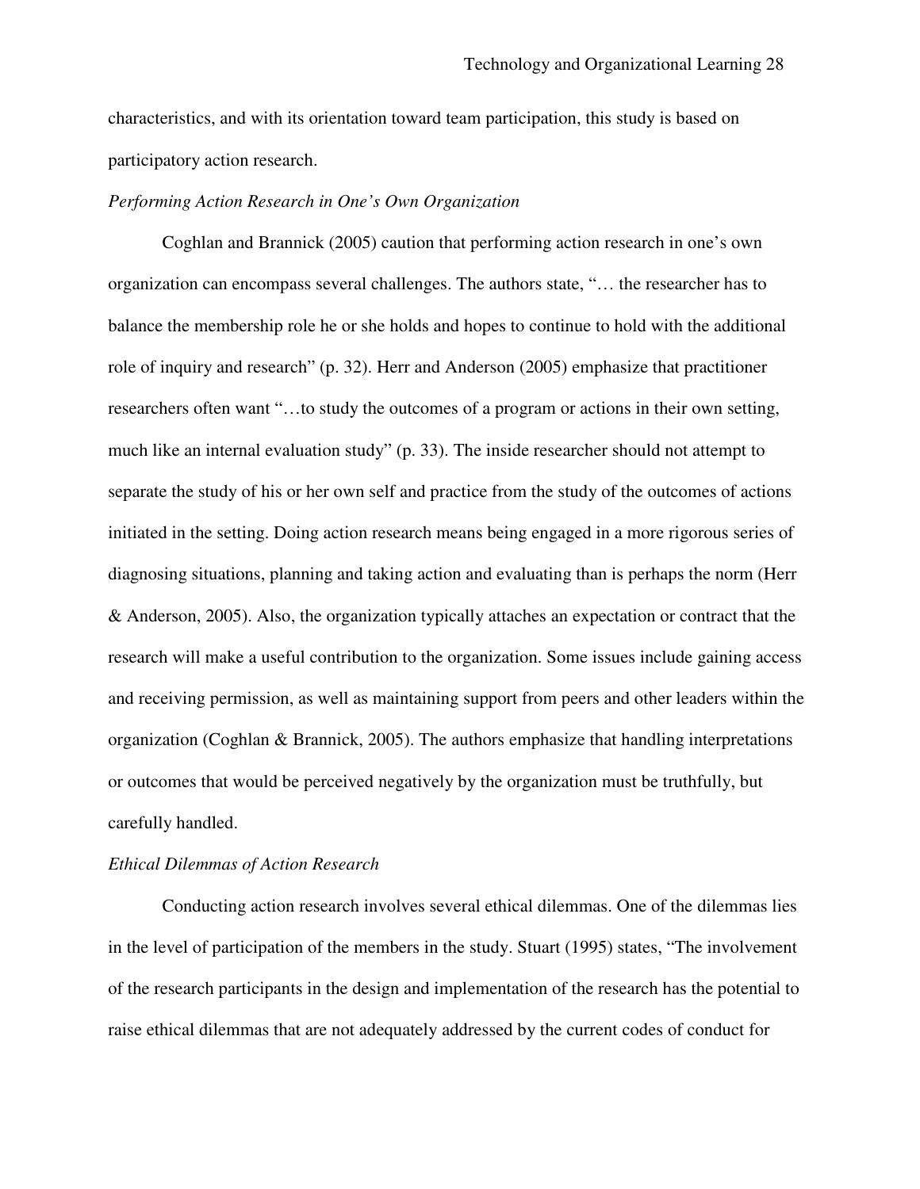characteristics, and with its orientation toward team participation, this study is based on participatory action research.

*Performing Action Research in One's Own Organization*

Coghlan and Brannick (2005) caution that performing action research in one's own organization can encompass several challenges. The authors state, "… the researcher has to balance the membership role he or she holds and hopes to continue to hold with the additional role of inquiry and research" (p. 32). Herr and Anderson (2005) emphasize that practitioner researchers often want "…to study the outcomes of a program or actions in their own setting, much like an internal evaluation study" (p. 33). The inside researcher should not attempt to separate the study of his or her own self and practice from the study of the outcomes of actions initiated in the setting. Doing action research means being engaged in a more rigorous series of diagnosing situations, planning and taking action and evaluating than is perhaps the norm (Herr & Anderson, 2005). Also, the organization typically attaches an expectation or contract that the research will make a useful contribution to the organization. Some issues include gaining access and receiving permission, as well as maintaining support from peers and other leaders within the organization (Coghlan & Brannick, 2005). The authors emphasize that handling interpretations or outcomes that would be perceived negatively by the organization must be truthfully, but carefully handled.

*Ethical Dilemmas of Action Research*

Conducting action research involves several ethical dilemmas. One of the dilemmas lies in the level of participation of the members in the study. Stuart (1995) states, "The involvement of the research participants in the design and implementation of the research has the potential to raise ethical dilemmas that are not adequately addressed by the current codes of conduct for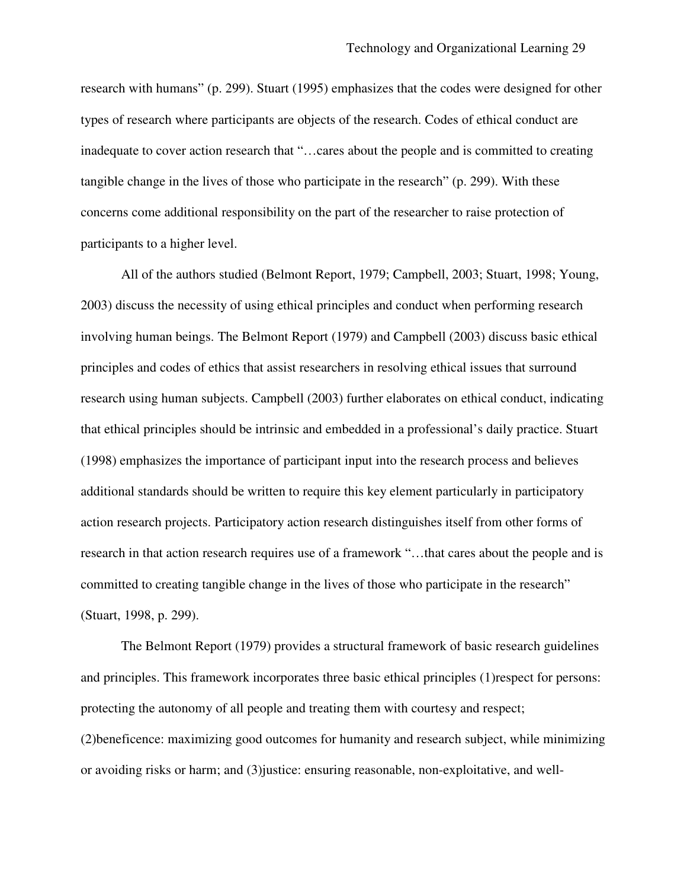research with humans" (p. 299). Stuart (1995) emphasizes that the codes were designed for other types of research where participants are objects of the research. Codes of ethical conduct are inadequate to cover action research that "…cares about the people and is committed to creating tangible change in the lives of those who participate in the research" (p. 299). With these concerns come additional responsibility on the part of the researcher to raise protection of participants to a higher level.

All of the authors studied (Belmont Report, 1979; Campbell, 2003; Stuart, 1998; Young, 2003) discuss the necessity of using ethical principles and conduct when performing research involving human beings. The Belmont Report (1979) and Campbell (2003) discuss basic ethical principles and codes of ethics that assist researchers in resolving ethical issues that surround research using human subjects. Campbell (2003) further elaborates on ethical conduct, indicating that ethical principles should be intrinsic and embedded in a professional's daily practice. Stuart (1998) emphasizes the importance of participant input into the research process and believes additional standards should be written to require this key element particularly in participatory action research projects. Participatory action research distinguishes itself from other forms of research in that action research requires use of a framework "…that cares about the people and is committed to creating tangible change in the lives of those who participate in the research" (Stuart, 1998, p. 299).

The Belmont Report (1979) provides a structural framework of basic research guidelines and principles. This framework incorporates three basic ethical principles (1)respect for persons: protecting the autonomy of all people and treating them with courtesy and respect; (2)beneficence: maximizing good outcomes for humanity and research subject, while minimizing or avoiding risks or harm; and (3)justice: ensuring reasonable, non-exploitative, and well-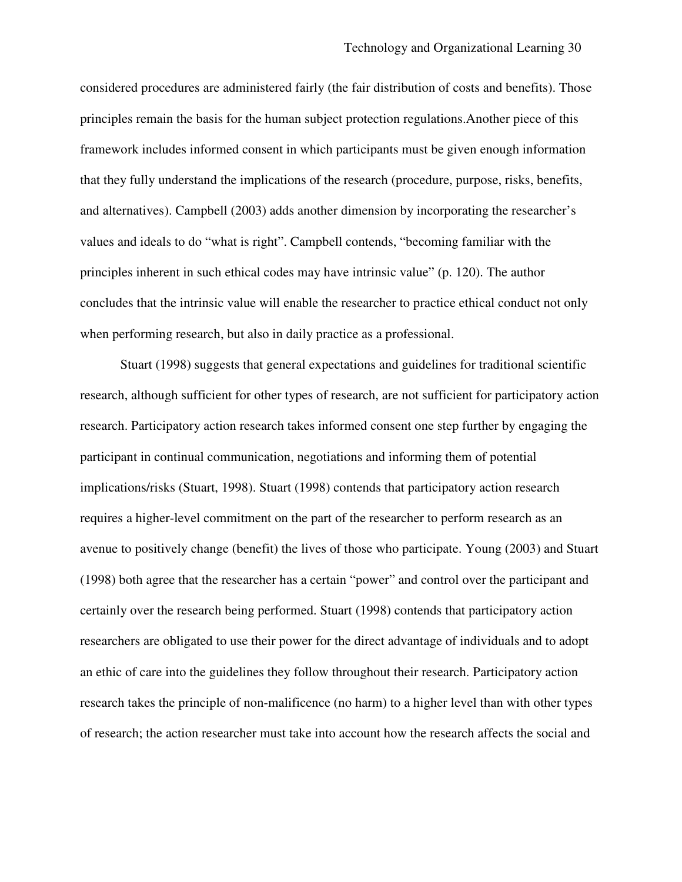considered procedures are administered fairly (the fair distribution of costs and benefits). Those principles remain the basis for the human subject protection regulations.Another piece of this framework includes informed consent in which participants must be given enough information that they fully understand the implications of the research (procedure, purpose, risks, benefits, and alternatives). Campbell (2003) adds another dimension by incorporating the researcher's values and ideals to do "what is right". Campbell contends, "becoming familiar with the principles inherent in such ethical codes may have intrinsic value" (p. 120). The author concludes that the intrinsic value will enable the researcher to practice ethical conduct not only when performing research, but also in daily practice as a professional.

Stuart (1998) suggests that general expectations and guidelines for traditional scientific research, although sufficient for other types of research, are not sufficient for participatory action research. Participatory action research takes informed consent one step further by engaging the participant in continual communication, negotiations and informing them of potential implications/risks (Stuart, 1998). Stuart (1998) contends that participatory action research requires a higher-level commitment on the part of the researcher to perform research as an avenue to positively change (benefit) the lives of those who participate. Young (2003) and Stuart (1998) both agree that the researcher has a certain "power" and control over the participant and certainly over the research being performed. Stuart (1998) contends that participatory action researchers are obligated to use their power for the direct advantage of individuals and to adopt an ethic of care into the guidelines they follow throughout their research. Participatory action research takes the principle of non-malificence (no harm) to a higher level than with other types of research; the action researcher must take into account how the research affects the social and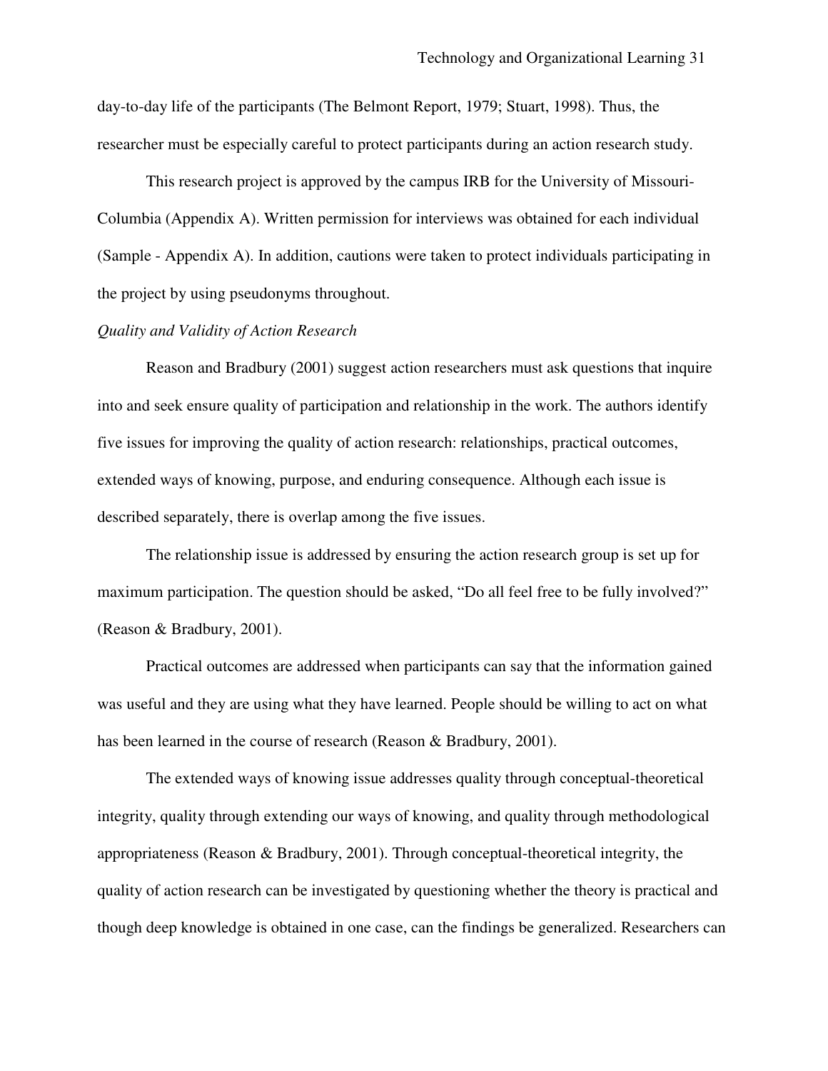day-to-day life of the participants (The Belmont Report, 1979; Stuart, 1998). Thus, the researcher must be especially careful to protect participants during an action research study.

This research project is approved by the campus IRB for the University of Missouri-Columbia (Appendix A). Written permission for interviews was obtained for each individual (Sample - Appendix A). In addition, cautions were taken to protect individuals participating in the project by using pseudonyms throughout.

*Quality and Validity of Action Research*

Reason and Bradbury (2001) suggest action researchers must ask questions that inquire into and seek ensure quality of participation and relationship in the work. The authors identify five issues for improving the quality of action research: relationships, practical outcomes, extended ways of knowing, purpose, and enduring consequence. Although each issue is described separately, there is overlap among the five issues.

The relationship issue is addressed by ensuring the action research group is set up for maximum participation. The question should be asked, "Do all feel free to be fully involved?" (Reason & Bradbury, 2001).

Practical outcomes are addressed when participants can say that the information gained was useful and they are using what they have learned. People should be willing to act on what has been learned in the course of research (Reason & Bradbury, 2001).

The extended ways of knowing issue addresses quality through conceptual-theoretical integrity, quality through extending our ways of knowing, and quality through methodological appropriateness (Reason & Bradbury, 2001). Through conceptual-theoretical integrity, the quality of action research can be investigated by questioning whether the theory is practical and though deep knowledge is obtained in one case, can the findings be generalized. Researchers can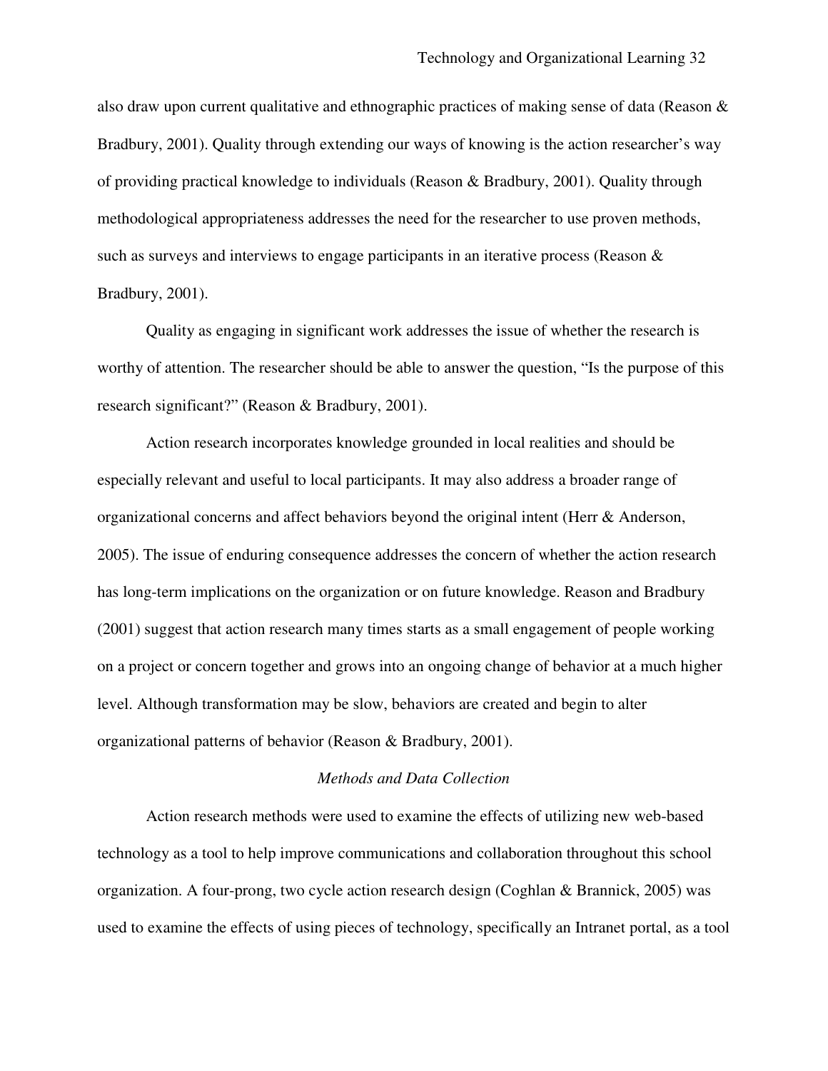also draw upon current qualitative and ethnographic practices of making sense of data (Reason & Bradbury, 2001). Quality through extending our ways of knowing is the action researcher's way of providing practical knowledge to individuals (Reason & Bradbury, 2001). Quality through methodological appropriateness addresses the need for the researcher to use proven methods, such as surveys and interviews to engage participants in an iterative process (Reason & Bradbury, 2001).

Quality as engaging in significant work addresses the issue of whether the research is worthy of attention. The researcher should be able to answer the question, "Is the purpose of this research significant?" (Reason & Bradbury, 2001).

Action research incorporates knowledge grounded in local realities and should be especially relevant and useful to local participants. It may also address a broader range of organizational concerns and affect behaviors beyond the original intent (Herr & Anderson, 2005). The issue of enduring consequence addresses the concern of whether the action research has long-term implications on the organization or on future knowledge. Reason and Bradbury (2001) suggest that action research many times starts as a small engagement of people working on a project or concern together and grows into an ongoing change of behavior at a much higher level. Although transformation may be slow, behaviors are created and begin to alter organizational patterns of behavior (Reason & Bradbury, 2001).

### *Methods and Data Collection*

Action research methods were used to examine the effects of utilizing new web-based technology as a tool to help improve communications and collaboration throughout this school organization. A four-prong, two cycle action research design (Coghlan & Brannick, 2005) was used to examine the effects of using pieces of technology, specifically an Intranet portal, as a tool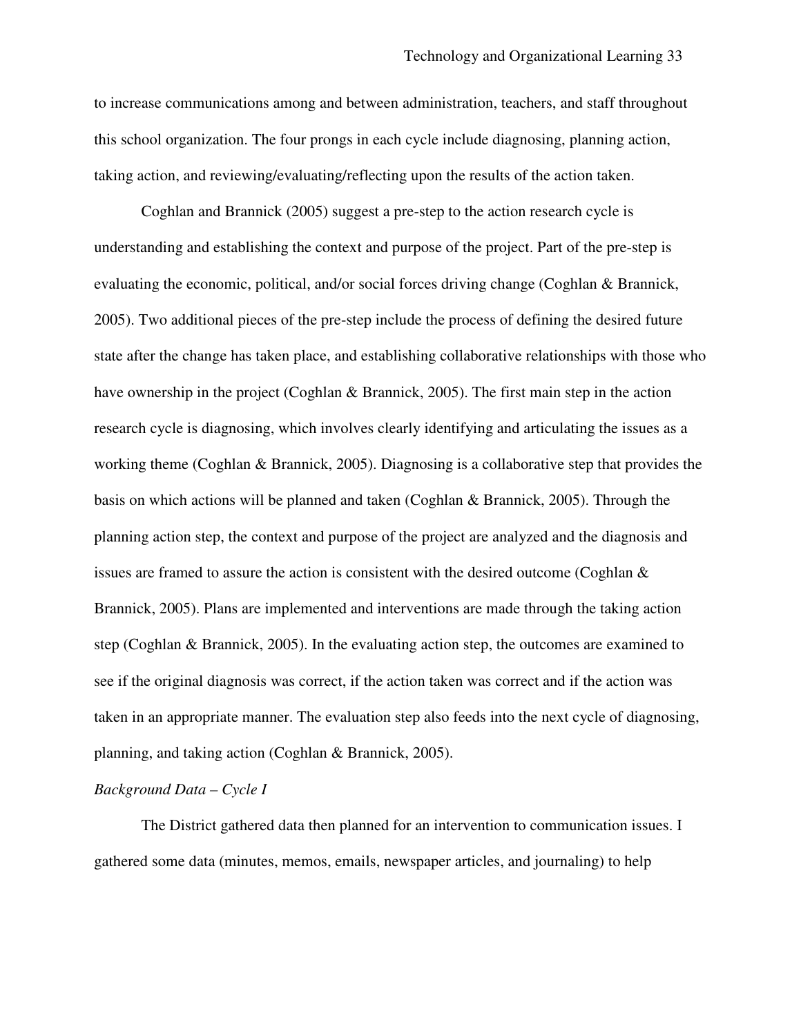to increase communications among and between administration, teachers, and staff throughout this school organization. The four prongs in each cycle include diagnosing, planning action, taking action, and reviewing/evaluating/reflecting upon the results of the action taken.

Coghlan and Brannick (2005) suggest a pre-step to the action research cycle is understanding and establishing the context and purpose of the project. Part of the pre-step is evaluating the economic, political, and/or social forces driving change (Coghlan & Brannick, 2005). Two additional pieces of the pre-step include the process of defining the desired future state after the change has taken place, and establishing collaborative relationships with those who have ownership in the project (Coghlan & Brannick, 2005). The first main step in the action research cycle is diagnosing, which involves clearly identifying and articulating the issues as a working theme (Coghlan & Brannick, 2005). Diagnosing is a collaborative step that provides the basis on which actions will be planned and taken (Coghlan & Brannick, 2005). Through the planning action step, the context and purpose of the project are analyzed and the diagnosis and issues are framed to assure the action is consistent with the desired outcome (Coghlan & Brannick, 2005). Plans are implemented and interventions are made through the taking action step (Coghlan & Brannick, 2005). In the evaluating action step, the outcomes are examined to see if the original diagnosis was correct, if the action taken was correct and if the action was taken in an appropriate manner. The evaluation step also feeds into the next cycle of diagnosing, planning, and taking action (Coghlan & Brannick, 2005).

*Background Data – Cycle I*

The District gathered data then planned for an intervention to communication issues. I gathered some data (minutes, memos, emails, newspaper articles, and journaling) to help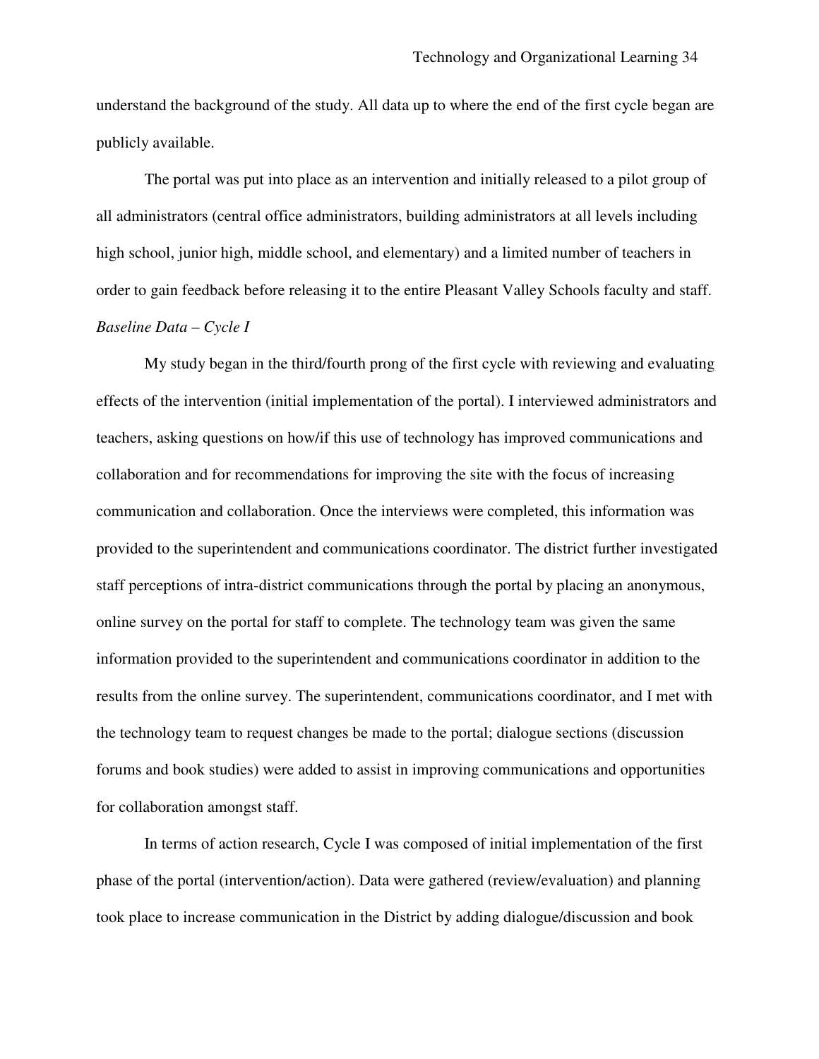understand the background of the study. All data up to where the end of the first cycle began are publicly available.

The portal was put into place as an intervention and initially released to a pilot group of all administrators (central office administrators, building administrators at all levels including high school, junior high, middle school, and elementary) and a limited number of teachers in order to gain feedback before releasing it to the entire Pleasant Valley Schools faculty and staff.

*Baseline Data – Cycle I*

My study began in the third/fourth prong of the first cycle with reviewing and evaluating effects of the intervention (initial implementation of the portal). I interviewed administrators and teachers, asking questions on how/if this use of technology has improved communications and collaboration and for recommendations for improving the site with the focus of increasing communication and collaboration. Once the interviews were completed, this information was provided to the superintendent and communications coordinator. The district further investigated staff perceptions of intra-district communications through the portal by placing an anonymous, online survey on the portal for staff to complete. The technology team was given the same information provided to the superintendent and communications coordinator in addition to the results from the online survey. The superintendent, communications coordinator, and I met with the technology team to request changes be made to the portal; dialogue sections (discussion forums and book studies) were added to assist in improving communications and opportunities for collaboration amongst staff.

In terms of action research, Cycle I was composed of initial implementation of the first phase of the portal (intervention/action). Data were gathered (review/evaluation) and planning took place to increase communication in the District by adding dialogue/discussion and book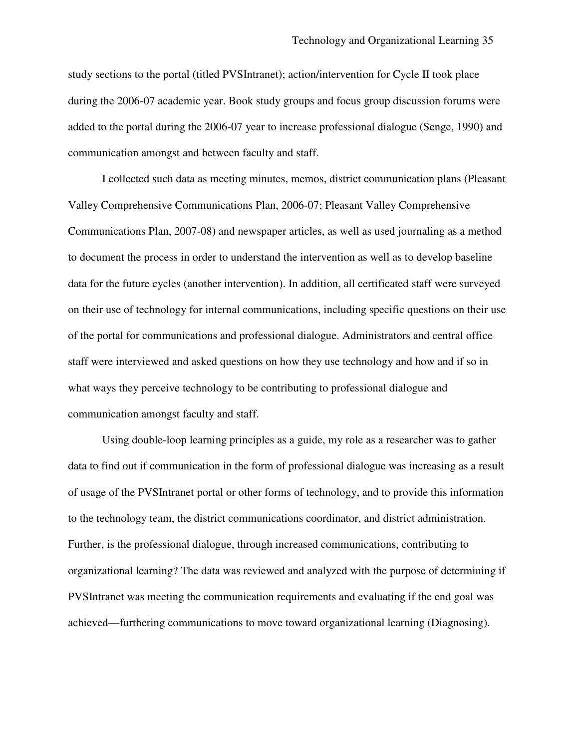study sections to the portal (titled PVSIntranet); action/intervention for Cycle II took place during the 2006-07 academic year. Book study groups and focus group discussion forums were added to the portal during the 2006-07 year to increase professional dialogue (Senge, 1990) and communication amongst and between faculty and staff.

I collected such data as meeting minutes, memos, district communication plans (Pleasant Valley Comprehensive Communications Plan, 2006-07; Pleasant Valley Comprehensive Communications Plan, 2007-08) and newspaper articles, as well as used journaling as a method to document the process in order to understand the intervention as well as to develop baseline data for the future cycles (another intervention). In addition, all certificated staff were surveyed on their use of technology for internal communications, including specific questions on their use of the portal for communications and professional dialogue. Administrators and central office staff were interviewed and asked questions on how they use technology and how and if so in what ways they perceive technology to be contributing to professional dialogue and communication amongst faculty and staff.

Using double-loop learning principles as a guide, my role as a researcher was to gather data to find out if communication in the form of professional dialogue was increasing as a result of usage of the PVSIntranet portal or other forms of technology, and to provide this information to the technology team, the district communications coordinator, and district administration. Further, is the professional dialogue, through increased communications, contributing to organizational learning? The data was reviewed and analyzed with the purpose of determining if PVSIntranet was meeting the communication requirements and evaluating if the end goal was achieved—furthering communications to move toward organizational learning (Diagnosing).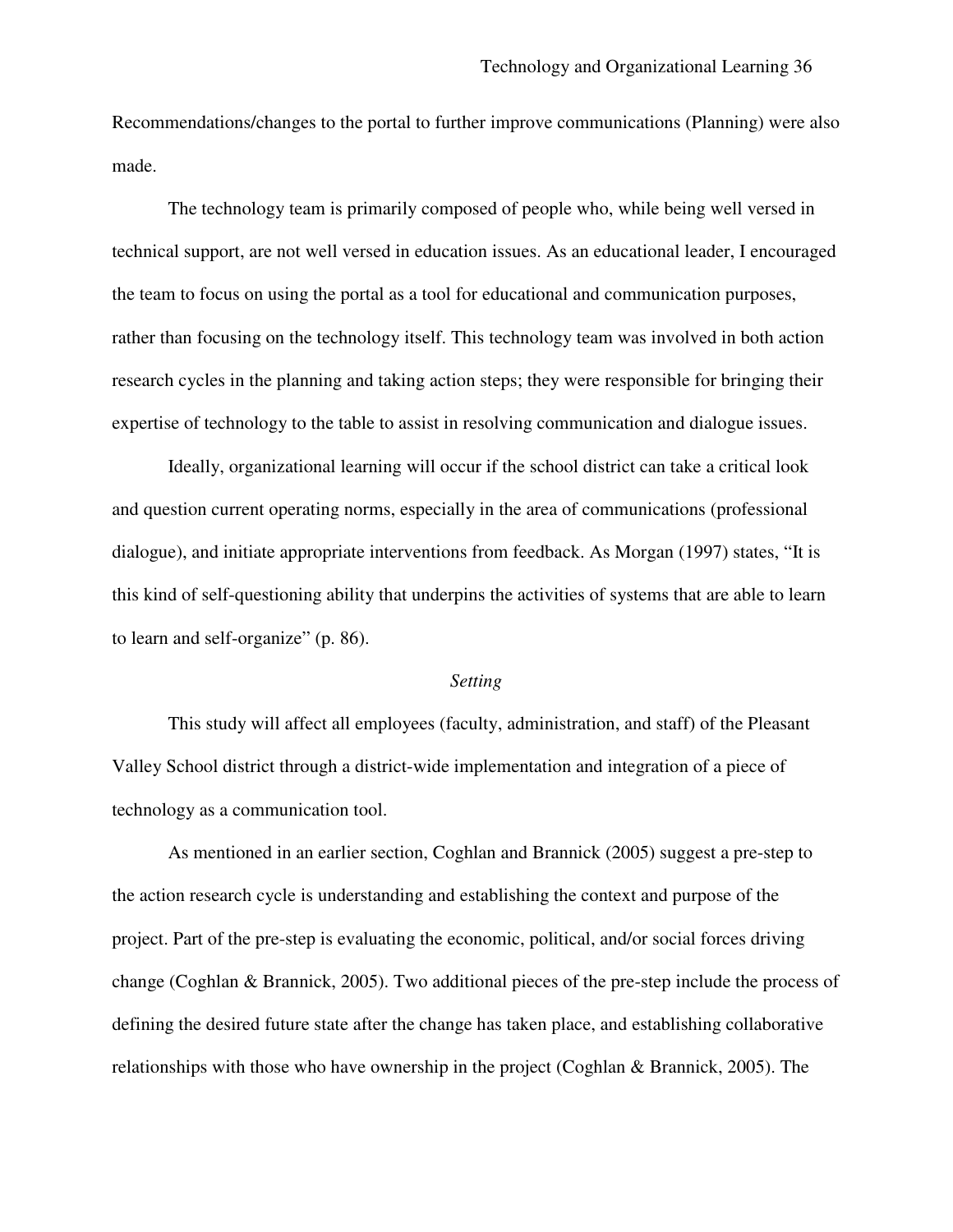Recommendations/changes to the portal to further improve communications (Planning) were also made.

The technology team is primarily composed of people who, while being well versed in technical support, are not well versed in education issues. As an educational leader, I encouraged the team to focus on using the portal as a tool for educational and communication purposes, rather than focusing on the technology itself. This technology team was involved in both action research cycles in the planning and taking action steps; they were responsible for bringing their expertise of technology to the table to assist in resolving communication and dialogue issues.

Ideally, organizational learning will occur if the school district can take a critical look and question current operating norms, especially in the area of communications (professional dialogue), and initiate appropriate interventions from feedback. As Morgan (1997) states, "It is this kind of self-questioning ability that underpins the activities of systems that are able to learn to learn and self-organize" (p. 86).

### *Setting*

This study will affect all employees (faculty, administration, and staff) of the Pleasant Valley School district through a district-wide implementation and integration of a piece of technology as a communication tool.

As mentioned in an earlier section, Coghlan and Brannick (2005) suggest a pre-step to the action research cycle is understanding and establishing the context and purpose of the project. Part of the pre-step is evaluating the economic, political, and/or social forces driving change (Coghlan & Brannick, 2005). Two additional pieces of the pre-step include the process of defining the desired future state after the change has taken place, and establishing collaborative relationships with those who have ownership in the project (Coghlan & Brannick, 2005). The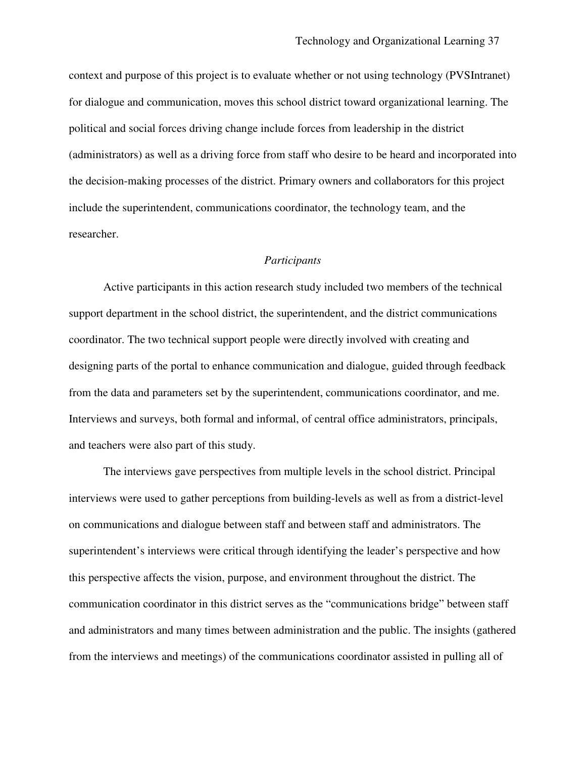context and purpose of this project is to evaluate whether or not using technology (PVSIntranet) for dialogue and communication, moves this school district toward organizational learning. The political and social forces driving change include forces from leadership in the district (administrators) as well as a driving force from staff who desire to be heard and incorporated into the decision-making processes of the district. Primary owners and collaborators for this project include the superintendent, communications coordinator, the technology team, and the researcher.

### *Participants*

Active participants in this action research study included two members of the technical support department in the school district, the superintendent, and the district communications coordinator. The two technical support people were directly involved with creating and designing parts of the portal to enhance communication and dialogue, guided through feedback from the data and parameters set by the superintendent, communications coordinator, and me. Interviews and surveys, both formal and informal, of central office administrators, principals, and teachers were also part of this study.

The interviews gave perspectives from multiple levels in the school district. Principal interviews were used to gather perceptions from building-levels as well as from a district-level on communications and dialogue between staff and between staff and administrators. The superintendent's interviews were critical through identifying the leader's perspective and how this perspective affects the vision, purpose, and environment throughout the district. The communication coordinator in this district serves as the "communications bridge" between staff and administrators and many times between administration and the public. The insights (gathered from the interviews and meetings) of the communications coordinator assisted in pulling all of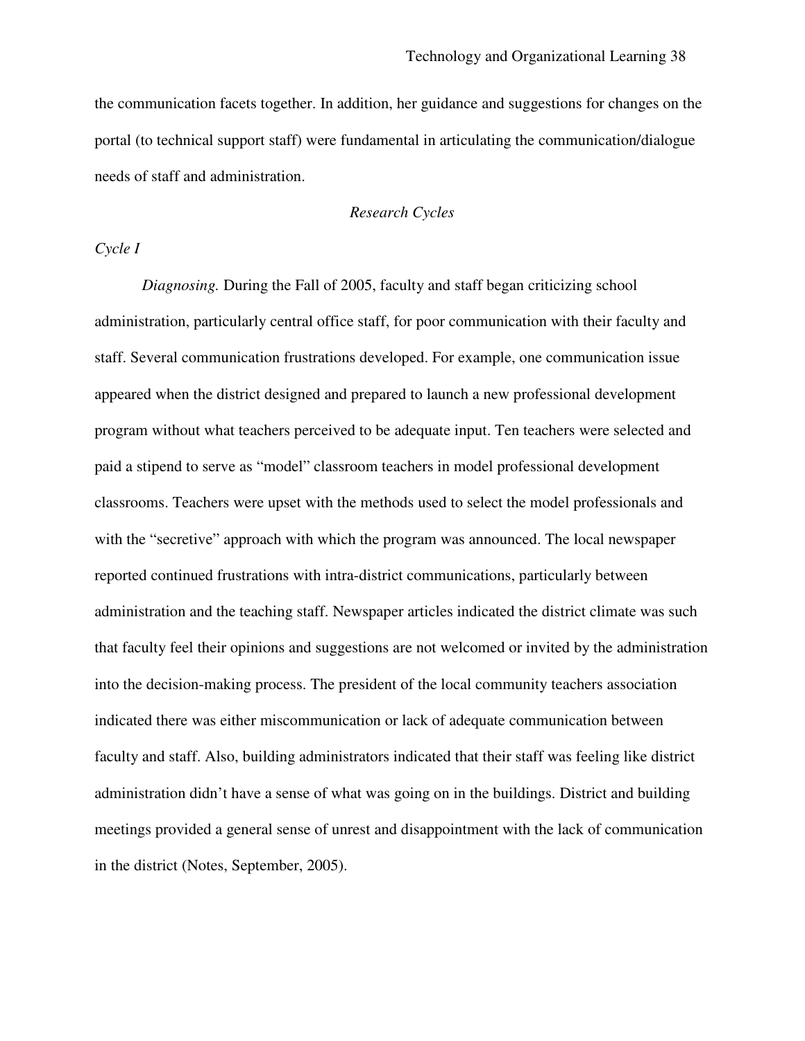the communication facets together. In addition, her guidance and suggestions for changes on the portal (to technical support staff) were fundamental in articulating the communication/dialogue needs of staff and administration.

## *Research Cycles*

### *Cycle I*

*Diagnosing.* During the Fall of 2005, faculty and staff began criticizing school administration, particularly central office staff, for poor communication with their faculty and staff. Several communication frustrations developed. For example, one communication issue appeared when the district designed and prepared to launch a new professional development program without what teachers perceived to be adequate input. Ten teachers were selected and paid a stipend to serve as "model" classroom teachers in model professional development classrooms. Teachers were upset with the methods used to select the model professionals and with the "secretive" approach with which the program was announced. The local newspaper reported continued frustrations with intra-district communications, particularly between administration and the teaching staff. Newspaper articles indicated the district climate was such that faculty feel their opinions and suggestions are not welcomed or invited by the administration into the decision-making process. The president of the local community teachers association indicated there was either miscommunication or lack of adequate communication between faculty and staff. Also, building administrators indicated that their staff was feeling like district administration didn't have a sense of what was going on in the buildings. District and building meetings provided a general sense of unrest and disappointment with the lack of communication in the district (Notes, September, 2005).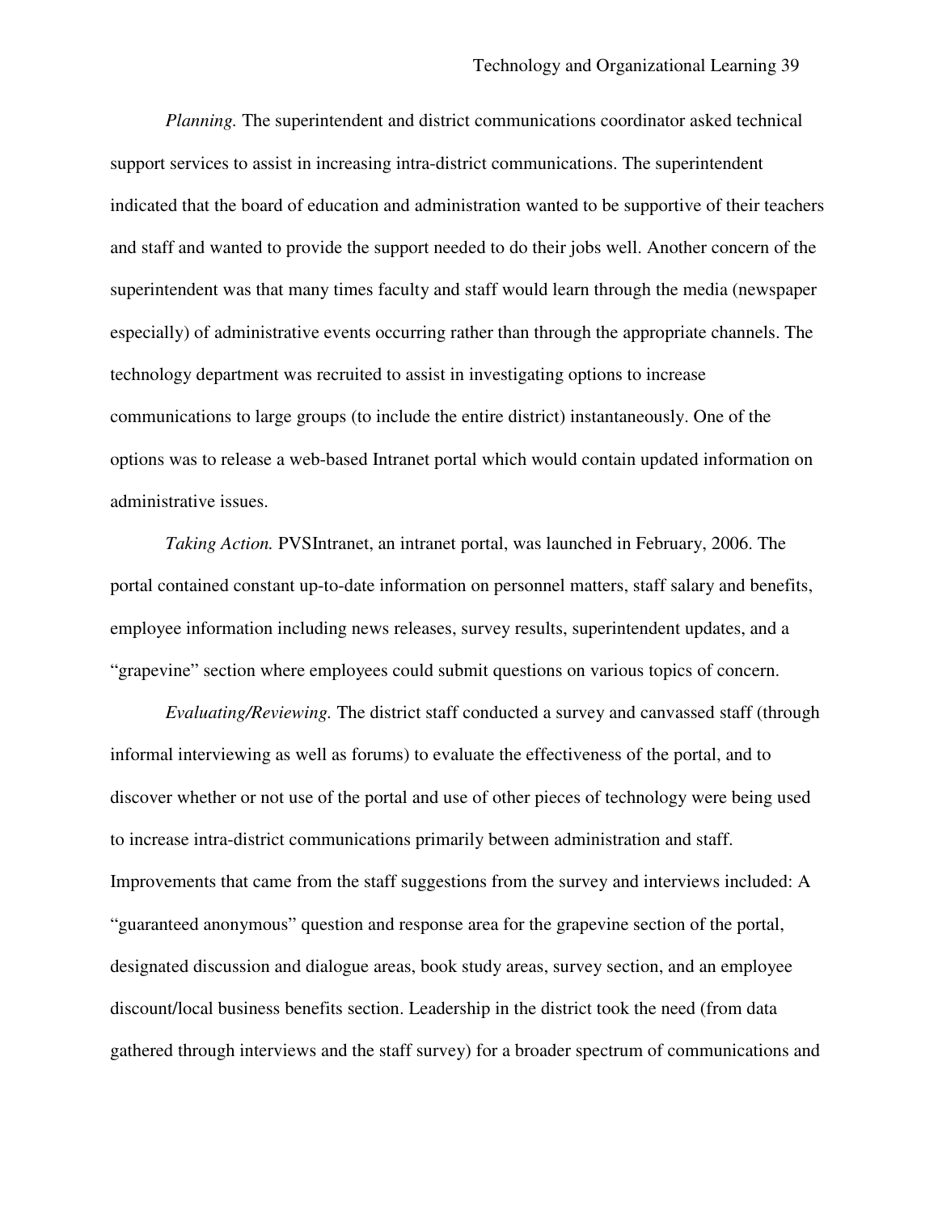*Planning.* The superintendent and district communications coordinator asked technical support services to assist in increasing intra-district communications. The superintendent indicated that the board of education and administration wanted to be supportive of their teachers and staff and wanted to provide the support needed to do their jobs well. Another concern of the superintendent was that many times faculty and staff would learn through the media (newspaper especially) of administrative events occurring rather than through the appropriate channels. The technology department was recruited to assist in investigating options to increase communications to large groups (to include the entire district) instantaneously. One of the options was to release a web-based Intranet portal which would contain updated information on administrative issues.

*Taking Action.* PVSIntranet, an intranet portal, was launched in February, 2006. The portal contained constant up-to-date information on personnel matters, staff salary and benefits, employee information including news releases, survey results, superintendent updates, and a "grapevine" section where employees could submit questions on various topics of concern.

*Evaluating/Reviewing.* The district staff conducted a survey and canvassed staff (through informal interviewing as well as forums) to evaluate the effectiveness of the portal, and to discover whether or not use of the portal and use of other pieces of technology were being used to increase intra-district communications primarily between administration and staff. Improvements that came from the staff suggestions from the survey and interviews included: A "guaranteed anonymous" question and response area for the grapevine section of the portal, designated discussion and dialogue areas, book study areas, survey section, and an employee discount/local business benefits section. Leadership in the district took the need (from data gathered through interviews and the staff survey) for a broader spectrum of communications and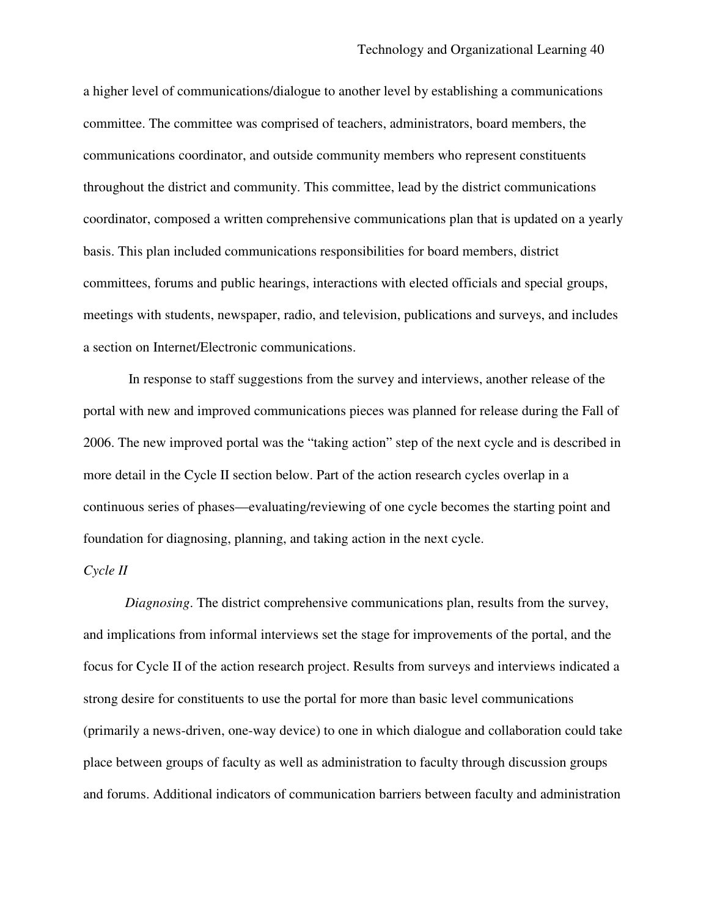a higher level of communications/dialogue to another level by establishing a communications committee. The committee was comprised of teachers, administrators, board members, the communications coordinator, and outside community members who represent constituents throughout the district and community. This committee, lead by the district communications coordinator, composed a written comprehensive communications plan that is updated on a yearly basis. This plan included communications responsibilities for board members, district committees, forums and public hearings, interactions with elected officials and special groups, meetings with students, newspaper, radio, and television, publications and surveys, and includes a section on Internet/Electronic communications.

In response to staff suggestions from the survey and interviews, another release of the portal with new and improved communications pieces was planned for release during the Fall of 2006. The new improved portal was the "taking action" step of the next cycle and is described in more detail in the Cycle II section below. Part of the action research cycles overlap in a continuous series of phases—evaluating/reviewing of one cycle becomes the starting point and foundation for diagnosing, planning, and taking action in the next cycle.

*Cycle II*

*Diagnosing*. The district comprehensive communications plan, results from the survey, and implications from informal interviews set the stage for improvements of the portal, and the focus for Cycle II of the action research project. Results from surveys and interviews indicated a strong desire for constituents to use the portal for more than basic level communications (primarily a news-driven, one-way device) to one in which dialogue and collaboration could take place between groups of faculty as well as administration to faculty through discussion groups and forums. Additional indicators of communication barriers between faculty and administration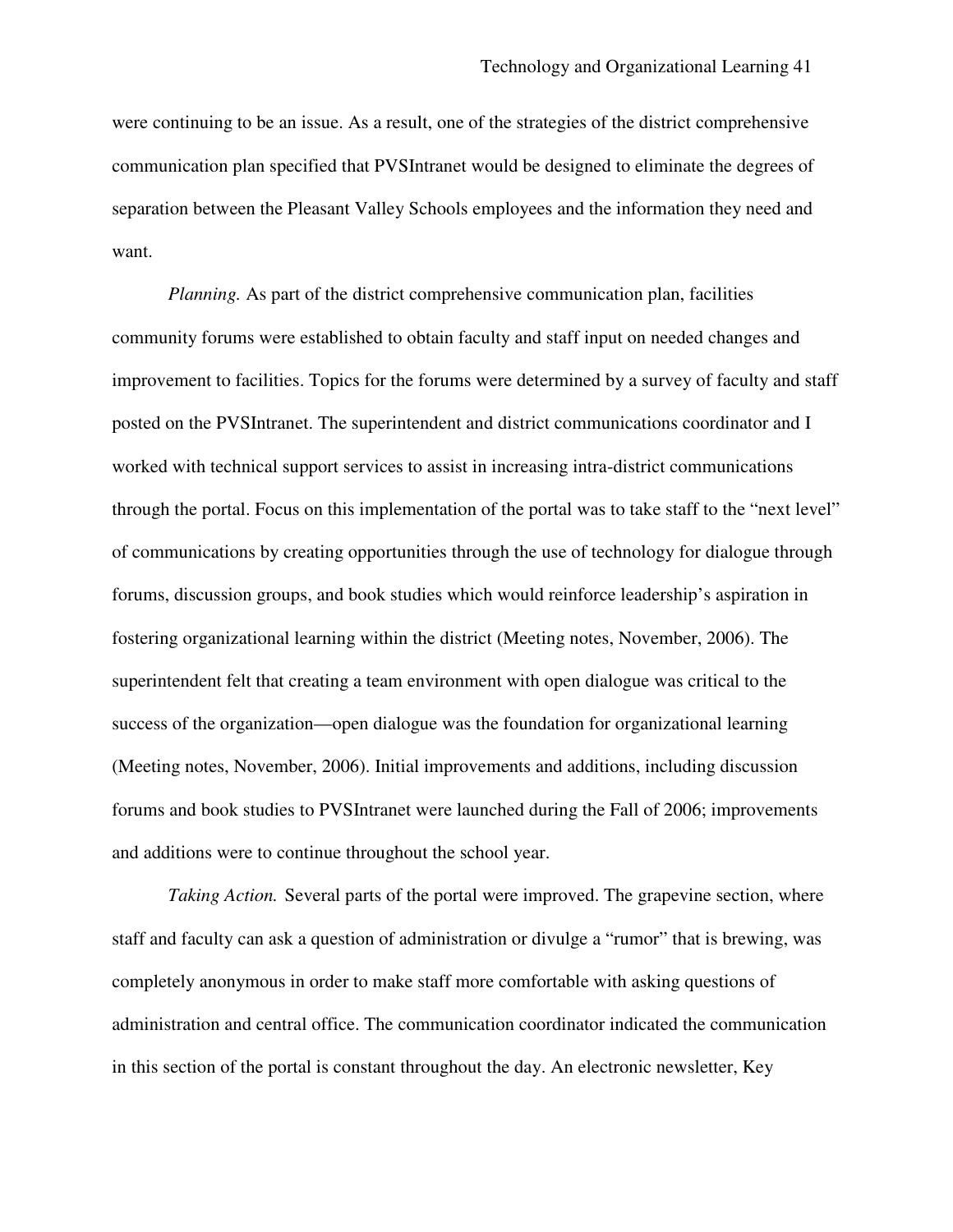were continuing to be an issue. As a result, one of the strategies of the district comprehensive communication plan specified that PVSIntranet would be designed to eliminate the degrees of separation between the Pleasant Valley Schools employees and the information they need and want.

*Planning.* As part of the district comprehensive communication plan, facilities community forums were established to obtain faculty and staff input on needed changes and improvement to facilities. Topics for the forums were determined by a survey of faculty and staff posted on the PVSIntranet. The superintendent and district communications coordinator and I worked with technical support services to assist in increasing intra-district communications through the portal. Focus on this implementation of the portal was to take staff to the "next level" of communications by creating opportunities through the use of technology for dialogue through forums, discussion groups, and book studies which would reinforce leadership's aspiration in fostering organizational learning within the district (Meeting notes, November, 2006). The superintendent felt that creating a team environment with open dialogue was critical to the success of the organization—open dialogue was the foundation for organizational learning (Meeting notes, November, 2006). Initial improvements and additions, including discussion forums and book studies to PVSIntranet were launched during the Fall of 2006; improvements and additions were to continue throughout the school year.

*Taking Action.* Several parts of the portal were improved. The grapevine section, where staff and faculty can ask a question of administration or divulge a "rumor" that is brewing, was completely anonymous in order to make staff more comfortable with asking questions of administration and central office. The communication coordinator indicated the communication in this section of the portal is constant throughout the day. An electronic newsletter, Key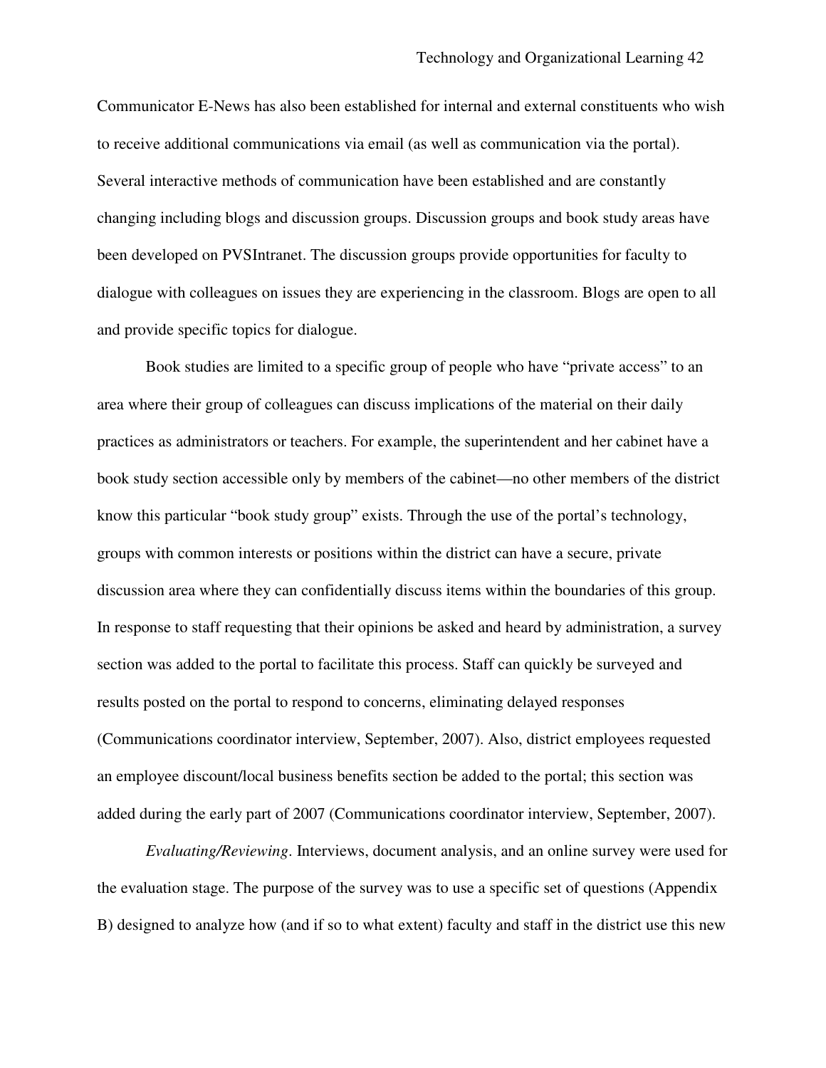Communicator E-News has also been established for internal and external constituents who wish to receive additional communications via email (as well as communication via the portal). Several interactive methods of communication have been established and are constantly changing including blogs and discussion groups. Discussion groups and book study areas have been developed on PVSIntranet. The discussion groups provide opportunities for faculty to dialogue with colleagues on issues they are experiencing in the classroom. Blogs are open to all and provide specific topics for dialogue.

Book studies are limited to a specific group of people who have "private access" to an area where their group of colleagues can discuss implications of the material on their daily practices as administrators or teachers. For example, the superintendent and her cabinet have a book study section accessible only by members of the cabinet—no other members of the district know this particular "book study group" exists. Through the use of the portal's technology, groups with common interests or positions within the district can have a secure, private discussion area where they can confidentially discuss items within the boundaries of this group. In response to staff requesting that their opinions be asked and heard by administration, a survey section was added to the portal to facilitate this process. Staff can quickly be surveyed and results posted on the portal to respond to concerns, eliminating delayed responses (Communications coordinator interview, September, 2007). Also, district employees requested an employee discount/local business benefits section be added to the portal; this section was added during the early part of 2007 (Communications coordinator interview, September, 2007).

*Evaluating/Reviewing*. Interviews, document analysis, and an online survey were used for the evaluation stage. The purpose of the survey was to use a specific set of questions (Appendix B) designed to analyze how (and if so to what extent) faculty and staff in the district use this new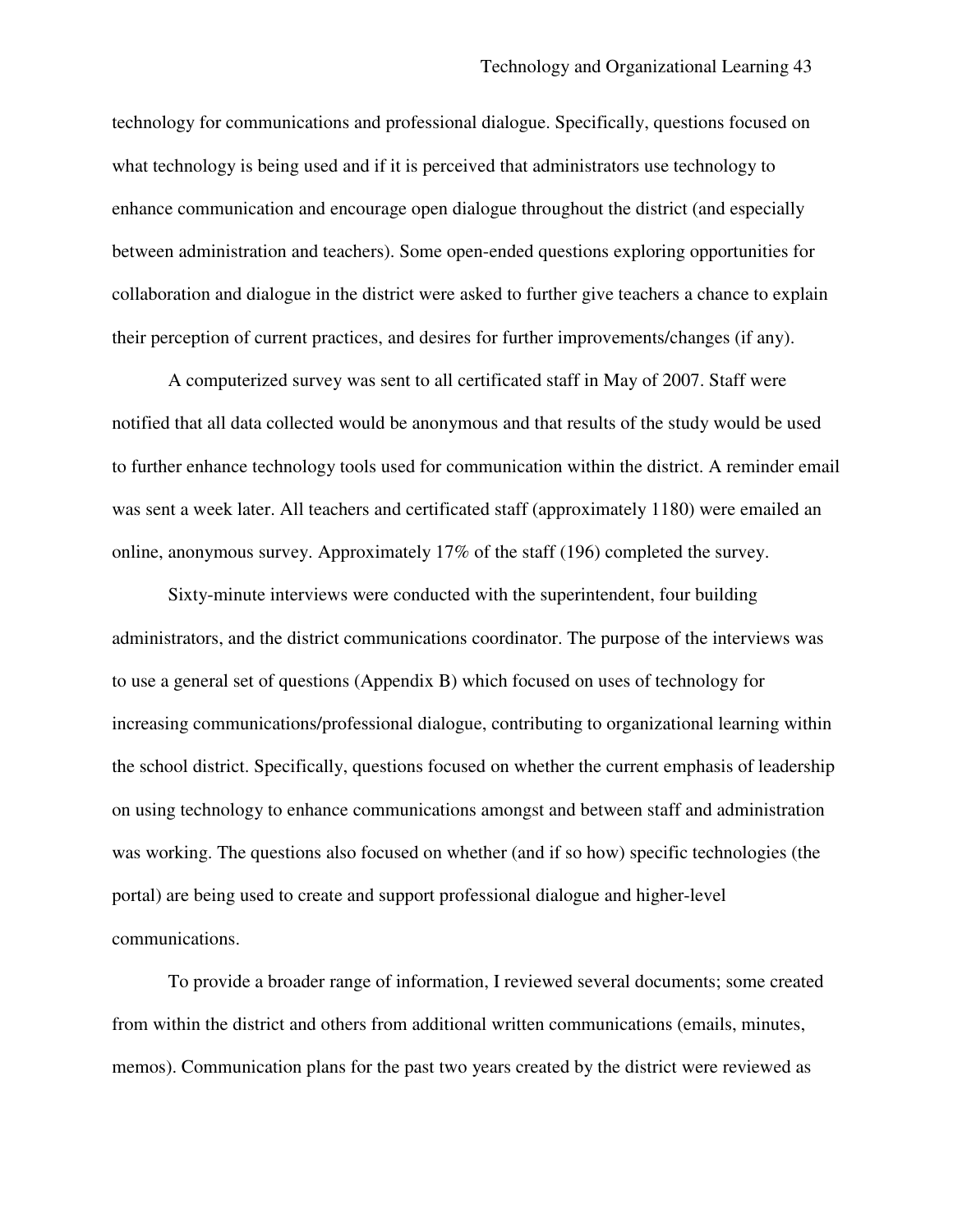technology for communications and professional dialogue. Specifically, questions focused on what technology is being used and if it is perceived that administrators use technology to enhance communication and encourage open dialogue throughout the district (and especially between administration and teachers). Some open-ended questions exploring opportunities for collaboration and dialogue in the district were asked to further give teachers a chance to explain their perception of current practices, and desires for further improvements/changes (if any).

A computerized survey was sent to all certificated staff in May of 2007. Staff were notified that all data collected would be anonymous and that results of the study would be used to further enhance technology tools used for communication within the district. A reminder email was sent a week later. All teachers and certificated staff (approximately 1180) were emailed an online, anonymous survey. Approximately 17% of the staff (196) completed the survey.

Sixty-minute interviews were conducted with the superintendent, four building administrators, and the district communications coordinator. The purpose of the interviews was to use a general set of questions (Appendix B) which focused on uses of technology for increasing communications/professional dialogue, contributing to organizational learning within the school district. Specifically, questions focused on whether the current emphasis of leadership on using technology to enhance communications amongst and between staff and administration was working. The questions also focused on whether (and if so how) specific technologies (the portal) are being used to create and support professional dialogue and higher-level communications.

To provide a broader range of information, I reviewed several documents; some created from within the district and others from additional written communications (emails, minutes, memos). Communication plans for the past two years created by the district were reviewed as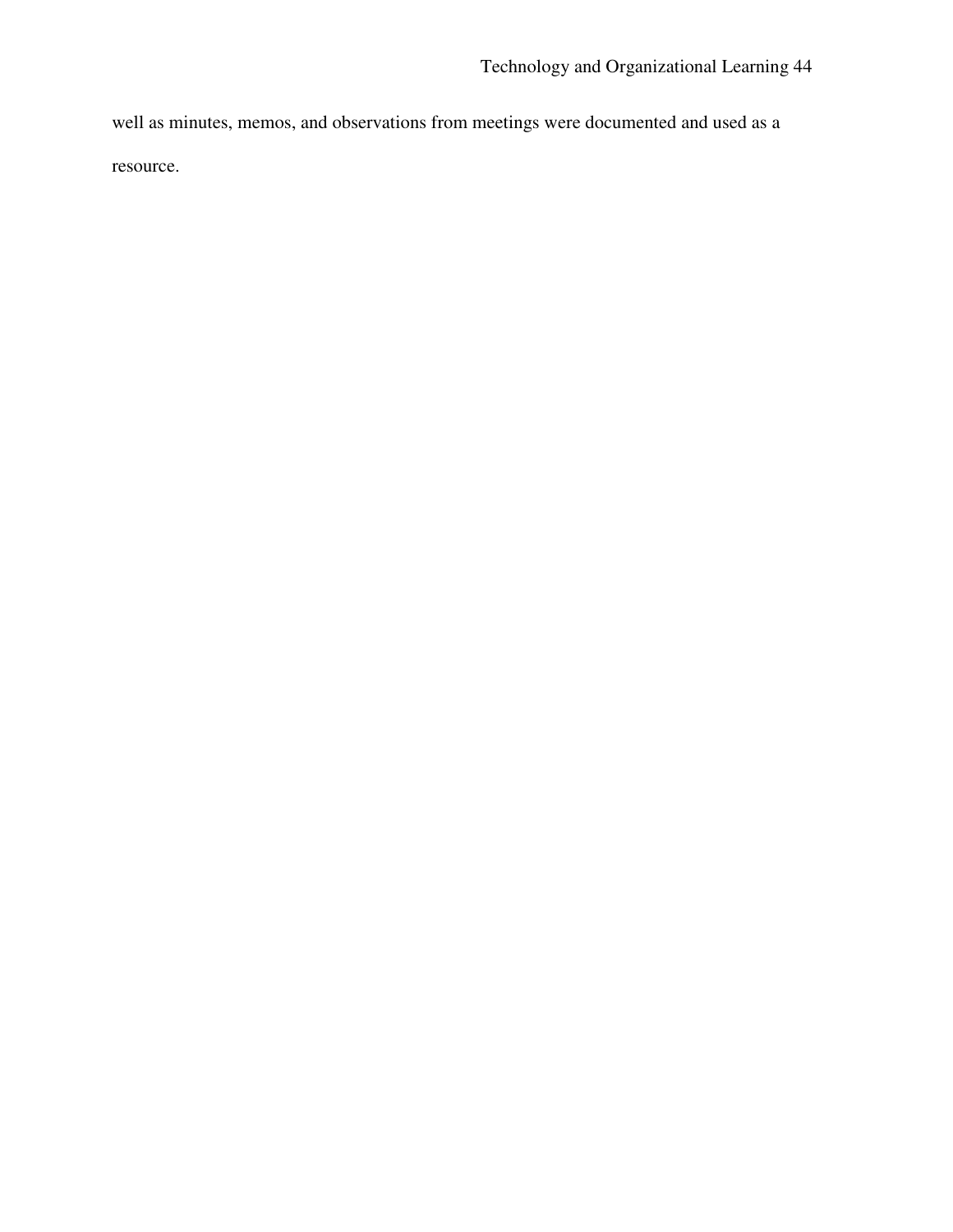well as minutes, memos, and observations from meetings were documented and used as a resource.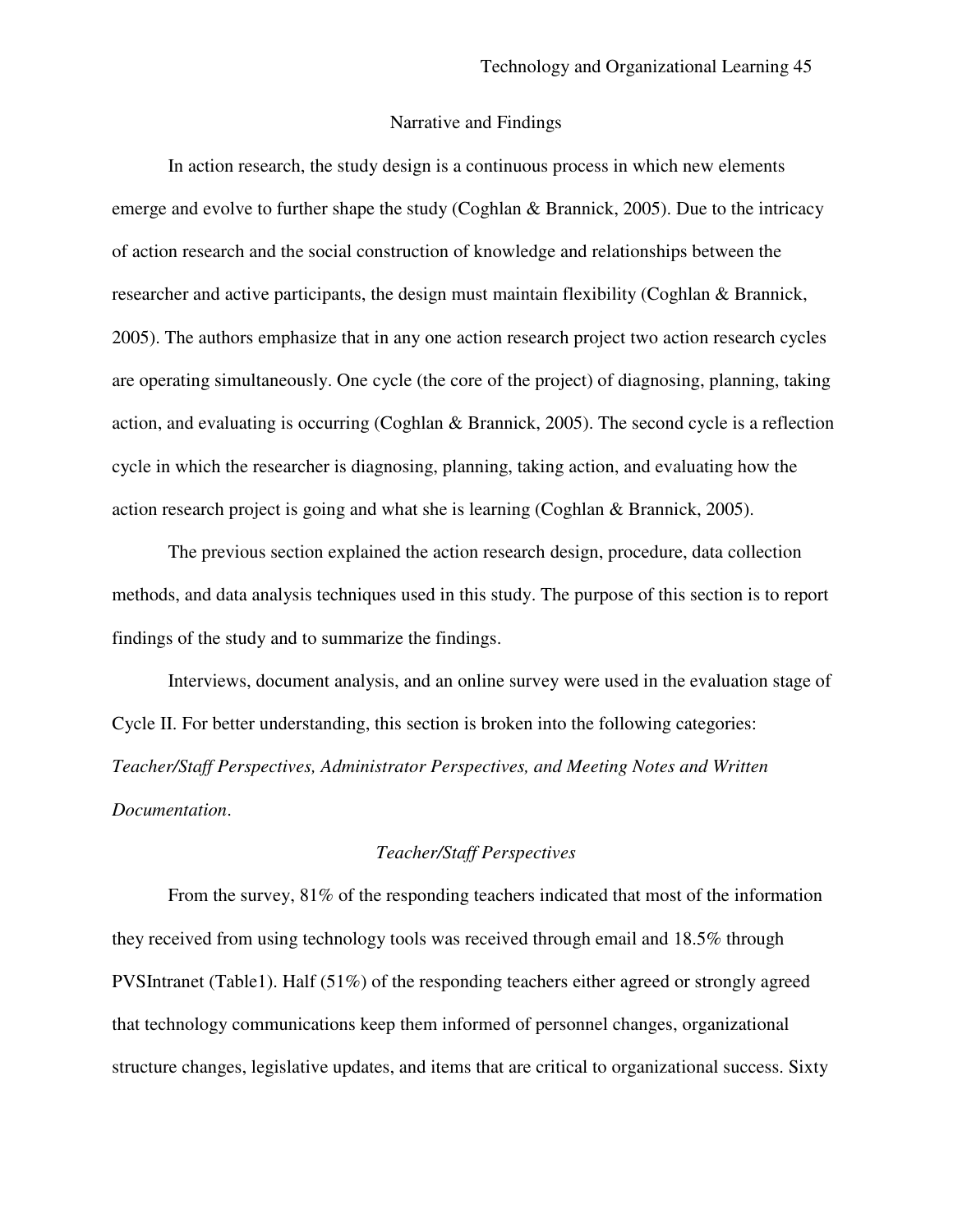## Narrative and Findings

In action research, the study design is a continuous process in which new elements emerge and evolve to further shape the study (Coghlan & Brannick, 2005). Due to the intricacy of action research and the social construction of knowledge and relationships between the researcher and active participants, the design must maintain flexibility (Coghlan & Brannick, 2005). The authors emphasize that in any one action research project two action research cycles are operating simultaneously. One cycle (the core of the project) of diagnosing, planning, taking action, and evaluating is occurring (Coghlan & Brannick, 2005). The second cycle is a reflection cycle in which the researcher is diagnosing, planning, taking action, and evaluating how the action research project is going and what she is learning (Coghlan & Brannick, 2005).

The previous section explained the action research design, procedure, data collection methods, and data analysis techniques used in this study. The purpose of this section is to report findings of the study and to summarize the findings.

Interviews, document analysis, and an online survey were used in the evaluation stage of Cycle II. For better understanding, this section is broken into the following categories: *Teacher/Staff Perspectives, Administrator Perspectives, and Meeting Notes and Written Documentation*.

### *Teacher/Staff Perspectives*

From the survey, 81% of the responding teachers indicated that most of the information they received from using technology tools was received through email and 18.5% through PVSIntranet (Table1). Half (51%) of the responding teachers either agreed or strongly agreed that technology communications keep them informed of personnel changes, organizational structure changes, legislative updates, and items that are critical to organizational success. Sixty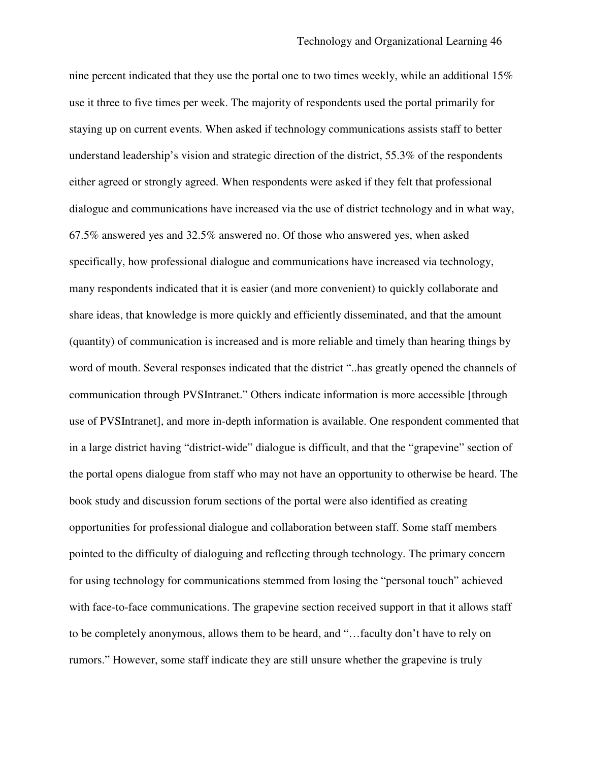nine percent indicated that they use the portal one to two times weekly, while an additional 15% use it three to five times per week. The majority of respondents used the portal primarily for staying up on current events. When asked if technology communications assists staff to better understand leadership's vision and strategic direction of the district, 55.3% of the respondents either agreed or strongly agreed. When respondents were asked if they felt that professional dialogue and communications have increased via the use of district technology and in what way, 67.5% answered yes and 32.5% answered no. Of those who answered yes, when asked specifically, how professional dialogue and communications have increased via technology, many respondents indicated that it is easier (and more convenient) to quickly collaborate and share ideas, that knowledge is more quickly and efficiently disseminated, and that the amount (quantity) of communication is increased and is more reliable and timely than hearing things by word of mouth. Several responses indicated that the district "..has greatly opened the channels of communication through PVSIntranet." Others indicate information is more accessible [through use of PVSIntranet], and more in-depth information is available. One respondent commented that in a large district having "district-wide" dialogue is difficult, and that the "grapevine" section of the portal opens dialogue from staff who may not have an opportunity to otherwise be heard. The book study and discussion forum sections of the portal were also identified as creating opportunities for professional dialogue and collaboration between staff. Some staff members pointed to the difficulty of dialoguing and reflecting through technology. The primary concern for using technology for communications stemmed from losing the "personal touch" achieved with face-to-face communications. The grapevine section received support in that it allows staff to be completely anonymous, allows them to be heard, and "…faculty don't have to rely on rumors." However, some staff indicate they are still unsure whether the grapevine is truly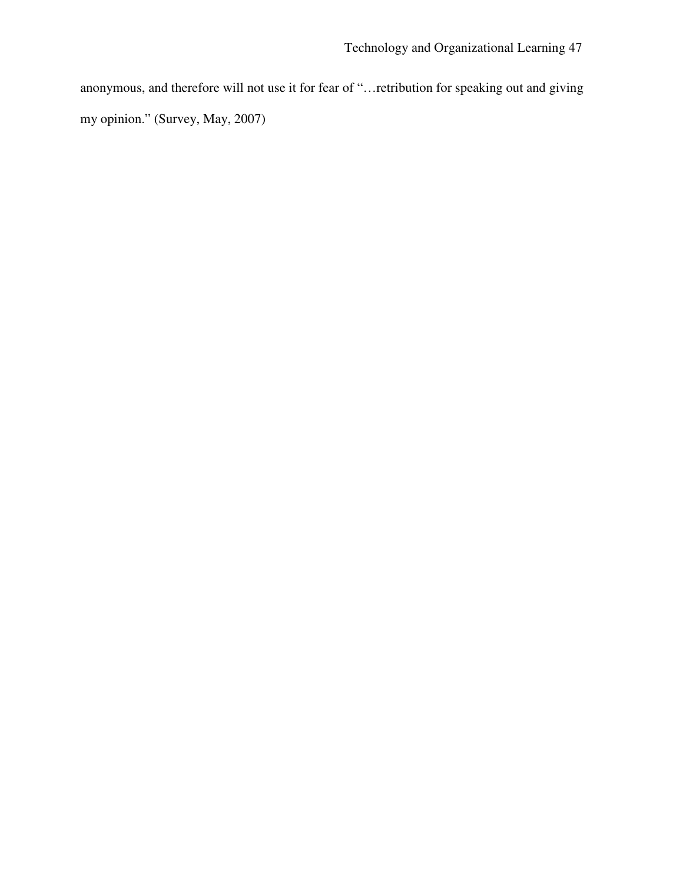anonymous, and therefore will not use it for fear of "…retribution for speaking out and giving my opinion." (Survey, May, 2007)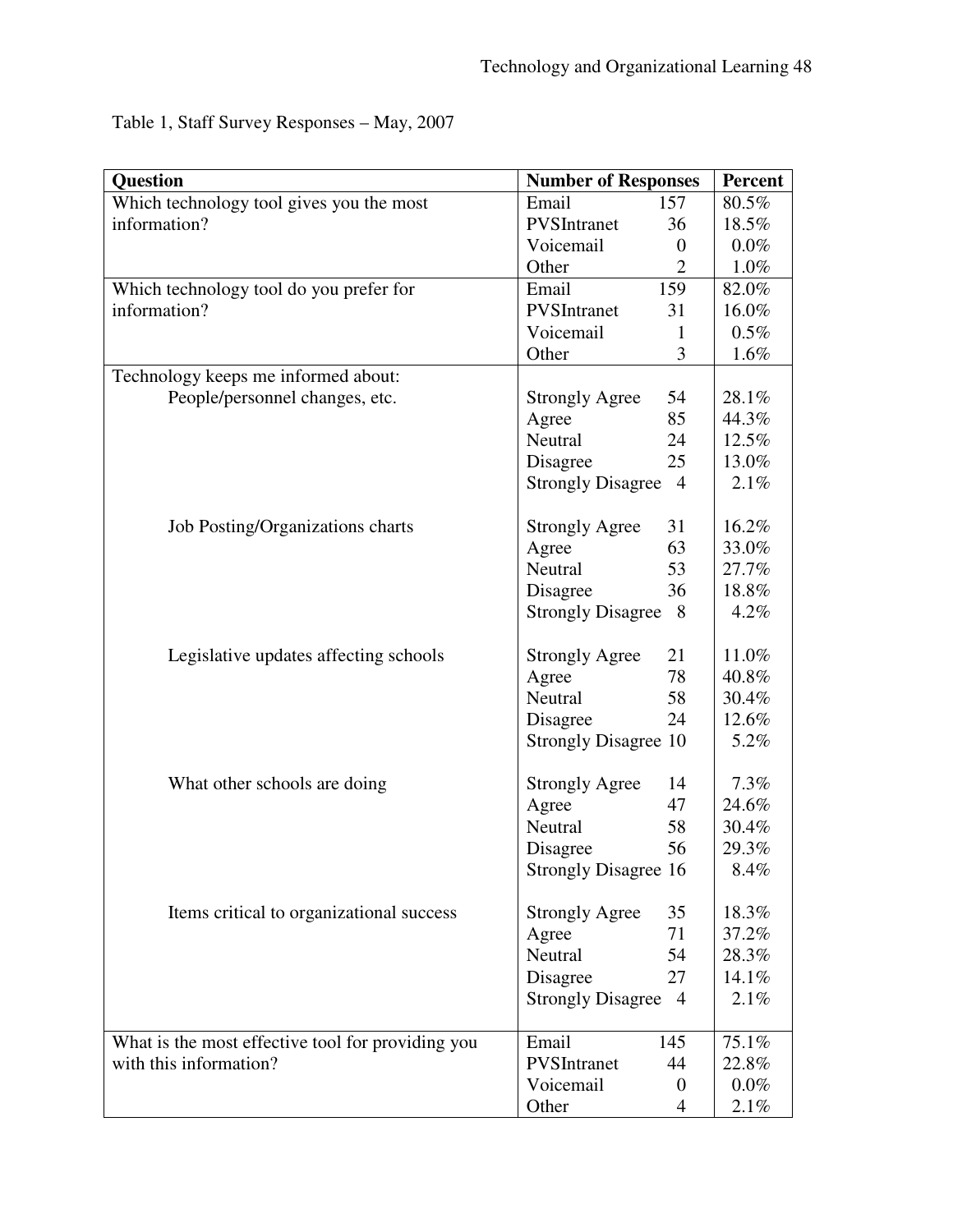Table 1, Staff Survey Responses – May, 2007

| Question | Number of Responses | | Percent |
|---|---|---|---|
| Which technology tool gives you the most information? | Email | 157 | 80.5% |
| | PVSIntranet | 36 | 18.5% |
| | Voicemail | 0 | 0.0% |
| | Other | 2 | 1.0% |
| Which technology tool do you prefer for information? | Email | 159 | 82.0% |
| | PVSIntranet | 31 | 16.0% |
| | Voicemail | 1 | 0.5% |
| | Other | 3 | 1.6% |
| Technology keeps me informed about: | | | |
| People/personnel changes, etc. | Strongly Agree | 54 | 28.1% |
| | Agree | 85 | 44.3% |
| | Neutral | 24 | 12.5% |
| | Disagree | 25 | 13.0% |
| | Strongly Disagree | 4 | 2.1% |
| Job Posting/Organizations charts | Strongly Agree | 31 | 16.2% |
| | Agree | 63 | 33.0% |
| | Neutral | 53 | 27.7% |
| | Disagree | 36 | 18.8% |
| | Strongly Disagree | 8 | 4.2% |
| Legislative updates affecting schools | Strongly Agree | 21 | 11.0% |
| | Agree | 78 | 40.8% |
| | Neutral | 58 | 30.4% |
| | Disagree | 24 | 12.6% |
| | Strongly Disagree | 10 | 5.2% |
| What other schools are doing | Strongly Agree | 14 | 7.3% |
| | Agree | 47 | 24.6% |
| | Neutral | 58 | 30.4% |
| | Disagree | 56 | 29.3% |
| | Strongly Disagree | 16 | 8.4% |
| Items critical to organizational success | Strongly Agree | 35 | 18.3% |
| | Agree | 71 | 37.2% |
| | Neutral | 54 | 28.3% |
| | Disagree | 27 | 14.1% |
| | Strongly Disagree | 4 | 2.1% |
| What is the most effective tool for providing you with this information? | Email | 145 | 75.1% |
| | PVSIntranet | 44 | 22.8% |
| | Voicemail | 0 | 0.0% |
| | Other | 4 | 2.1% |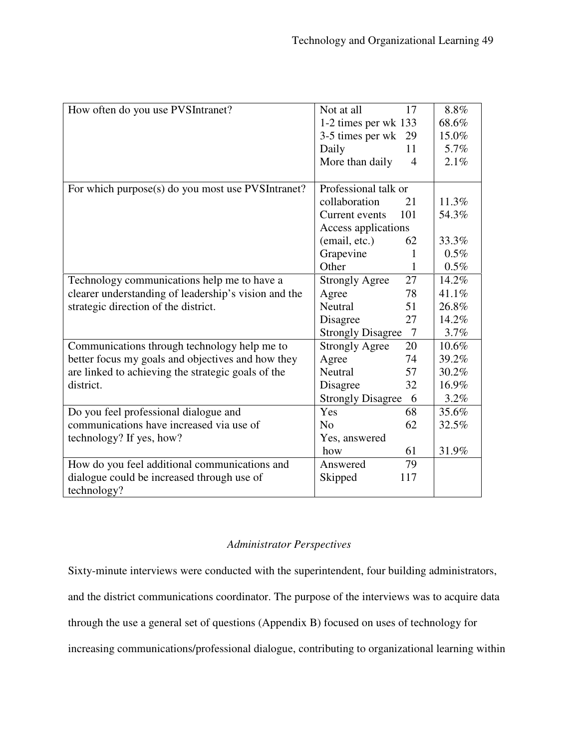| | | |
|---|---|---|
| How often do you use PVSIntranet? | Not at all 17 | 8.8% |
| | 1-2 times per wk 133 | 68.6% |
| | 3-5 times per wk 29 | 15.0% |
| | Daily 11 | 5.7% |
| | More than daily 4 | 2.1% |
| For which purpose(s) do you most use PVSIntranet? | Professional talk or collaboration 21 | 11.3% |
| | Current events 101 | 54.3% |
| | Access applications (email, etc.) 62 | 33.3% |
| | Grapevine 1 | 0.5% |
| | Other 1 | 0.5% |
| Technology communications help me to have a clearer understanding of leadership's vision and the strategic direction of the district. | Strongly Agree 27 | 14.2% |
| | Agree 78 | 41.1% |
| | Neutral 51 | 26.8% |
| | Disagree 27 | 14.2% |
| | Strongly Disagree 7 | 3.7% |
| Communications through technology help me to better focus my goals and objectives and how they are linked to achieving the strategic goals of the district. | Strongly Agree 20 | 10.6% |
| | Agree 74 | 39.2% |
| | Neutral 57 | 30.2% |
| | Disagree 32 | 16.9% |
| | Strongly Disagree 6 | 3.2% |
| Do you feel professional dialogue and communications have increased via use of technology? If yes, how? | Yes 68 | 35.6% |
| | No 62 | 32.5% |
| | Yes, answered how 61 | 31.9% |
| How do you feel additional communications and dialogue could be increased through use of technology? | Answered 79 | |
| | Skipped 117 | |

### *Administrator Perspectives*

Sixty-minute interviews were conducted with the superintendent, four building administrators, and the district communications coordinator. The purpose of the interviews was to acquire data through the use a general set of questions (Appendix B) focused on uses of technology for increasing communications/professional dialogue, contributing to organizational learning within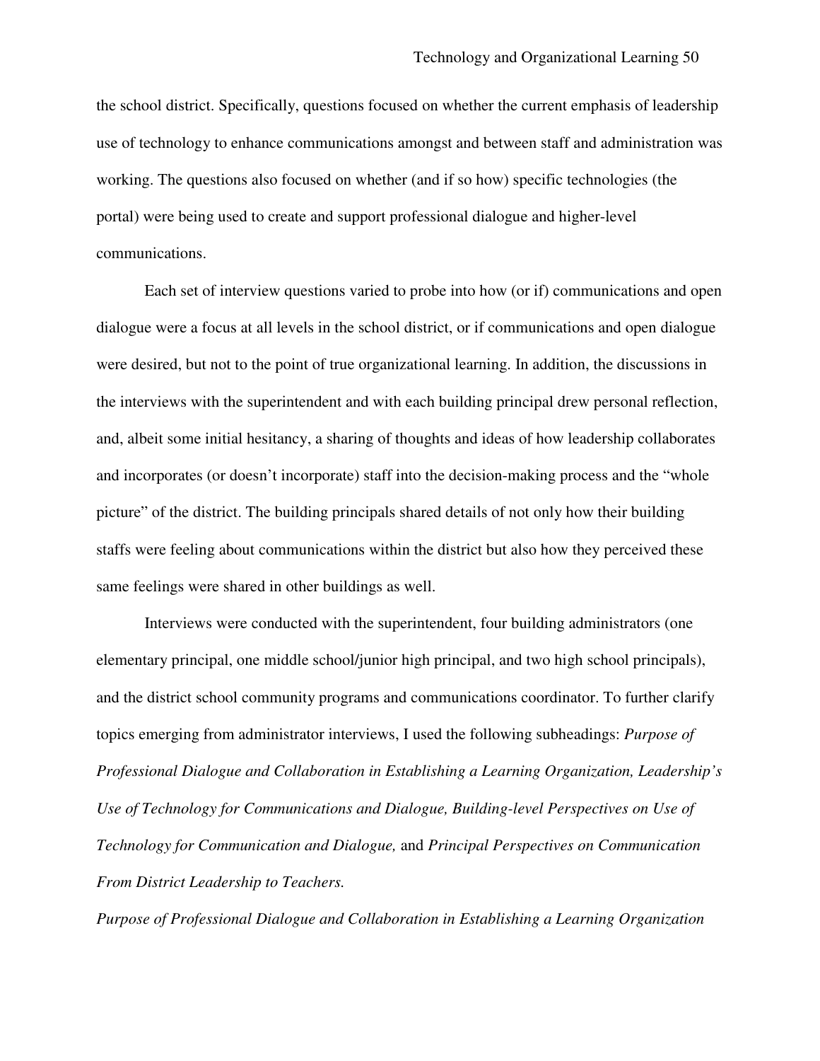the school district. Specifically, questions focused on whether the current emphasis of leadership use of technology to enhance communications amongst and between staff and administration was working. The questions also focused on whether (and if so how) specific technologies (the portal) were being used to create and support professional dialogue and higher-level communications.

Each set of interview questions varied to probe into how (or if) communications and open dialogue were a focus at all levels in the school district, or if communications and open dialogue were desired, but not to the point of true organizational learning. In addition, the discussions in the interviews with the superintendent and with each building principal drew personal reflection, and, albeit some initial hesitancy, a sharing of thoughts and ideas of how leadership collaborates and incorporates (or doesn't incorporate) staff into the decision-making process and the "whole picture" of the district. The building principals shared details of not only how their building staffs were feeling about communications within the district but also how they perceived these same feelings were shared in other buildings as well.

Interviews were conducted with the superintendent, four building administrators (one elementary principal, one middle school/junior high principal, and two high school principals), and the district school community programs and communications coordinator. To further clarify topics emerging from administrator interviews, I used the following subheadings: *Purpose of Professional Dialogue and Collaboration in Establishing a Learning Organization, Leadership's Use of Technology for Communications and Dialogue, Building-level Perspectives on Use of Technology for Communication and Dialogue,* and *Principal Perspectives on Communication From District Leadership to Teachers.*

*Purpose of Professional Dialogue and Collaboration in Establishing a Learning Organization*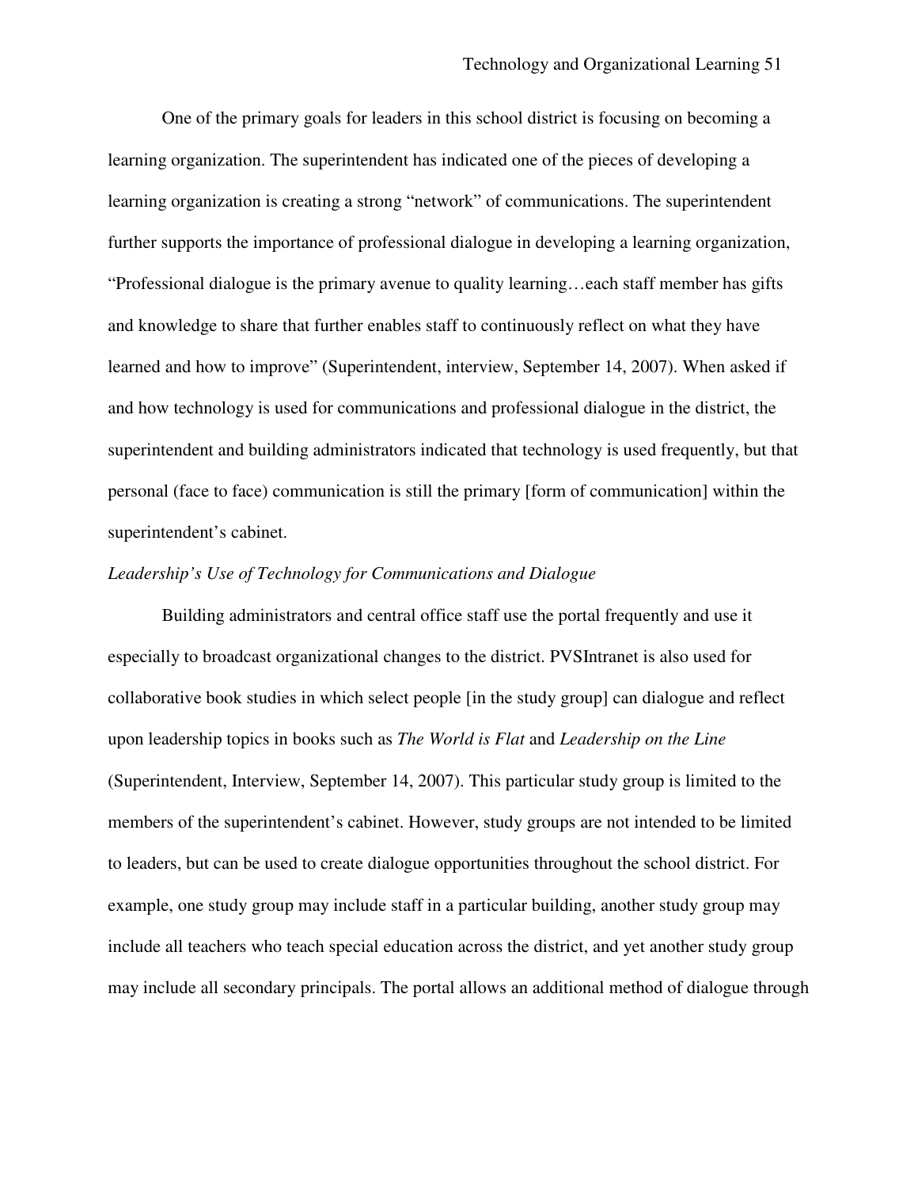One of the primary goals for leaders in this school district is focusing on becoming a learning organization. The superintendent has indicated one of the pieces of developing a learning organization is creating a strong "network" of communications. The superintendent further supports the importance of professional dialogue in developing a learning organization, "Professional dialogue is the primary avenue to quality learning…each staff member has gifts and knowledge to share that further enables staff to continuously reflect on what they have learned and how to improve" (Superintendent, interview, September 14, 2007). When asked if and how technology is used for communications and professional dialogue in the district, the superintendent and building administrators indicated that technology is used frequently, but that personal (face to face) communication is still the primary [form of communication] within the superintendent's cabinet.

*Leadership's Use of Technology for Communications and Dialogue*

Building administrators and central office staff use the portal frequently and use it especially to broadcast organizational changes to the district. PVSIntranet is also used for collaborative book studies in which select people [in the study group] can dialogue and reflect upon leadership topics in books such as *The World is Flat* and *Leadership on the Line* (Superintendent, Interview, September 14, 2007). This particular study group is limited to the members of the superintendent's cabinet. However, study groups are not intended to be limited to leaders, but can be used to create dialogue opportunities throughout the school district. For example, one study group may include staff in a particular building, another study group may include all teachers who teach special education across the district, and yet another study group may include all secondary principals. The portal allows an additional method of dialogue through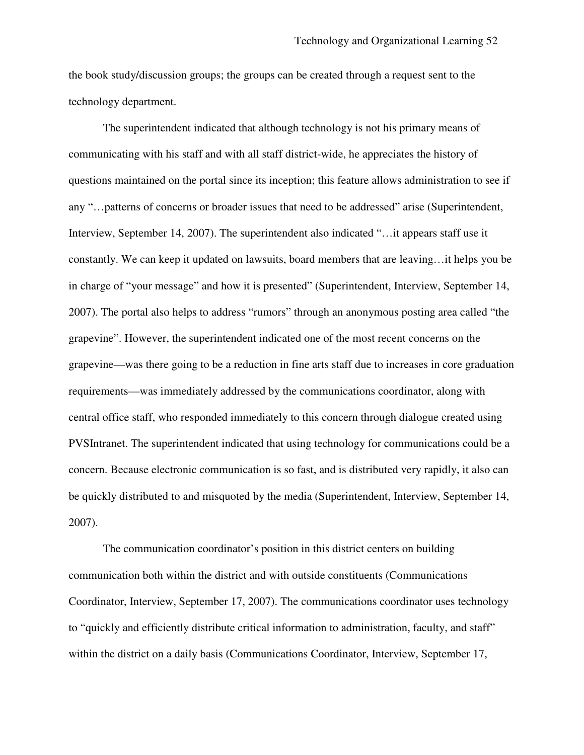the book study/discussion groups; the groups can be created through a request sent to the technology department.

The superintendent indicated that although technology is not his primary means of communicating with his staff and with all staff district-wide, he appreciates the history of questions maintained on the portal since its inception; this feature allows administration to see if any "…patterns of concerns or broader issues that need to be addressed" arise (Superintendent, Interview, September 14, 2007). The superintendent also indicated "…it appears staff use it constantly. We can keep it updated on lawsuits, board members that are leaving…it helps you be in charge of "your message" and how it is presented" (Superintendent, Interview, September 14, 2007). The portal also helps to address "rumors" through an anonymous posting area called "the grapevine". However, the superintendent indicated one of the most recent concerns on the grapevine—was there going to be a reduction in fine arts staff due to increases in core graduation requirements—was immediately addressed by the communications coordinator, along with central office staff, who responded immediately to this concern through dialogue created using PVSIntranet. The superintendent indicated that using technology for communications could be a concern. Because electronic communication is so fast, and is distributed very rapidly, it also can be quickly distributed to and misquoted by the media (Superintendent, Interview, September 14, 2007).

The communication coordinator's position in this district centers on building communication both within the district and with outside constituents (Communications Coordinator, Interview, September 17, 2007). The communications coordinator uses technology to "quickly and efficiently distribute critical information to administration, faculty, and staff" within the district on a daily basis (Communications Coordinator, Interview, September 17,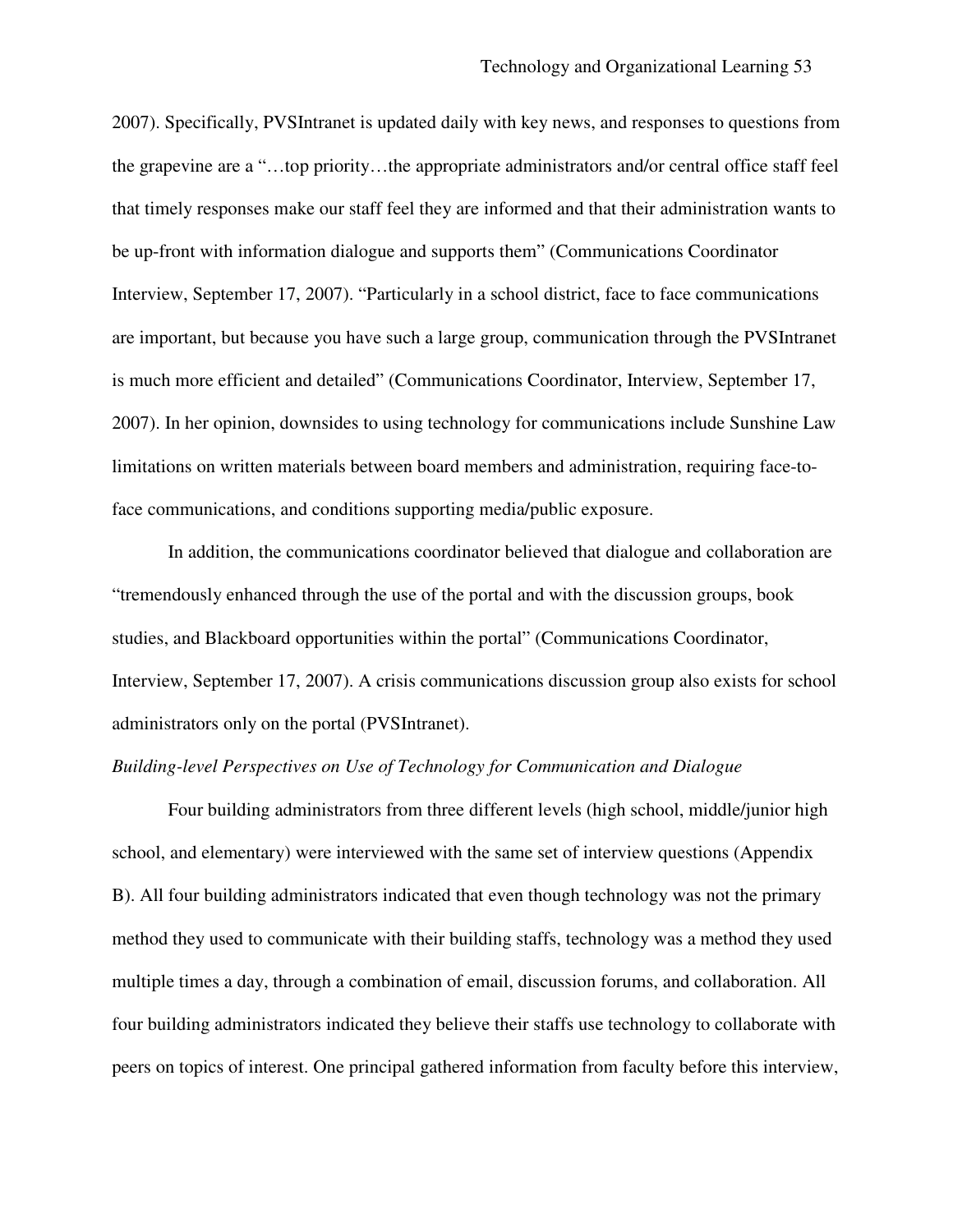2007). Specifically, PVSIntranet is updated daily with key news, and responses to questions from the grapevine are a "…top priority…the appropriate administrators and/or central office staff feel that timely responses make our staff feel they are informed and that their administration wants to be up-front with information dialogue and supports them" (Communications Coordinator Interview, September 17, 2007). "Particularly in a school district, face to face communications are important, but because you have such a large group, communication through the PVSIntranet is much more efficient and detailed" (Communications Coordinator, Interview, September 17, 2007). In her opinion, downsides to using technology for communications include Sunshine Law limitations on written materials between board members and administration, requiring face-to-face communications, and conditions supporting media/public exposure.

In addition, the communications coordinator believed that dialogue and collaboration are "tremendously enhanced through the use of the portal and with the discussion groups, book studies, and Blackboard opportunities within the portal" (Communications Coordinator, Interview, September 17, 2007). A crisis communications discussion group also exists for school administrators only on the portal (PVSIntranet).

*Building-level Perspectives on Use of Technology for Communication and Dialogue*

Four building administrators from three different levels (high school, middle/junior high school, and elementary) were interviewed with the same set of interview questions (Appendix B). All four building administrators indicated that even though technology was not the primary method they used to communicate with their building staffs, technology was a method they used multiple times a day, through a combination of email, discussion forums, and collaboration. All four building administrators indicated they believe their staffs use technology to collaborate with peers on topics of interest. One principal gathered information from faculty before this interview,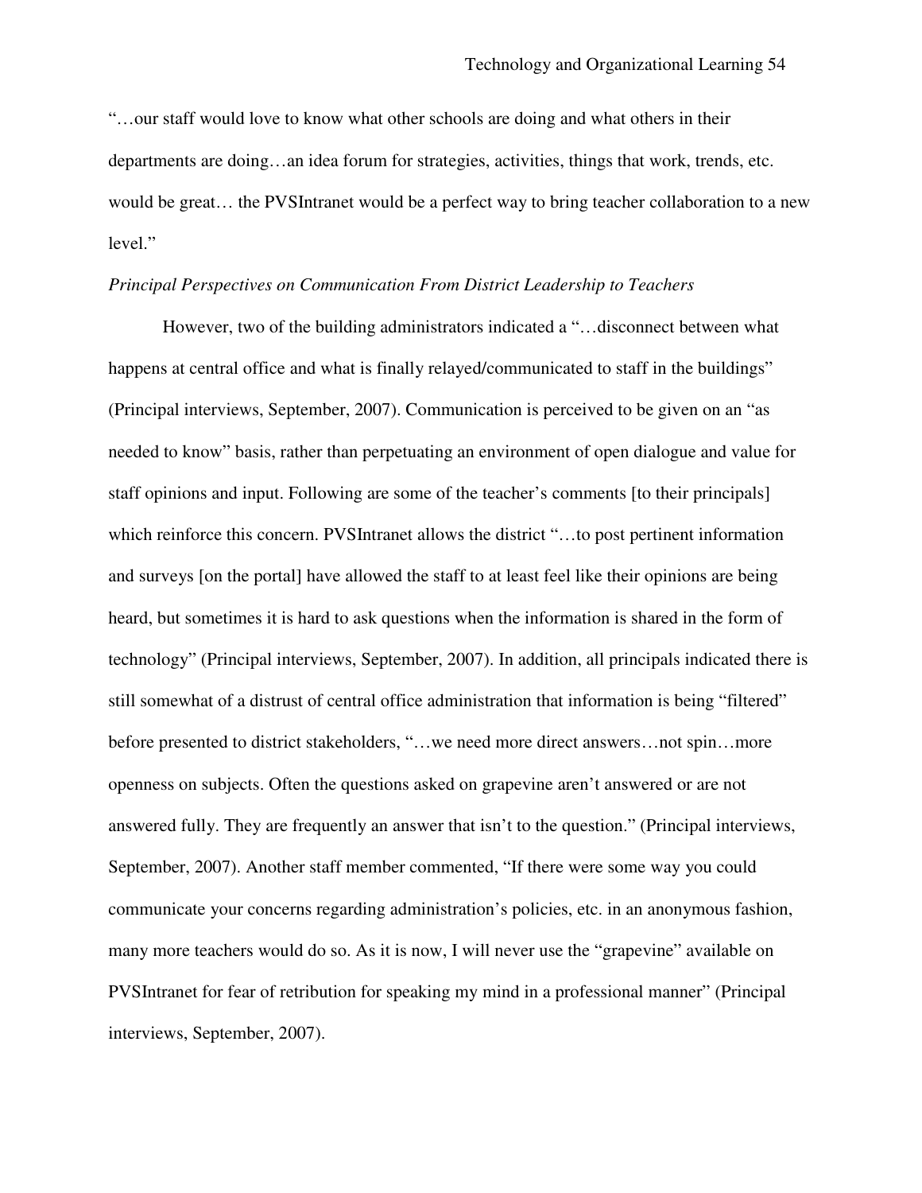"…our staff would love to know what other schools are doing and what others in their departments are doing…an idea forum for strategies, activities, things that work, trends, etc. would be great… the PVSIntranet would be a perfect way to bring teacher collaboration to a new level."

*Principal Perspectives on Communication From District Leadership to Teachers*

However, two of the building administrators indicated a "…disconnect between what happens at central office and what is finally relayed/communicated to staff in the buildings" (Principal interviews, September, 2007). Communication is perceived to be given on an "as needed to know" basis, rather than perpetuating an environment of open dialogue and value for staff opinions and input. Following are some of the teacher's comments [to their principals] which reinforce this concern. PVSIntranet allows the district "…to post pertinent information and surveys [on the portal] have allowed the staff to at least feel like their opinions are being heard, but sometimes it is hard to ask questions when the information is shared in the form of technology" (Principal interviews, September, 2007). In addition, all principals indicated there is still somewhat of a distrust of central office administration that information is being "filtered" before presented to district stakeholders, "…we need more direct answers…not spin…more openness on subjects. Often the questions asked on grapevine aren't answered or are not answered fully. They are frequently an answer that isn't to the question." (Principal interviews, September, 2007). Another staff member commented, "If there were some way you could communicate your concerns regarding administration's policies, etc. in an anonymous fashion, many more teachers would do so. As it is now, I will never use the "grapevine" available on PVSIntranet for fear of retribution for speaking my mind in a professional manner" (Principal interviews, September, 2007).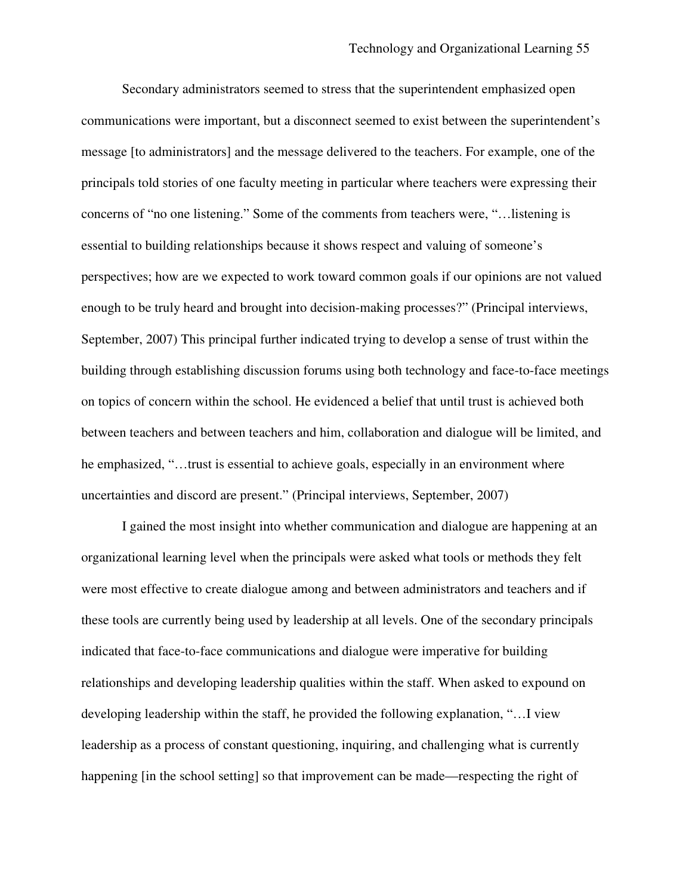Secondary administrators seemed to stress that the superintendent emphasized open communications were important, but a disconnect seemed to exist between the superintendent's message [to administrators] and the message delivered to the teachers. For example, one of the principals told stories of one faculty meeting in particular where teachers were expressing their concerns of "no one listening." Some of the comments from teachers were, "…listening is essential to building relationships because it shows respect and valuing of someone's perspectives; how are we expected to work toward common goals if our opinions are not valued enough to be truly heard and brought into decision-making processes?" (Principal interviews, September, 2007) This principal further indicated trying to develop a sense of trust within the building through establishing discussion forums using both technology and face-to-face meetings on topics of concern within the school. He evidenced a belief that until trust is achieved both between teachers and between teachers and him, collaboration and dialogue will be limited, and he emphasized, "…trust is essential to achieve goals, especially in an environment where uncertainties and discord are present." (Principal interviews, September, 2007)

I gained the most insight into whether communication and dialogue are happening at an organizational learning level when the principals were asked what tools or methods they felt were most effective to create dialogue among and between administrators and teachers and if these tools are currently being used by leadership at all levels. One of the secondary principals indicated that face-to-face communications and dialogue were imperative for building relationships and developing leadership qualities within the staff. When asked to expound on developing leadership within the staff, he provided the following explanation, "…I view leadership as a process of constant questioning, inquiring, and challenging what is currently happening [in the school setting] so that improvement can be made—respecting the right of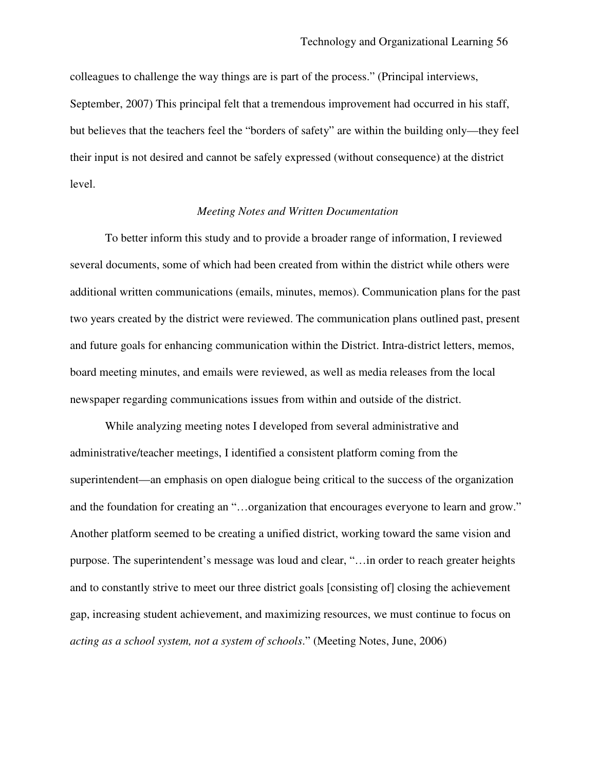colleagues to challenge the way things are is part of the process." (Principal interviews, September, 2007) This principal felt that a tremendous improvement had occurred in his staff, but believes that the teachers feel the "borders of safety" are within the building only—they feel their input is not desired and cannot be safely expressed (without consequence) at the district level.

### *Meeting Notes and Written Documentation*

To better inform this study and to provide a broader range of information, I reviewed several documents, some of which had been created from within the district while others were additional written communications (emails, minutes, memos). Communication plans for the past two years created by the district were reviewed. The communication plans outlined past, present and future goals for enhancing communication within the District. Intra-district letters, memos, board meeting minutes, and emails were reviewed, as well as media releases from the local newspaper regarding communications issues from within and outside of the district.

While analyzing meeting notes I developed from several administrative and administrative/teacher meetings, I identified a consistent platform coming from the superintendent—an emphasis on open dialogue being critical to the success of the organization and the foundation for creating an "…organization that encourages everyone to learn and grow." Another platform seemed to be creating a unified district, working toward the same vision and purpose. The superintendent's message was loud and clear, "…in order to reach greater heights and to constantly strive to meet our three district goals [consisting of] closing the achievement gap, increasing student achievement, and maximizing resources, we must continue to focus on *acting as a school system, not a system of schools*." (Meeting Notes, June, 2006)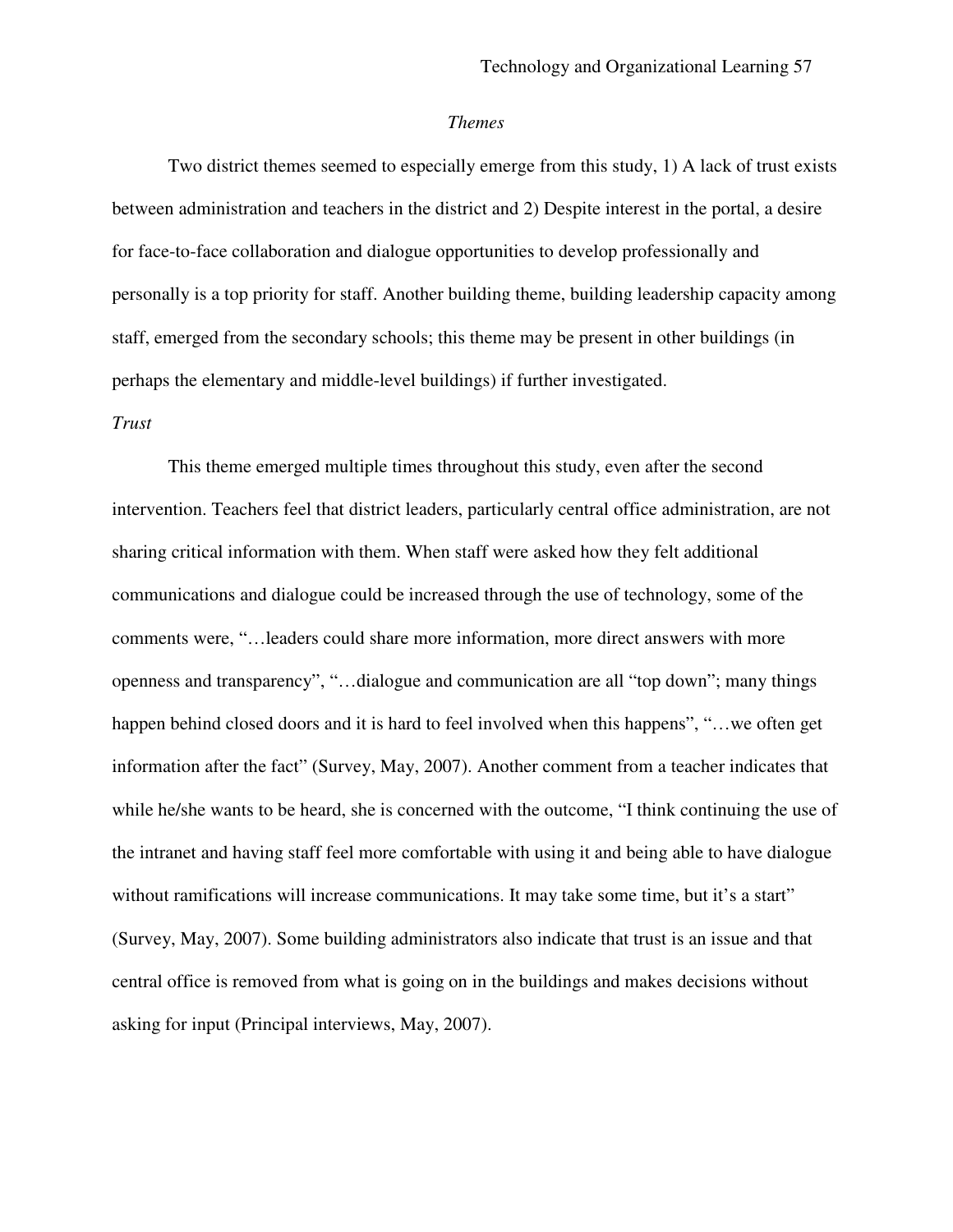*Themes*

Two district themes seemed to especially emerge from this study, 1) A lack of trust exists between administration and teachers in the district and 2) Despite interest in the portal, a desire for face-to-face collaboration and dialogue opportunities to develop professionally and personally is a top priority for staff. Another building theme, building leadership capacity among staff, emerged from the secondary schools; this theme may be present in other buildings (in perhaps the elementary and middle-level buildings) if further investigated.

*Trust*

This theme emerged multiple times throughout this study, even after the second intervention. Teachers feel that district leaders, particularly central office administration, are not sharing critical information with them. When staff were asked how they felt additional communications and dialogue could be increased through the use of technology, some of the comments were, "…leaders could share more information, more direct answers with more openness and transparency", "…dialogue and communication are all "top down"; many things happen behind closed doors and it is hard to feel involved when this happens", "…we often get information after the fact" (Survey, May, 2007). Another comment from a teacher indicates that while he/she wants to be heard, she is concerned with the outcome, "I think continuing the use of the intranet and having staff feel more comfortable with using it and being able to have dialogue without ramifications will increase communications. It may take some time, but it's a start" (Survey, May, 2007). Some building administrators also indicate that trust is an issue and that central office is removed from what is going on in the buildings and makes decisions without asking for input (Principal interviews, May, 2007).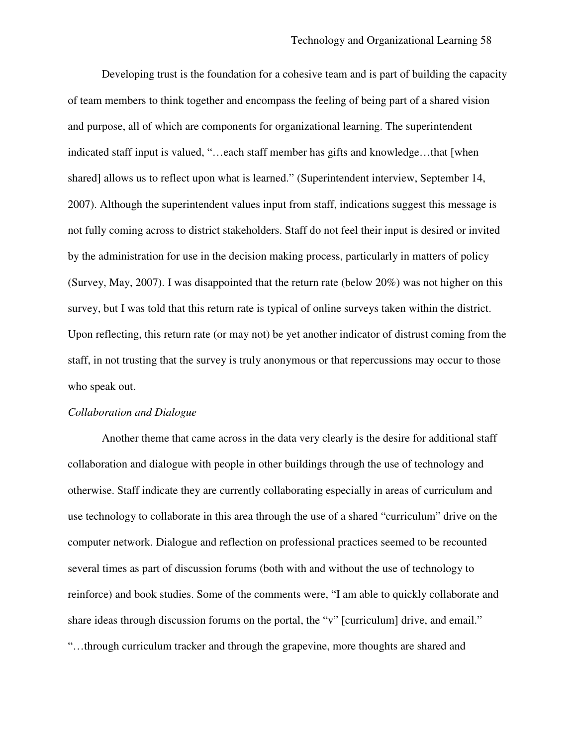Developing trust is the foundation for a cohesive team and is part of building the capacity of team members to think together and encompass the feeling of being part of a shared vision and purpose, all of which are components for organizational learning. The superintendent indicated staff input is valued, "…each staff member has gifts and knowledge…that [when shared] allows us to reflect upon what is learned." (Superintendent interview, September 14, 2007). Although the superintendent values input from staff, indications suggest this message is not fully coming across to district stakeholders. Staff do not feel their input is desired or invited by the administration for use in the decision making process, particularly in matters of policy (Survey, May, 2007). I was disappointed that the return rate (below 20%) was not higher on this survey, but I was told that this return rate is typical of online surveys taken within the district. Upon reflecting, this return rate (or may not) be yet another indicator of distrust coming from the staff, in not trusting that the survey is truly anonymous or that repercussions may occur to those who speak out.

*Collaboration and Dialogue*

Another theme that came across in the data very clearly is the desire for additional staff collaboration and dialogue with people in other buildings through the use of technology and otherwise. Staff indicate they are currently collaborating especially in areas of curriculum and use technology to collaborate in this area through the use of a shared "curriculum" drive on the computer network. Dialogue and reflection on professional practices seemed to be recounted several times as part of discussion forums (both with and without the use of technology to reinforce) and book studies. Some of the comments were, "I am able to quickly collaborate and share ideas through discussion forums on the portal, the "v" [curriculum] drive, and email." "…through curriculum tracker and through the grapevine, more thoughts are shared and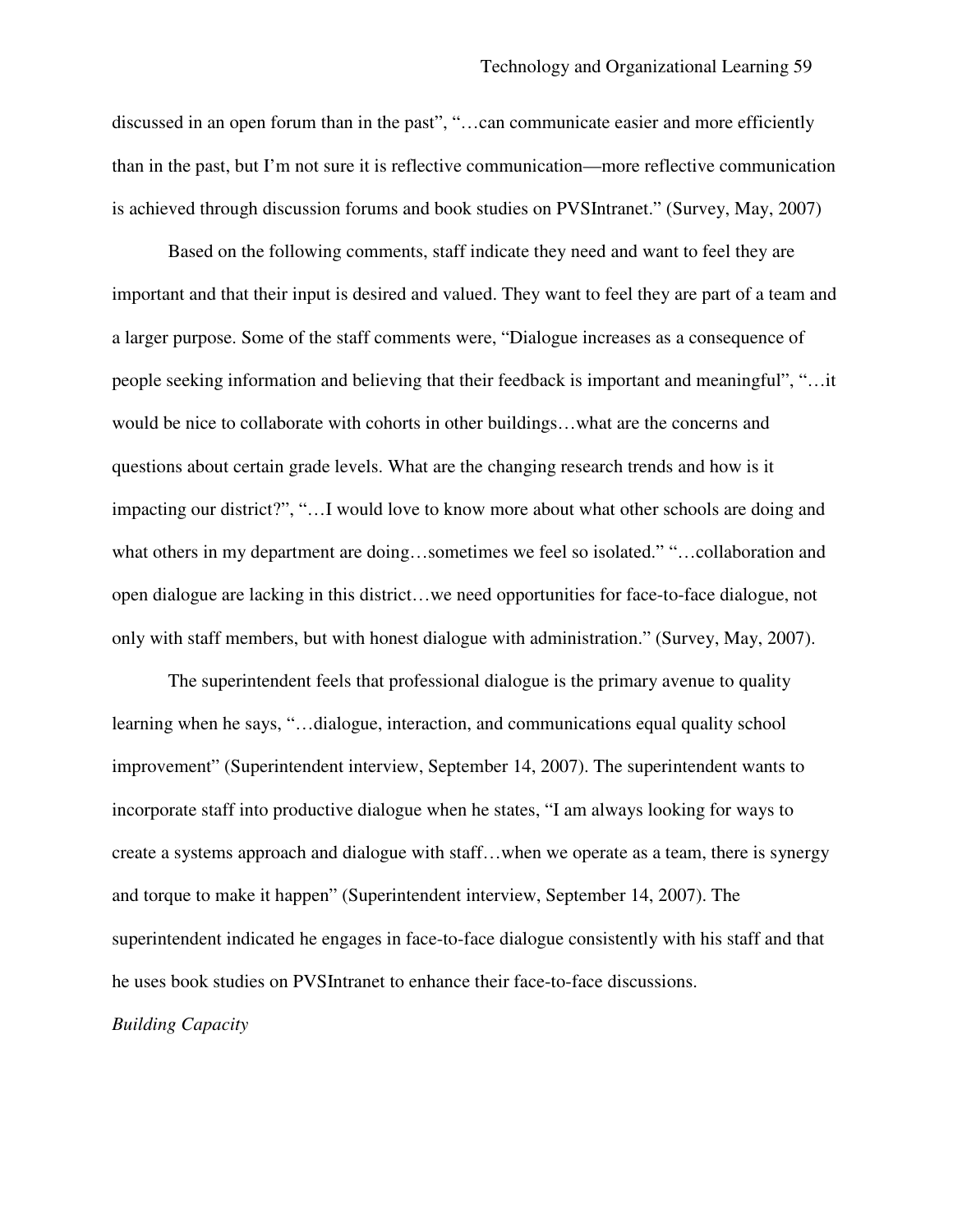discussed in an open forum than in the past", "…can communicate easier and more efficiently than in the past, but I'm not sure it is reflective communication—more reflective communication is achieved through discussion forums and book studies on PVSIntranet." (Survey, May, 2007)

Based on the following comments, staff indicate they need and want to feel they are important and that their input is desired and valued. They want to feel they are part of a team and a larger purpose. Some of the staff comments were, "Dialogue increases as a consequence of people seeking information and believing that their feedback is important and meaningful", "…it would be nice to collaborate with cohorts in other buildings…what are the concerns and questions about certain grade levels. What are the changing research trends and how is it impacting our district?", "…I would love to know more about what other schools are doing and what others in my department are doing…sometimes we feel so isolated." "…collaboration and open dialogue are lacking in this district…we need opportunities for face-to-face dialogue, not only with staff members, but with honest dialogue with administration." (Survey, May, 2007).

The superintendent feels that professional dialogue is the primary avenue to quality learning when he says, "…dialogue, interaction, and communications equal quality school improvement" (Superintendent interview, September 14, 2007). The superintendent wants to incorporate staff into productive dialogue when he states, "I am always looking for ways to create a systems approach and dialogue with staff…when we operate as a team, there is synergy and torque to make it happen" (Superintendent interview, September 14, 2007). The superintendent indicated he engages in face-to-face dialogue consistently with his staff and that he uses book studies on PVSIntranet to enhance their face-to-face discussions.

*Building Capacity*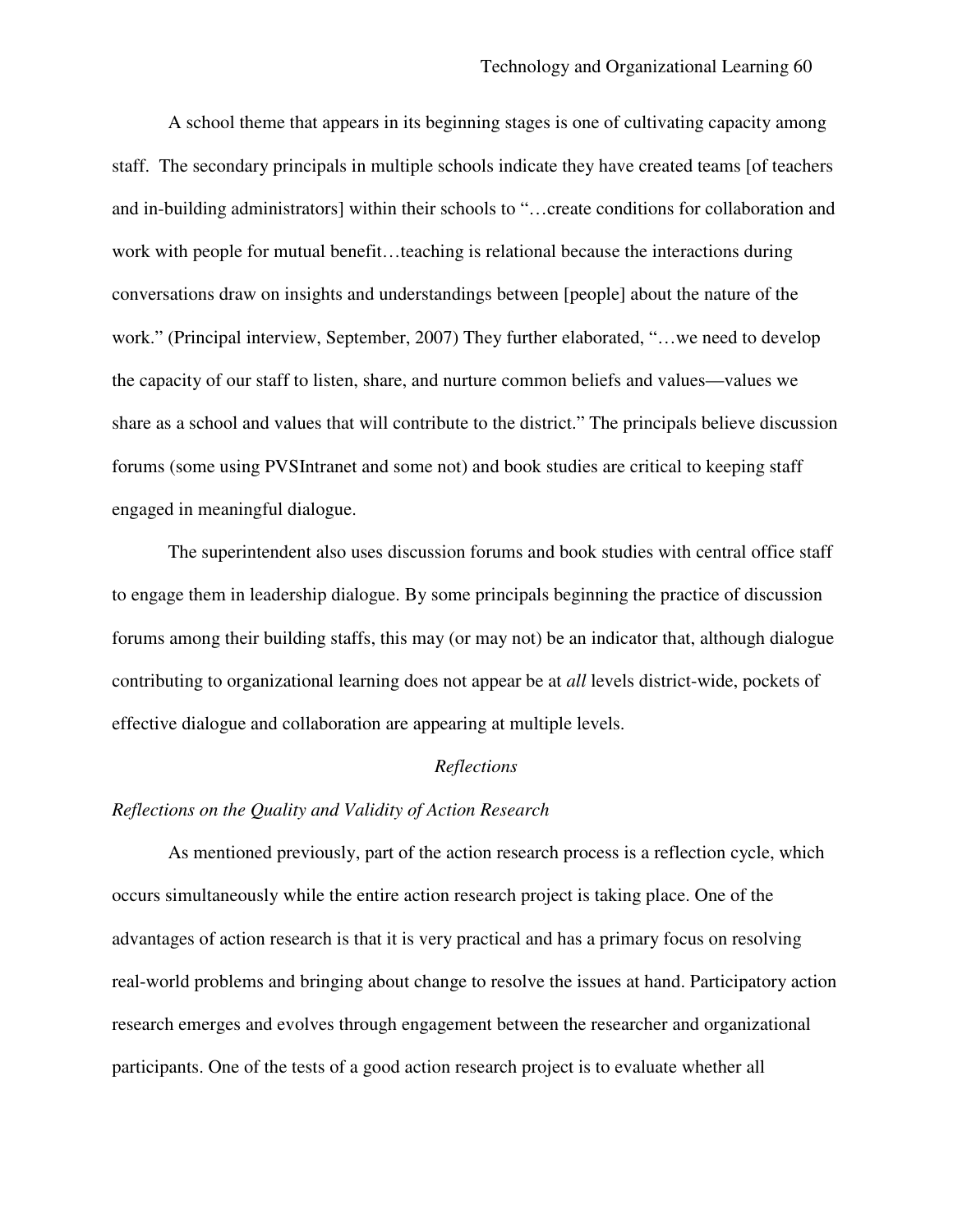A school theme that appears in its beginning stages is one of cultivating capacity among staff. The secondary principals in multiple schools indicate they have created teams [of teachers and in-building administrators] within their schools to "…create conditions for collaboration and work with people for mutual benefit…teaching is relational because the interactions during conversations draw on insights and understandings between [people] about the nature of the work." (Principal interview, September, 2007) They further elaborated, "…we need to develop the capacity of our staff to listen, share, and nurture common beliefs and values—values we share as a school and values that will contribute to the district." The principals believe discussion forums (some using PVSIntranet and some not) and book studies are critical to keeping staff engaged in meaningful dialogue.

The superintendent also uses discussion forums and book studies with central office staff to engage them in leadership dialogue. By some principals beginning the practice of discussion forums among their building staffs, this may (or may not) be an indicator that, although dialogue contributing to organizational learning does not appear be at *all* levels district-wide, pockets of effective dialogue and collaboration are appearing at multiple levels.

## *Reflections*

### *Reflections on the Quality and Validity of Action Research*

As mentioned previously, part of the action research process is a reflection cycle, which occurs simultaneously while the entire action research project is taking place. One of the advantages of action research is that it is very practical and has a primary focus on resolving real-world problems and bringing about change to resolve the issues at hand. Participatory action research emerges and evolves through engagement between the researcher and organizational participants. One of the tests of a good action research project is to evaluate whether all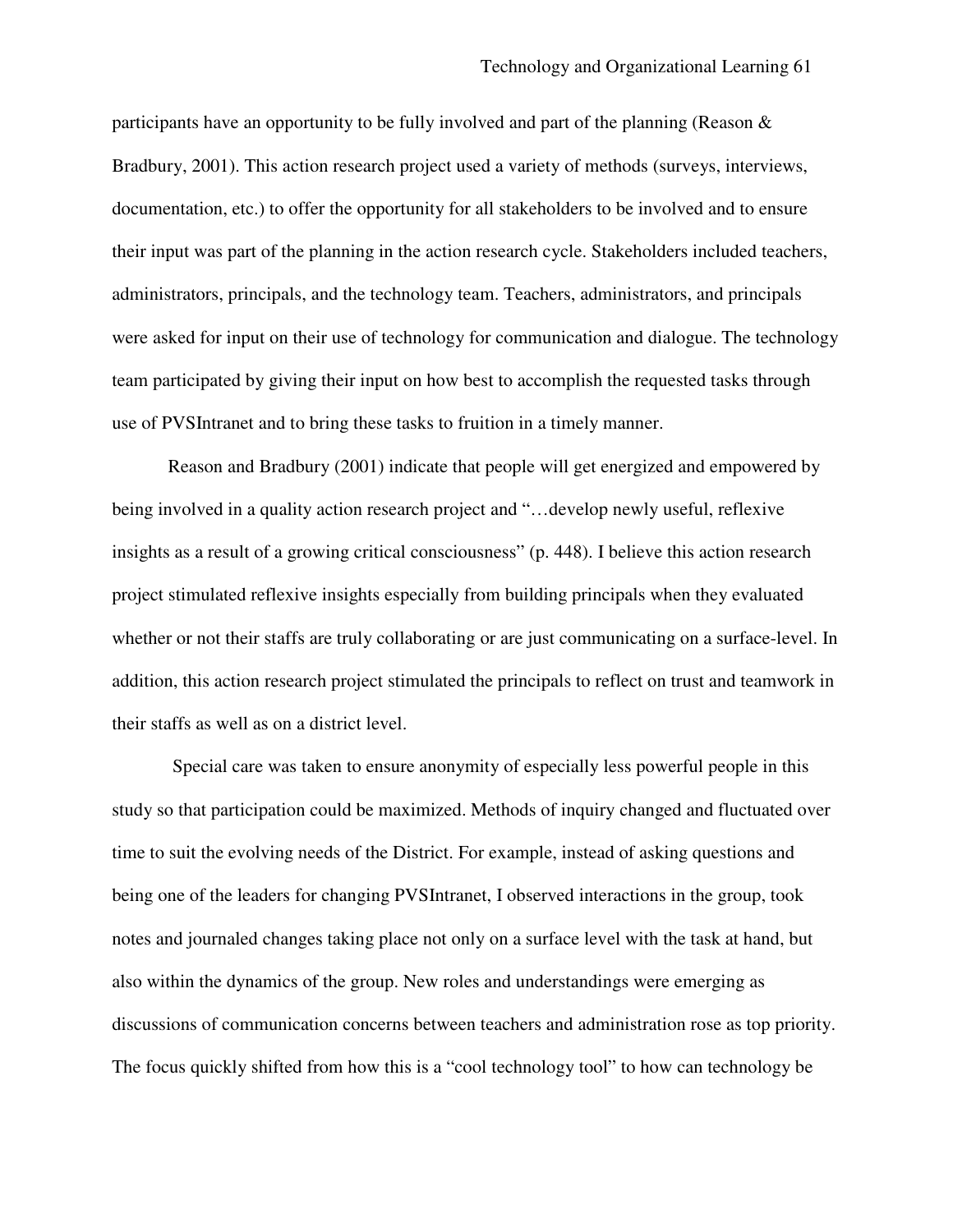participants have an opportunity to be fully involved and part of the planning (Reason & Bradbury, 2001). This action research project used a variety of methods (surveys, interviews, documentation, etc.) to offer the opportunity for all stakeholders to be involved and to ensure their input was part of the planning in the action research cycle. Stakeholders included teachers, administrators, principals, and the technology team. Teachers, administrators, and principals were asked for input on their use of technology for communication and dialogue. The technology team participated by giving their input on how best to accomplish the requested tasks through use of PVSIntranet and to bring these tasks to fruition in a timely manner.

Reason and Bradbury (2001) indicate that people will get energized and empowered by being involved in a quality action research project and "…develop newly useful, reflexive insights as a result of a growing critical consciousness" (p. 448). I believe this action research project stimulated reflexive insights especially from building principals when they evaluated whether or not their staffs are truly collaborating or are just communicating on a surface-level. In addition, this action research project stimulated the principals to reflect on trust and teamwork in their staffs as well as on a district level.

Special care was taken to ensure anonymity of especially less powerful people in this study so that participation could be maximized. Methods of inquiry changed and fluctuated over time to suit the evolving needs of the District. For example, instead of asking questions and being one of the leaders for changing PVSIntranet, I observed interactions in the group, took notes and journaled changes taking place not only on a surface level with the task at hand, but also within the dynamics of the group. New roles and understandings were emerging as discussions of communication concerns between teachers and administration rose as top priority. The focus quickly shifted from how this is a "cool technology tool" to how can technology be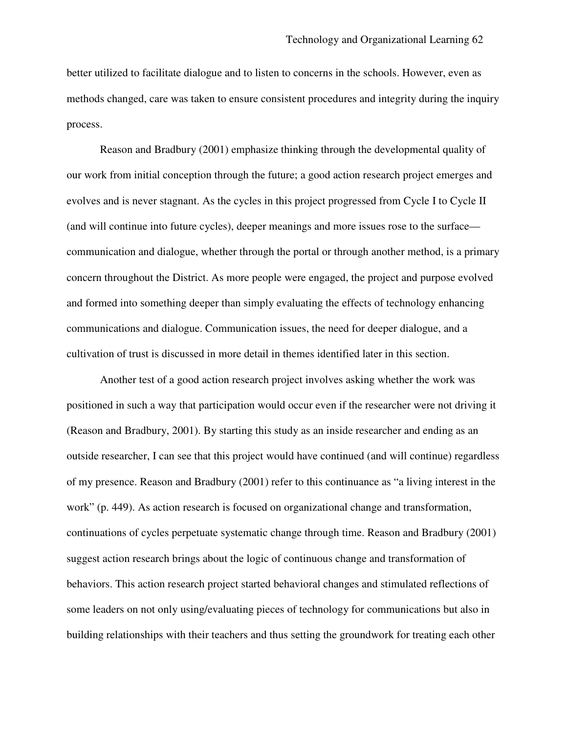better utilized to facilitate dialogue and to listen to concerns in the schools. However, even as methods changed, care was taken to ensure consistent procedures and integrity during the inquiry process.

Reason and Bradbury (2001) emphasize thinking through the developmental quality of our work from initial conception through the future; a good action research project emerges and evolves and is never stagnant. As the cycles in this project progressed from Cycle I to Cycle II (and will continue into future cycles), deeper meanings and more issues rose to the surface—communication and dialogue, whether through the portal or through another method, is a primary concern throughout the District. As more people were engaged, the project and purpose evolved and formed into something deeper than simply evaluating the effects of technology enhancing communications and dialogue. Communication issues, the need for deeper dialogue, and a cultivation of trust is discussed in more detail in themes identified later in this section.

Another test of a good action research project involves asking whether the work was positioned in such a way that participation would occur even if the researcher were not driving it (Reason and Bradbury, 2001). By starting this study as an inside researcher and ending as an outside researcher, I can see that this project would have continued (and will continue) regardless of my presence. Reason and Bradbury (2001) refer to this continuance as “a living interest in the work” (p. 449). As action research is focused on organizational change and transformation, continuations of cycles perpetuate systematic change through time. Reason and Bradbury (2001) suggest action research brings about the logic of continuous change and transformation of behaviors. This action research project started behavioral changes and stimulated reflections of some leaders on not only using/evaluating pieces of technology for communications but also in building relationships with their teachers and thus setting the groundwork for treating each other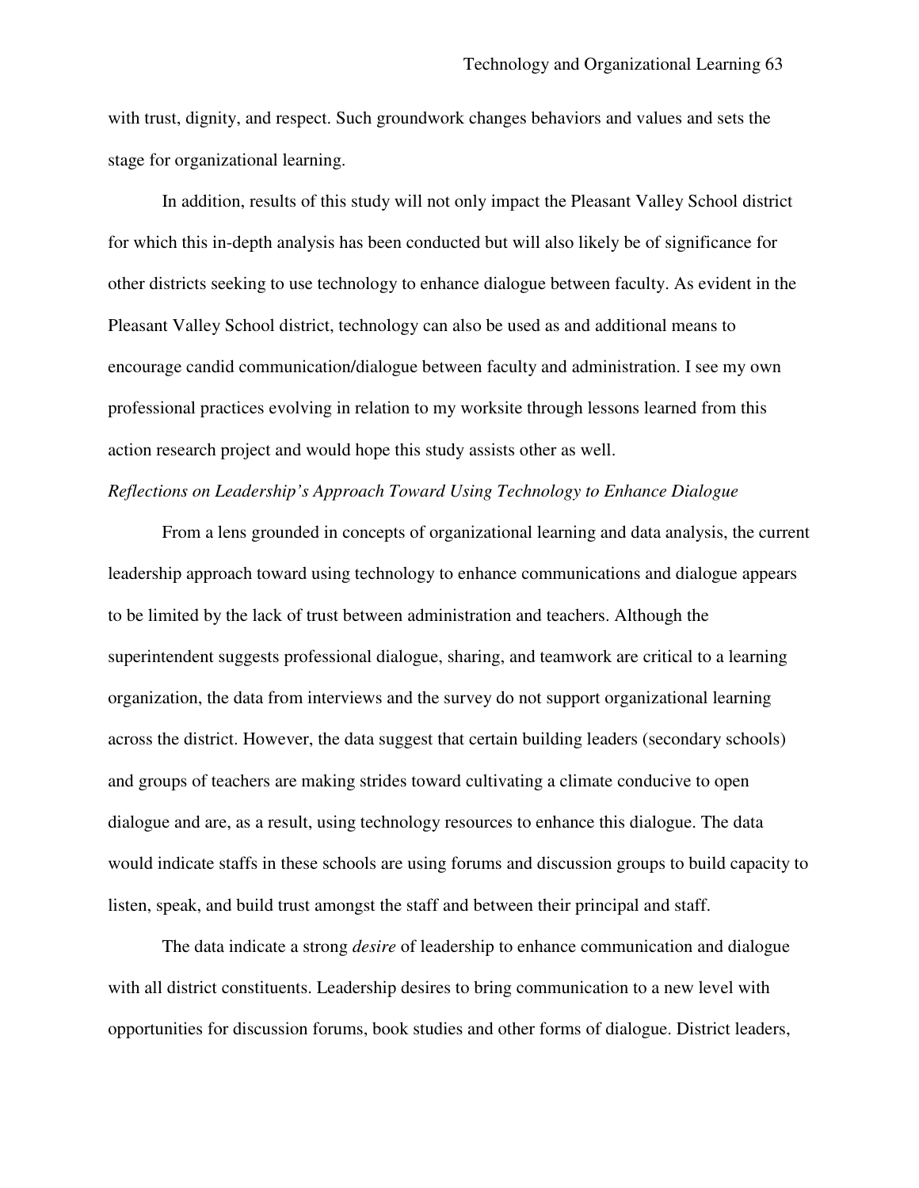with trust, dignity, and respect. Such groundwork changes behaviors and values and sets the stage for organizational learning.

In addition, results of this study will not only impact the Pleasant Valley School district for which this in-depth analysis has been conducted but will also likely be of significance for other districts seeking to use technology to enhance dialogue between faculty. As evident in the Pleasant Valley School district, technology can also be used as and additional means to encourage candid communication/dialogue between faculty and administration. I see my own professional practices evolving in relation to my worksite through lessons learned from this action research project and would hope this study assists other as well.

*Reflections on Leadership's Approach Toward Using Technology to Enhance Dialogue*

From a lens grounded in concepts of organizational learning and data analysis, the current leadership approach toward using technology to enhance communications and dialogue appears to be limited by the lack of trust between administration and teachers. Although the superintendent suggests professional dialogue, sharing, and teamwork are critical to a learning organization, the data from interviews and the survey do not support organizational learning across the district. However, the data suggest that certain building leaders (secondary schools) and groups of teachers are making strides toward cultivating a climate conducive to open dialogue and are, as a result, using technology resources to enhance this dialogue. The data would indicate staffs in these schools are using forums and discussion groups to build capacity to listen, speak, and build trust amongst the staff and between their principal and staff.

The data indicate a strong *desire* of leadership to enhance communication and dialogue with all district constituents. Leadership desires to bring communication to a new level with opportunities for discussion forums, book studies and other forms of dialogue. District leaders,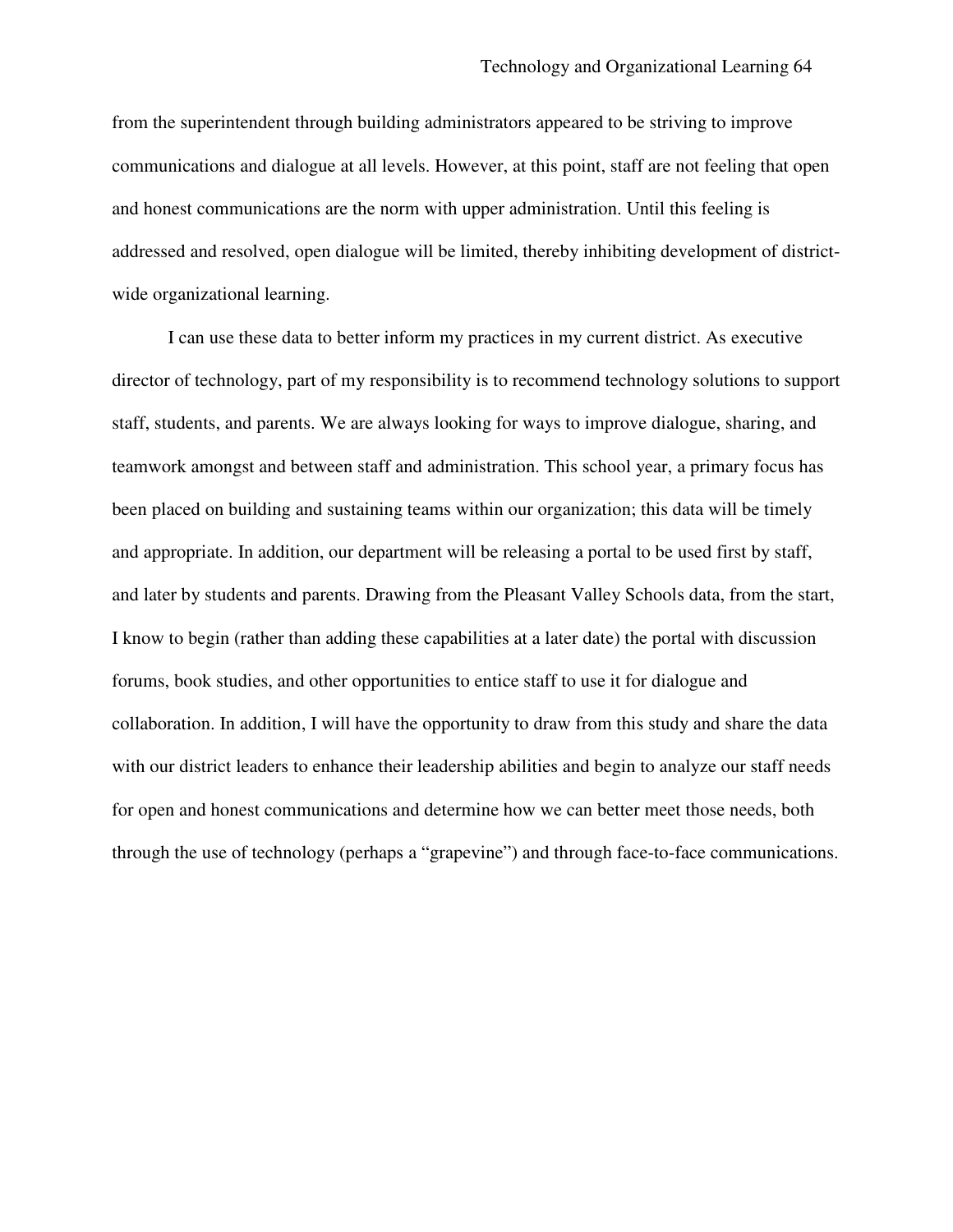from the superintendent through building administrators appeared to be striving to improve communications and dialogue at all levels. However, at this point, staff are not feeling that open and honest communications are the norm with upper administration. Until this feeling is addressed and resolved, open dialogue will be limited, thereby inhibiting development of district-wide organizational learning.

I can use these data to better inform my practices in my current district. As executive director of technology, part of my responsibility is to recommend technology solutions to support staff, students, and parents. We are always looking for ways to improve dialogue, sharing, and teamwork amongst and between staff and administration. This school year, a primary focus has been placed on building and sustaining teams within our organization; this data will be timely and appropriate. In addition, our department will be releasing a portal to be used first by staff, and later by students and parents. Drawing from the Pleasant Valley Schools data, from the start, I know to begin (rather than adding these capabilities at a later date) the portal with discussion forums, book studies, and other opportunities to entice staff to use it for dialogue and collaboration. In addition, I will have the opportunity to draw from this study and share the data with our district leaders to enhance their leadership abilities and begin to analyze our staff needs for open and honest communications and determine how we can better meet those needs, both through the use of technology (perhaps a "grapevine") and through face-to-face communications.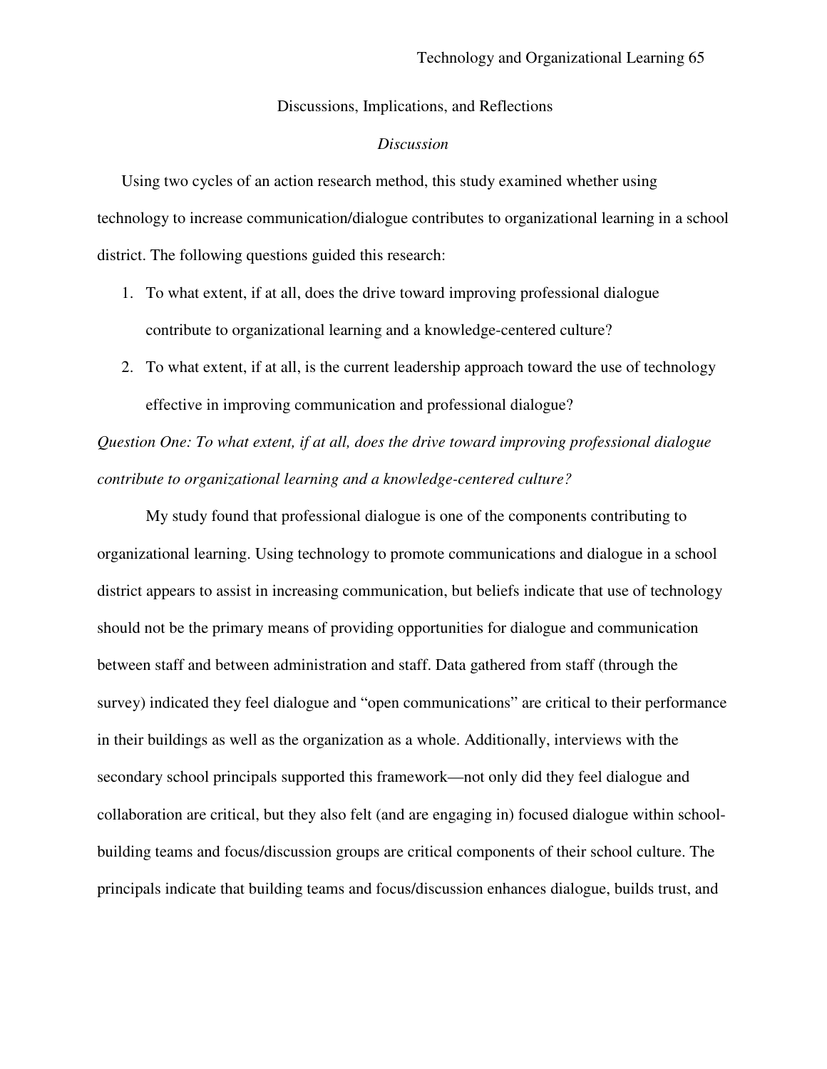# Discussions, Implications, and Reflections

## *Discussion*

Using two cycles of an action research method, this study examined whether using technology to increase communication/dialogue contributes to organizational learning in a school district. The following questions guided this research:

1. To what extent, if at all, does the drive toward improving professional dialogue contribute to organizational learning and a knowledge-centered culture?
2. To what extent, if at all, is the current leadership approach toward the use of technology effective in improving communication and professional dialogue?

*Question One: To what extent, if at all, does the drive toward improving professional dialogue contribute to organizational learning and a knowledge-centered culture?*

My study found that professional dialogue is one of the components contributing to organizational learning. Using technology to promote communications and dialogue in a school district appears to assist in increasing communication, but beliefs indicate that use of technology should not be the primary means of providing opportunities for dialogue and communication between staff and between administration and staff. Data gathered from staff (through the survey) indicated they feel dialogue and "open communications" are critical to their performance in their buildings as well as the organization as a whole. Additionally, interviews with the secondary school principals supported this framework—not only did they feel dialogue and collaboration are critical, but they also felt (and are engaging in) focused dialogue within school-building teams and focus/discussion groups are critical components of their school culture. The principals indicate that building teams and focus/discussion enhances dialogue, builds trust, and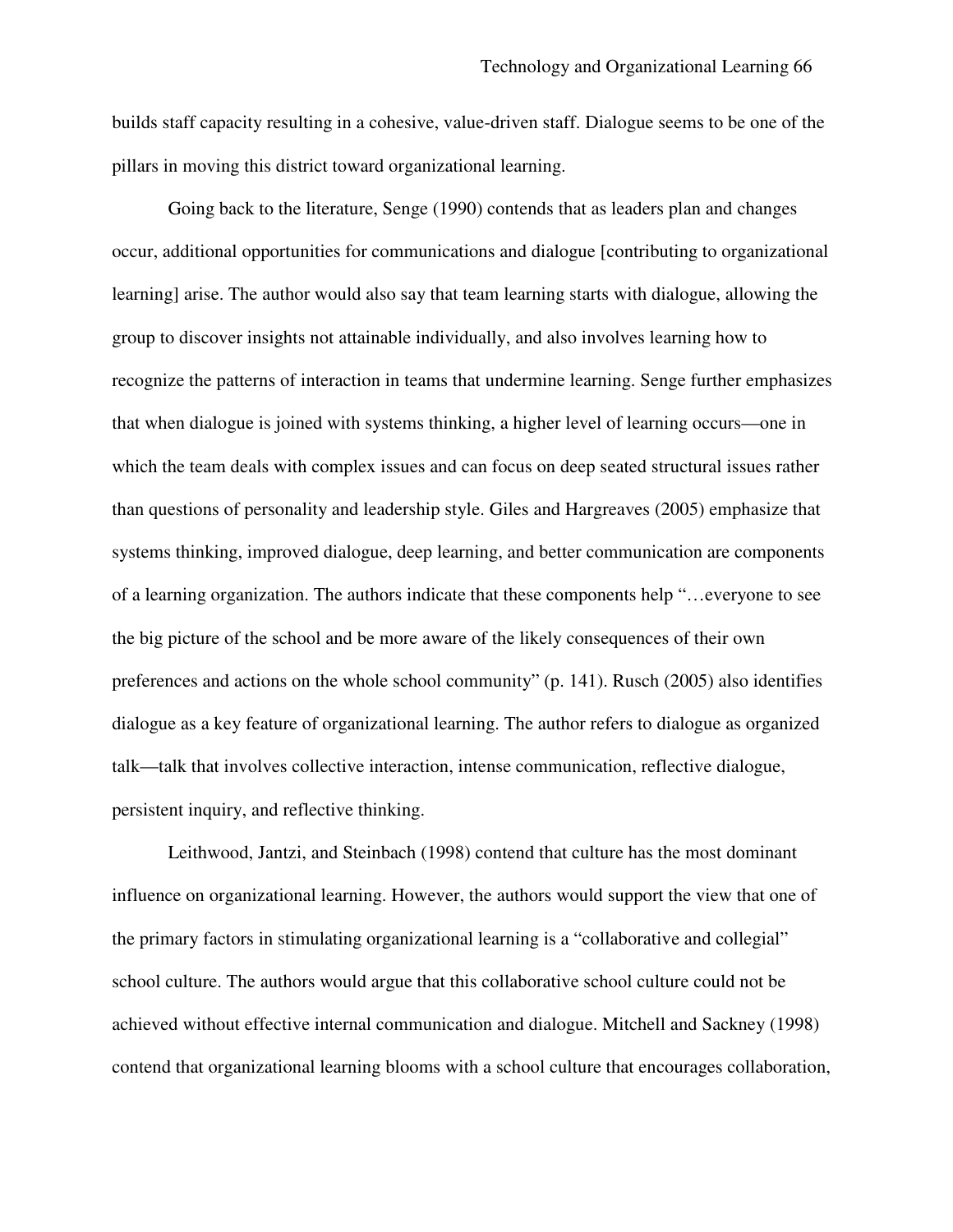builds staff capacity resulting in a cohesive, value-driven staff. Dialogue seems to be one of the pillars in moving this district toward organizational learning.

Going back to the literature, Senge (1990) contends that as leaders plan and changes occur, additional opportunities for communications and dialogue [contributing to organizational learning] arise. The author would also say that team learning starts with dialogue, allowing the group to discover insights not attainable individually, and also involves learning how to recognize the patterns of interaction in teams that undermine learning. Senge further emphasizes that when dialogue is joined with systems thinking, a higher level of learning occurs—one in which the team deals with complex issues and can focus on deep seated structural issues rather than questions of personality and leadership style. Giles and Hargreaves (2005) emphasize that systems thinking, improved dialogue, deep learning, and better communication are components of a learning organization. The authors indicate that these components help "…everyone to see the big picture of the school and be more aware of the likely consequences of their own preferences and actions on the whole school community" (p. 141). Rusch (2005) also identifies dialogue as a key feature of organizational learning. The author refers to dialogue as organized talk—talk that involves collective interaction, intense communication, reflective dialogue, persistent inquiry, and reflective thinking.

Leithwood, Jantzi, and Steinbach (1998) contend that culture has the most dominant influence on organizational learning. However, the authors would support the view that one of the primary factors in stimulating organizational learning is a "collaborative and collegial" school culture. The authors would argue that this collaborative school culture could not be achieved without effective internal communication and dialogue. Mitchell and Sackney (1998) contend that organizational learning blooms with a school culture that encourages collaboration,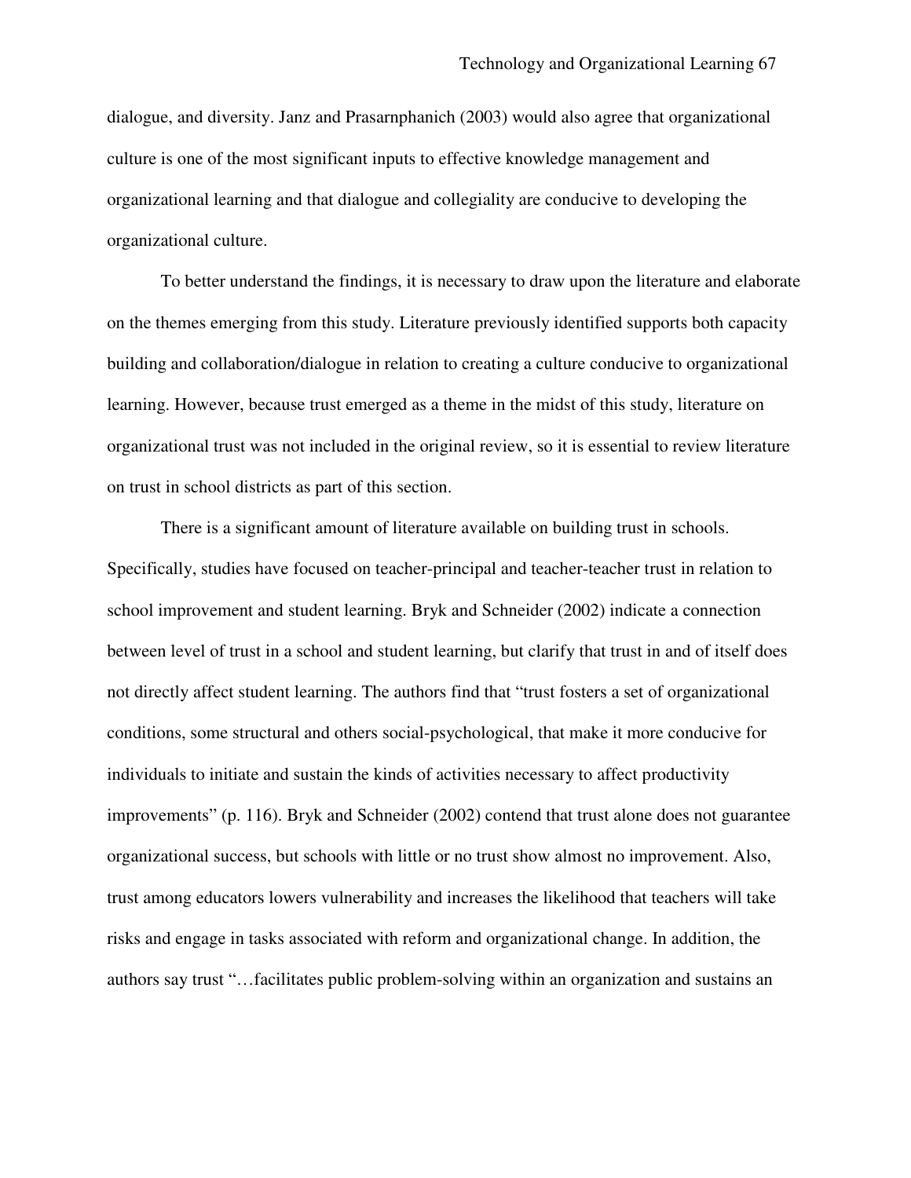dialogue, and diversity. Janz and Prasarnphanich (2003) would also agree that organizational culture is one of the most significant inputs to effective knowledge management and organizational learning and that dialogue and collegiality are conducive to developing the organizational culture.

To better understand the findings, it is necessary to draw upon the literature and elaborate on the themes emerging from this study. Literature previously identified supports both capacity building and collaboration/dialogue in relation to creating a culture conducive to organizational learning. However, because trust emerged as a theme in the midst of this study, literature on organizational trust was not included in the original review, so it is essential to review literature on trust in school districts as part of this section.

There is a significant amount of literature available on building trust in schools. Specifically, studies have focused on teacher-principal and teacher-teacher trust in relation to school improvement and student learning. Bryk and Schneider (2002) indicate a connection between level of trust in a school and student learning, but clarify that trust in and of itself does not directly affect student learning. The authors find that "trust fosters a set of organizational conditions, some structural and others social-psychological, that make it more conducive for individuals to initiate and sustain the kinds of activities necessary to affect productivity improvements" (p. 116). Bryk and Schneider (2002) contend that trust alone does not guarantee organizational success, but schools with little or no trust show almost no improvement. Also, trust among educators lowers vulnerability and increases the likelihood that teachers will take risks and engage in tasks associated with reform and organizational change. In addition, the authors say trust "…facilitates public problem-solving within an organization and sustains an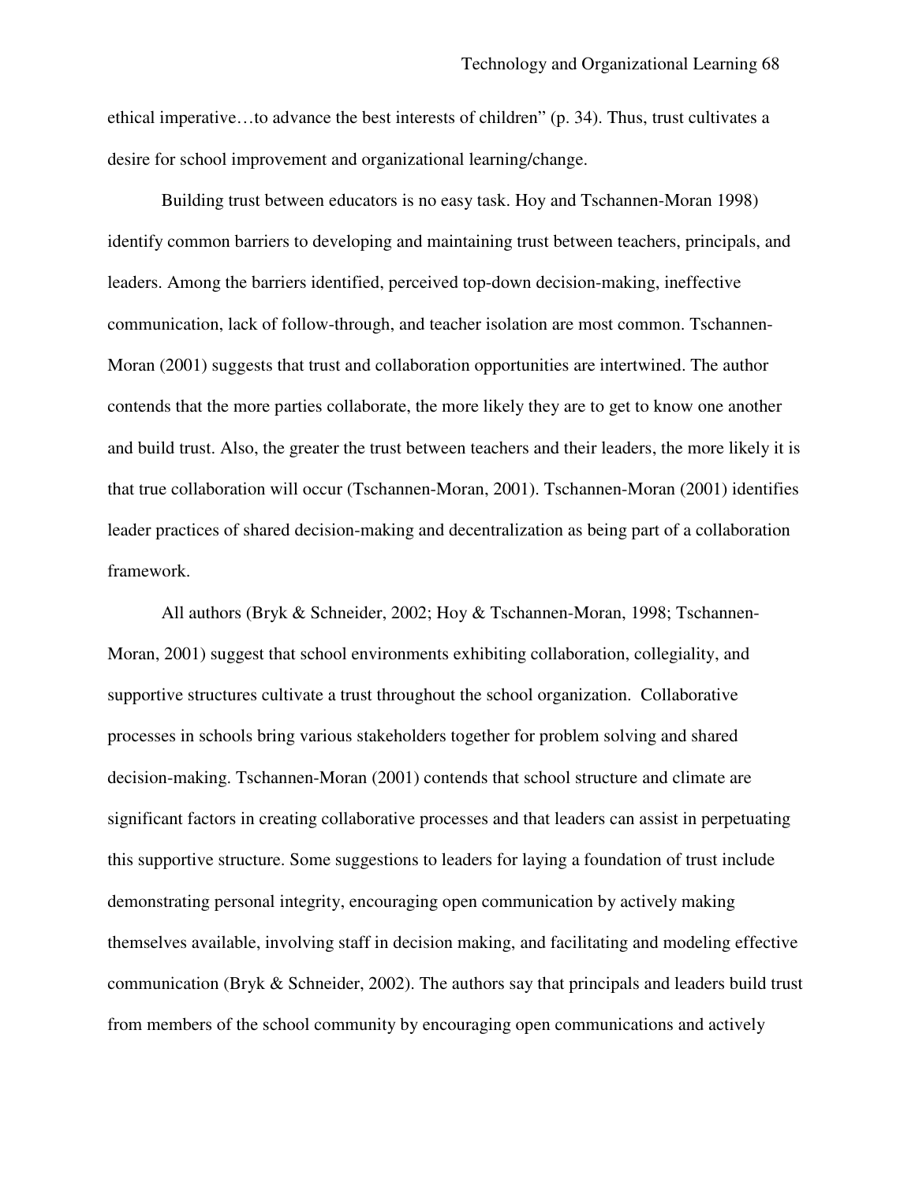ethical imperative…to advance the best interests of children" (p. 34). Thus, trust cultivates a desire for school improvement and organizational learning/change.

Building trust between educators is no easy task. Hoy and Tschannen-Moran 1998) identify common barriers to developing and maintaining trust between teachers, principals, and leaders. Among the barriers identified, perceived top-down decision-making, ineffective communication, lack of follow-through, and teacher isolation are most common. Tschannen-Moran (2001) suggests that trust and collaboration opportunities are intertwined. The author contends that the more parties collaborate, the more likely they are to get to know one another and build trust. Also, the greater the trust between teachers and their leaders, the more likely it is that true collaboration will occur (Tschannen-Moran, 2001). Tschannen-Moran (2001) identifies leader practices of shared decision-making and decentralization as being part of a collaboration framework.

All authors (Bryk & Schneider, 2002; Hoy & Tschannen-Moran, 1998; Tschannen-Moran, 2001) suggest that school environments exhibiting collaboration, collegiality, and supportive structures cultivate a trust throughout the school organization. Collaborative processes in schools bring various stakeholders together for problem solving and shared decision-making. Tschannen-Moran (2001) contends that school structure and climate are significant factors in creating collaborative processes and that leaders can assist in perpetuating this supportive structure. Some suggestions to leaders for laying a foundation of trust include demonstrating personal integrity, encouraging open communication by actively making themselves available, involving staff in decision making, and facilitating and modeling effective communication (Bryk & Schneider, 2002). The authors say that principals and leaders build trust from members of the school community by encouraging open communications and actively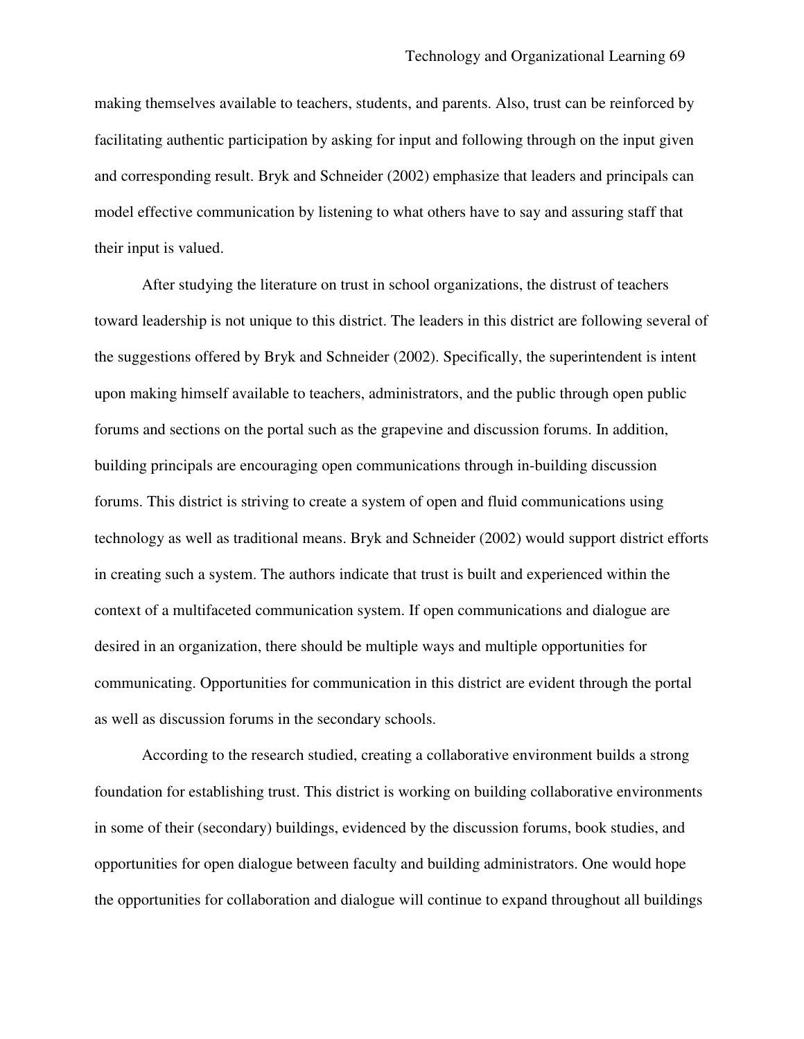making themselves available to teachers, students, and parents. Also, trust can be reinforced by facilitating authentic participation by asking for input and following through on the input given and corresponding result. Bryk and Schneider (2002) emphasize that leaders and principals can model effective communication by listening to what others have to say and assuring staff that their input is valued.

After studying the literature on trust in school organizations, the distrust of teachers toward leadership is not unique to this district. The leaders in this district are following several of the suggestions offered by Bryk and Schneider (2002). Specifically, the superintendent is intent upon making himself available to teachers, administrators, and the public through open public forums and sections on the portal such as the grapevine and discussion forums. In addition, building principals are encouraging open communications through in-building discussion forums. This district is striving to create a system of open and fluid communications using technology as well as traditional means. Bryk and Schneider (2002) would support district efforts in creating such a system. The authors indicate that trust is built and experienced within the context of a multifaceted communication system. If open communications and dialogue are desired in an organization, there should be multiple ways and multiple opportunities for communicating. Opportunities for communication in this district are evident through the portal as well as discussion forums in the secondary schools.

According to the research studied, creating a collaborative environment builds a strong foundation for establishing trust. This district is working on building collaborative environments in some of their (secondary) buildings, evidenced by the discussion forums, book studies, and opportunities for open dialogue between faculty and building administrators. One would hope the opportunities for collaboration and dialogue will continue to expand throughout all buildings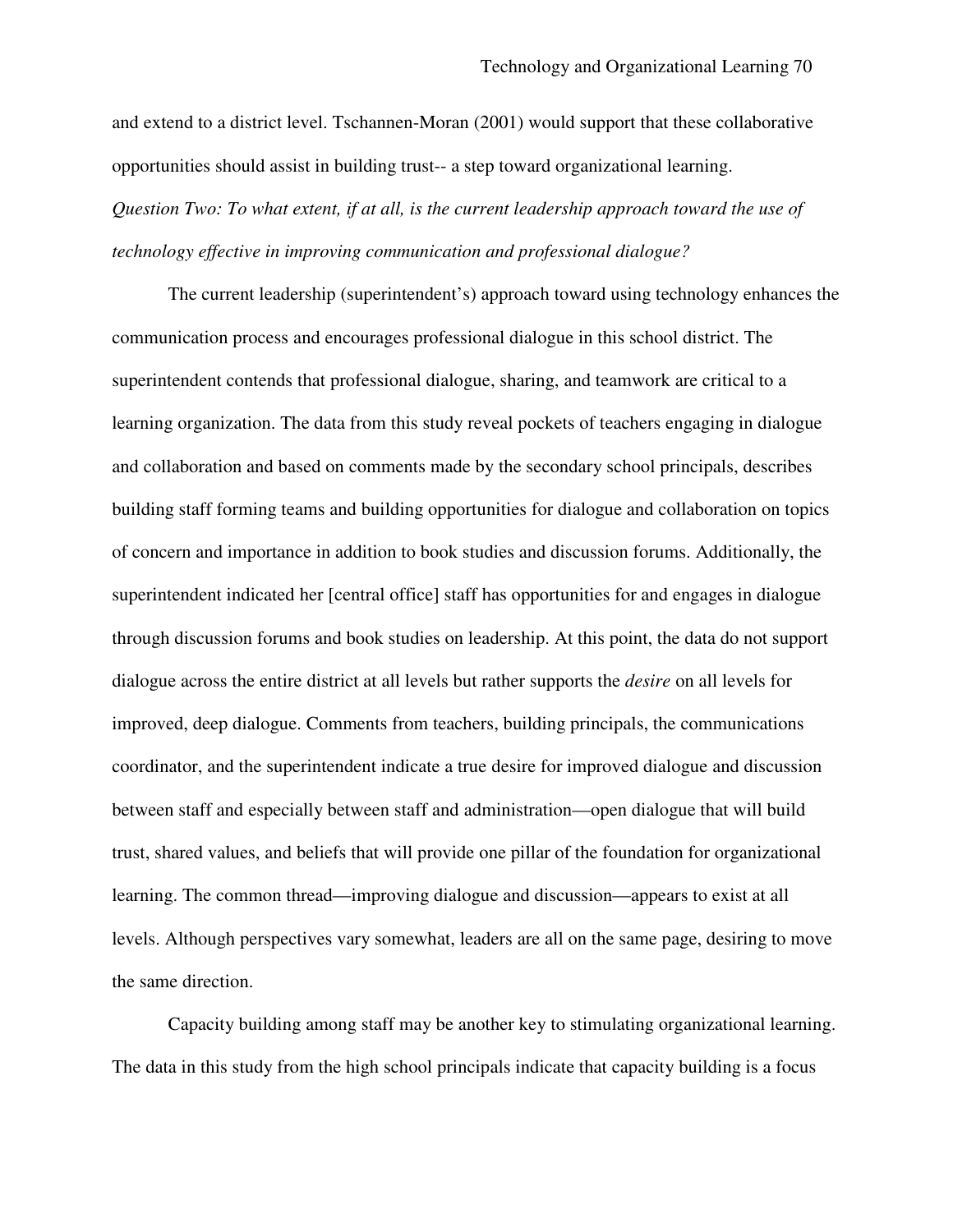and extend to a district level. Tschannen-Moran (2001) would support that these collaborative opportunities should assist in building trust-- a step toward organizational learning.

*Question Two: To what extent, if at all, is the current leadership approach toward the use of technology effective in improving communication and professional dialogue?*

The current leadership (superintendent's) approach toward using technology enhances the communication process and encourages professional dialogue in this school district. The superintendent contends that professional dialogue, sharing, and teamwork are critical to a learning organization. The data from this study reveal pockets of teachers engaging in dialogue and collaboration and based on comments made by the secondary school principals, describes building staff forming teams and building opportunities for dialogue and collaboration on topics of concern and importance in addition to book studies and discussion forums. Additionally, the superintendent indicated her [central office] staff has opportunities for and engages in dialogue through discussion forums and book studies on leadership. At this point, the data do not support dialogue across the entire district at all levels but rather supports the *desire* on all levels for improved, deep dialogue. Comments from teachers, building principals, the communications coordinator, and the superintendent indicate a true desire for improved dialogue and discussion between staff and especially between staff and administration—open dialogue that will build trust, shared values, and beliefs that will provide one pillar of the foundation for organizational learning. The common thread—improving dialogue and discussion—appears to exist at all levels. Although perspectives vary somewhat, leaders are all on the same page, desiring to move the same direction.

Capacity building among staff may be another key to stimulating organizational learning. The data in this study from the high school principals indicate that capacity building is a focus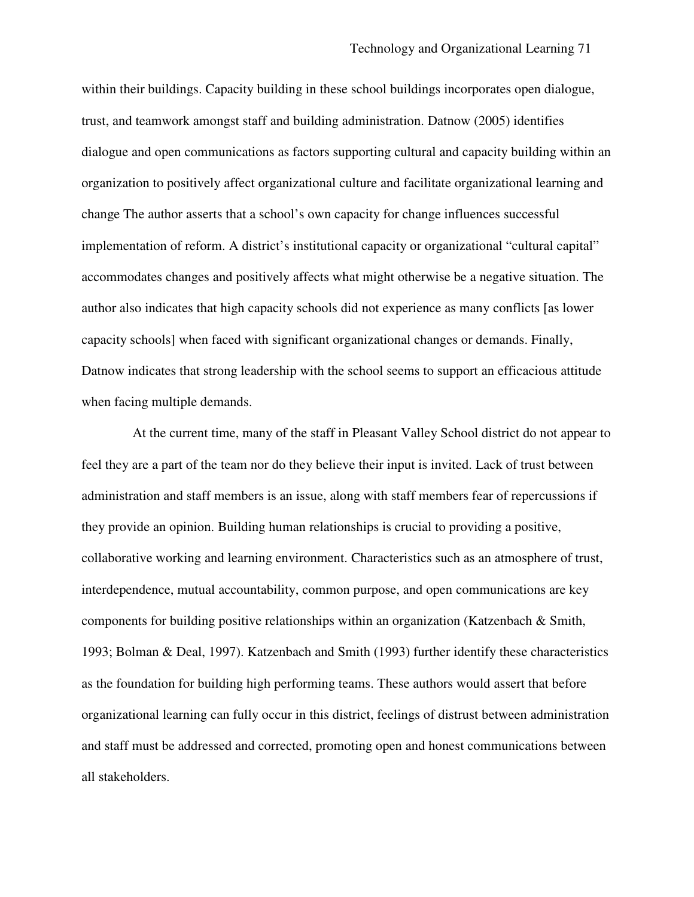within their buildings. Capacity building in these school buildings incorporates open dialogue, trust, and teamwork amongst staff and building administration. Datnow (2005) identifies dialogue and open communications as factors supporting cultural and capacity building within an organization to positively affect organizational culture and facilitate organizational learning and change The author asserts that a school's own capacity for change influences successful implementation of reform. A district's institutional capacity or organizational "cultural capital" accommodates changes and positively affects what might otherwise be a negative situation. The author also indicates that high capacity schools did not experience as many conflicts [as lower capacity schools] when faced with significant organizational changes or demands. Finally, Datnow indicates that strong leadership with the school seems to support an efficacious attitude when facing multiple demands.

At the current time, many of the staff in Pleasant Valley School district do not appear to feel they are a part of the team nor do they believe their input is invited. Lack of trust between administration and staff members is an issue, along with staff members fear of repercussions if they provide an opinion. Building human relationships is crucial to providing a positive, collaborative working and learning environment. Characteristics such as an atmosphere of trust, interdependence, mutual accountability, common purpose, and open communications are key components for building positive relationships within an organization (Katzenbach & Smith, 1993; Bolman & Deal, 1997). Katzenbach and Smith (1993) further identify these characteristics as the foundation for building high performing teams. These authors would assert that before organizational learning can fully occur in this district, feelings of distrust between administration and staff must be addressed and corrected, promoting open and honest communications between all stakeholders.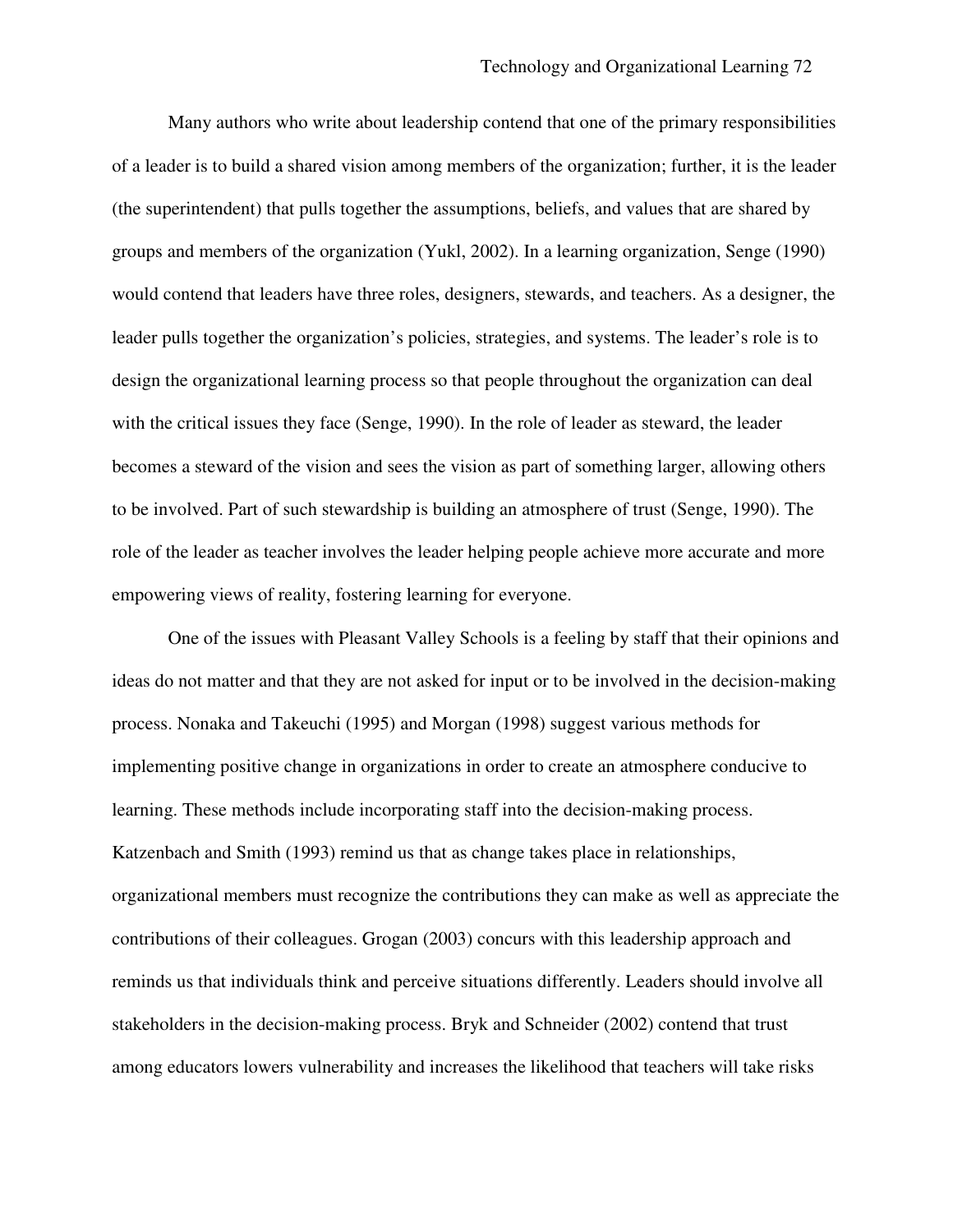Many authors who write about leadership contend that one of the primary responsibilities of a leader is to build a shared vision among members of the organization; further, it is the leader (the superintendent) that pulls together the assumptions, beliefs, and values that are shared by groups and members of the organization (Yukl, 2002). In a learning organization, Senge (1990) would contend that leaders have three roles, designers, stewards, and teachers. As a designer, the leader pulls together the organization's policies, strategies, and systems. The leader's role is to design the organizational learning process so that people throughout the organization can deal with the critical issues they face (Senge, 1990). In the role of leader as steward, the leader becomes a steward of the vision and sees the vision as part of something larger, allowing others to be involved. Part of such stewardship is building an atmosphere of trust (Senge, 1990). The role of the leader as teacher involves the leader helping people achieve more accurate and more empowering views of reality, fostering learning for everyone.

One of the issues with Pleasant Valley Schools is a feeling by staff that their opinions and ideas do not matter and that they are not asked for input or to be involved in the decision-making process. Nonaka and Takeuchi (1995) and Morgan (1998) suggest various methods for implementing positive change in organizations in order to create an atmosphere conducive to learning. These methods include incorporating staff into the decision-making process. Katzenbach and Smith (1993) remind us that as change takes place in relationships, organizational members must recognize the contributions they can make as well as appreciate the contributions of their colleagues. Grogan (2003) concurs with this leadership approach and reminds us that individuals think and perceive situations differently. Leaders should involve all stakeholders in the decision-making process. Bryk and Schneider (2002) contend that trust among educators lowers vulnerability and increases the likelihood that teachers will take risks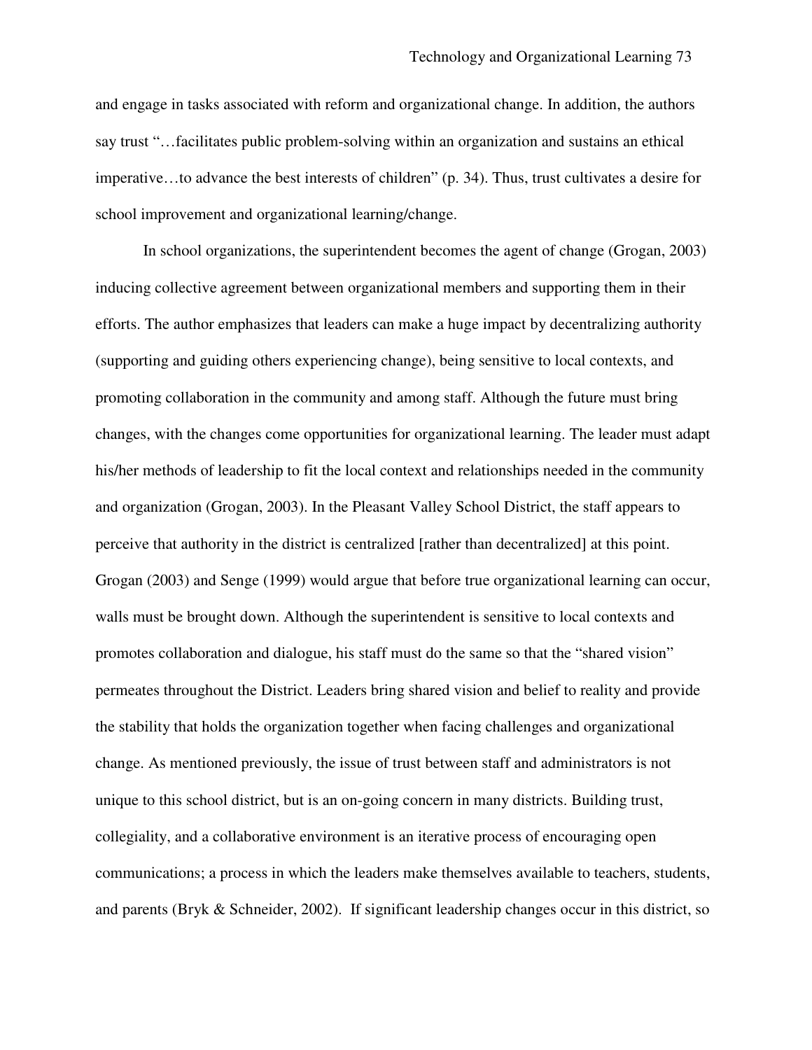and engage in tasks associated with reform and organizational change. In addition, the authors say trust "…facilitates public problem-solving within an organization and sustains an ethical imperative…to advance the best interests of children" (p. 34). Thus, trust cultivates a desire for school improvement and organizational learning/change.

In school organizations, the superintendent becomes the agent of change (Grogan, 2003) inducing collective agreement between organizational members and supporting them in their efforts. The author emphasizes that leaders can make a huge impact by decentralizing authority (supporting and guiding others experiencing change), being sensitive to local contexts, and promoting collaboration in the community and among staff. Although the future must bring changes, with the changes come opportunities for organizational learning. The leader must adapt his/her methods of leadership to fit the local context and relationships needed in the community and organization (Grogan, 2003). In the Pleasant Valley School District, the staff appears to perceive that authority in the district is centralized [rather than decentralized] at this point. Grogan (2003) and Senge (1999) would argue that before true organizational learning can occur, walls must be brought down. Although the superintendent is sensitive to local contexts and promotes collaboration and dialogue, his staff must do the same so that the "shared vision" permeates throughout the District. Leaders bring shared vision and belief to reality and provide the stability that holds the organization together when facing challenges and organizational change. As mentioned previously, the issue of trust between staff and administrators is not unique to this school district, but is an on-going concern in many districts. Building trust, collegiality, and a collaborative environment is an iterative process of encouraging open communications; a process in which the leaders make themselves available to teachers, students, and parents (Bryk & Schneider, 2002). If significant leadership changes occur in this district, so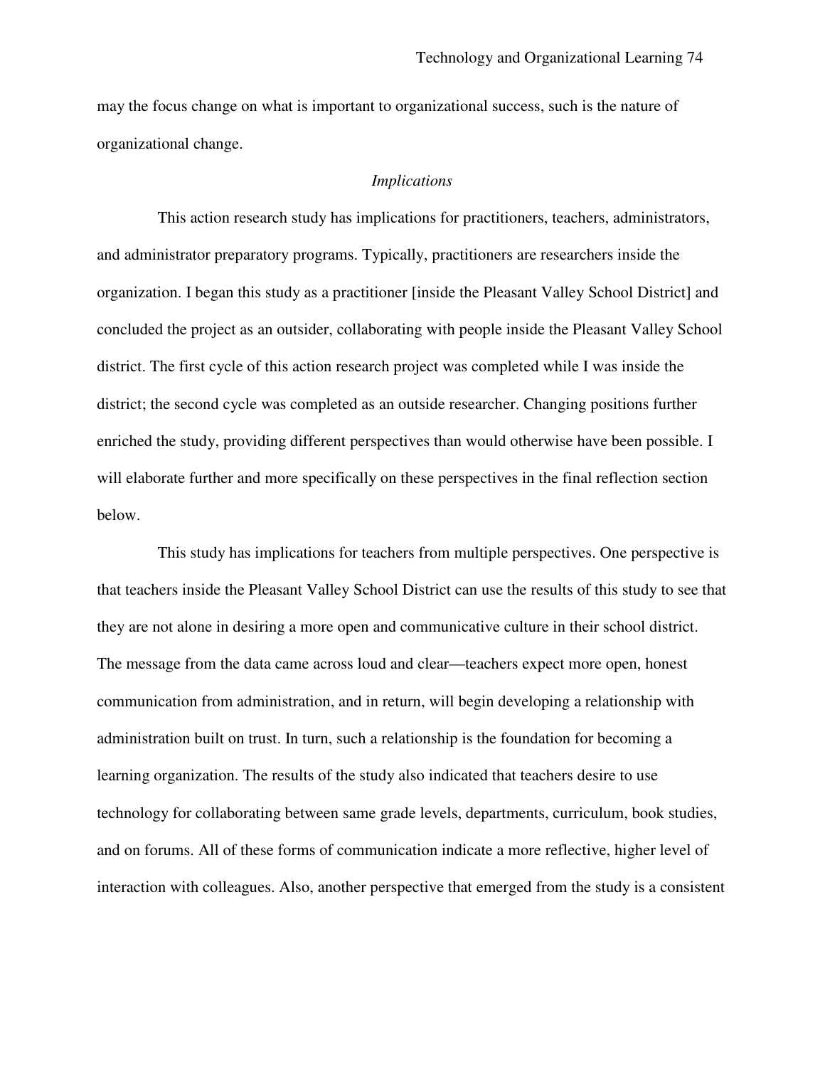may the focus change on what is important to organizational success, such is the nature of organizational change.

### *Implications*

This action research study has implications for practitioners, teachers, administrators, and administrator preparatory programs. Typically, practitioners are researchers inside the organization. I began this study as a practitioner [inside the Pleasant Valley School District] and concluded the project as an outsider, collaborating with people inside the Pleasant Valley School district. The first cycle of this action research project was completed while I was inside the district; the second cycle was completed as an outside researcher. Changing positions further enriched the study, providing different perspectives than would otherwise have been possible. I will elaborate further and more specifically on these perspectives in the final reflection section below.

This study has implications for teachers from multiple perspectives. One perspective is that teachers inside the Pleasant Valley School District can use the results of this study to see that they are not alone in desiring a more open and communicative culture in their school district. The message from the data came across loud and clear—teachers expect more open, honest communication from administration, and in return, will begin developing a relationship with administration built on trust. In turn, such a relationship is the foundation for becoming a learning organization. The results of the study also indicated that teachers desire to use technology for collaborating between same grade levels, departments, curriculum, book studies, and on forums. All of these forms of communication indicate a more reflective, higher level of interaction with colleagues. Also, another perspective that emerged from the study is a consistent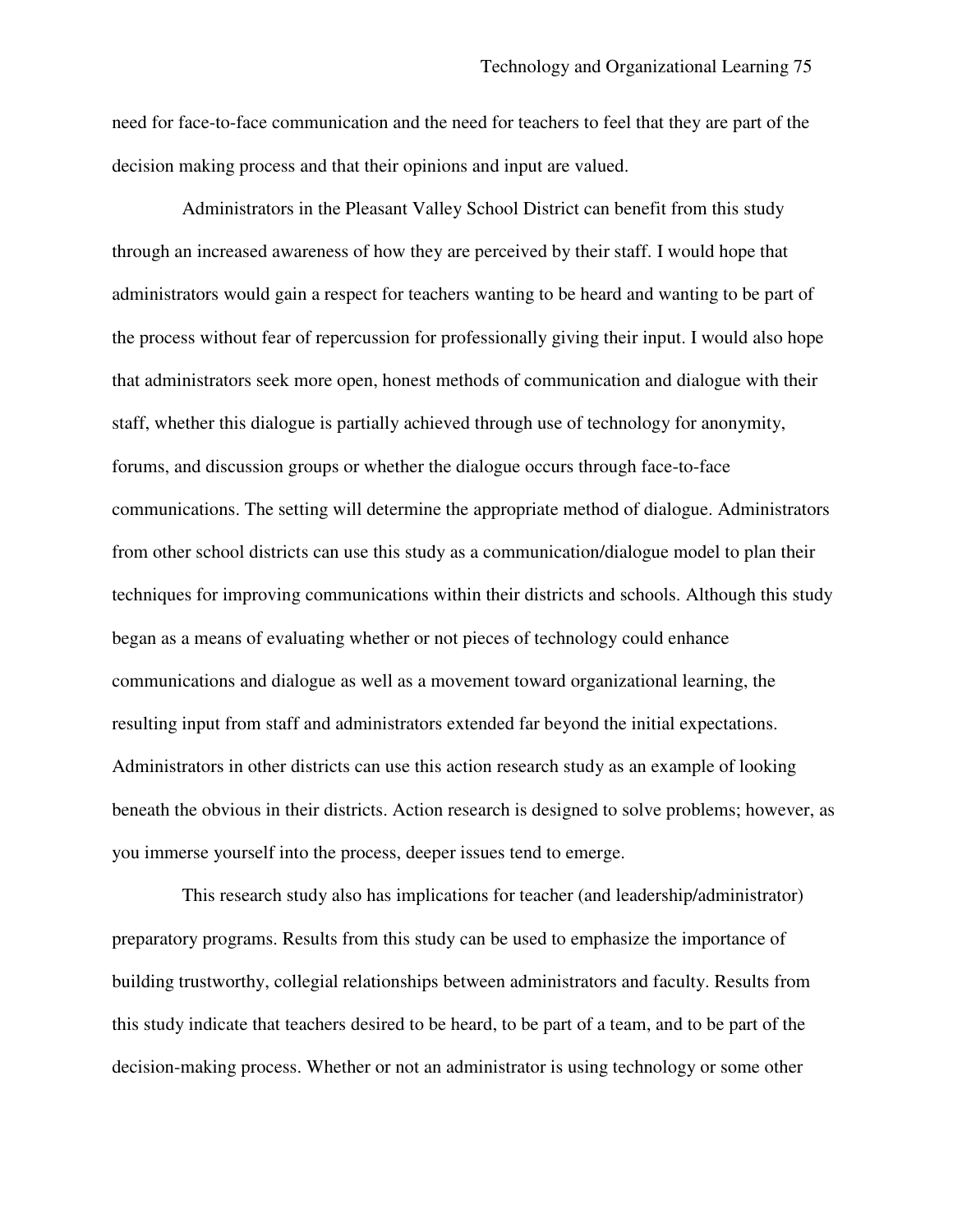need for face-to-face communication and the need for teachers to feel that they are part of the decision making process and that their opinions and input are valued.

Administrators in the Pleasant Valley School District can benefit from this study through an increased awareness of how they are perceived by their staff. I would hope that administrators would gain a respect for teachers wanting to be heard and wanting to be part of the process without fear of repercussion for professionally giving their input. I would also hope that administrators seek more open, honest methods of communication and dialogue with their staff, whether this dialogue is partially achieved through use of technology for anonymity, forums, and discussion groups or whether the dialogue occurs through face-to-face communications. The setting will determine the appropriate method of dialogue. Administrators from other school districts can use this study as a communication/dialogue model to plan their techniques for improving communications within their districts and schools. Although this study began as a means of evaluating whether or not pieces of technology could enhance communications and dialogue as well as a movement toward organizational learning, the resulting input from staff and administrators extended far beyond the initial expectations. Administrators in other districts can use this action research study as an example of looking beneath the obvious in their districts. Action research is designed to solve problems; however, as you immerse yourself into the process, deeper issues tend to emerge.

This research study also has implications for teacher (and leadership/administrator) preparatory programs. Results from this study can be used to emphasize the importance of building trustworthy, collegial relationships between administrators and faculty. Results from this study indicate that teachers desired to be heard, to be part of a team, and to be part of the decision-making process. Whether or not an administrator is using technology or some other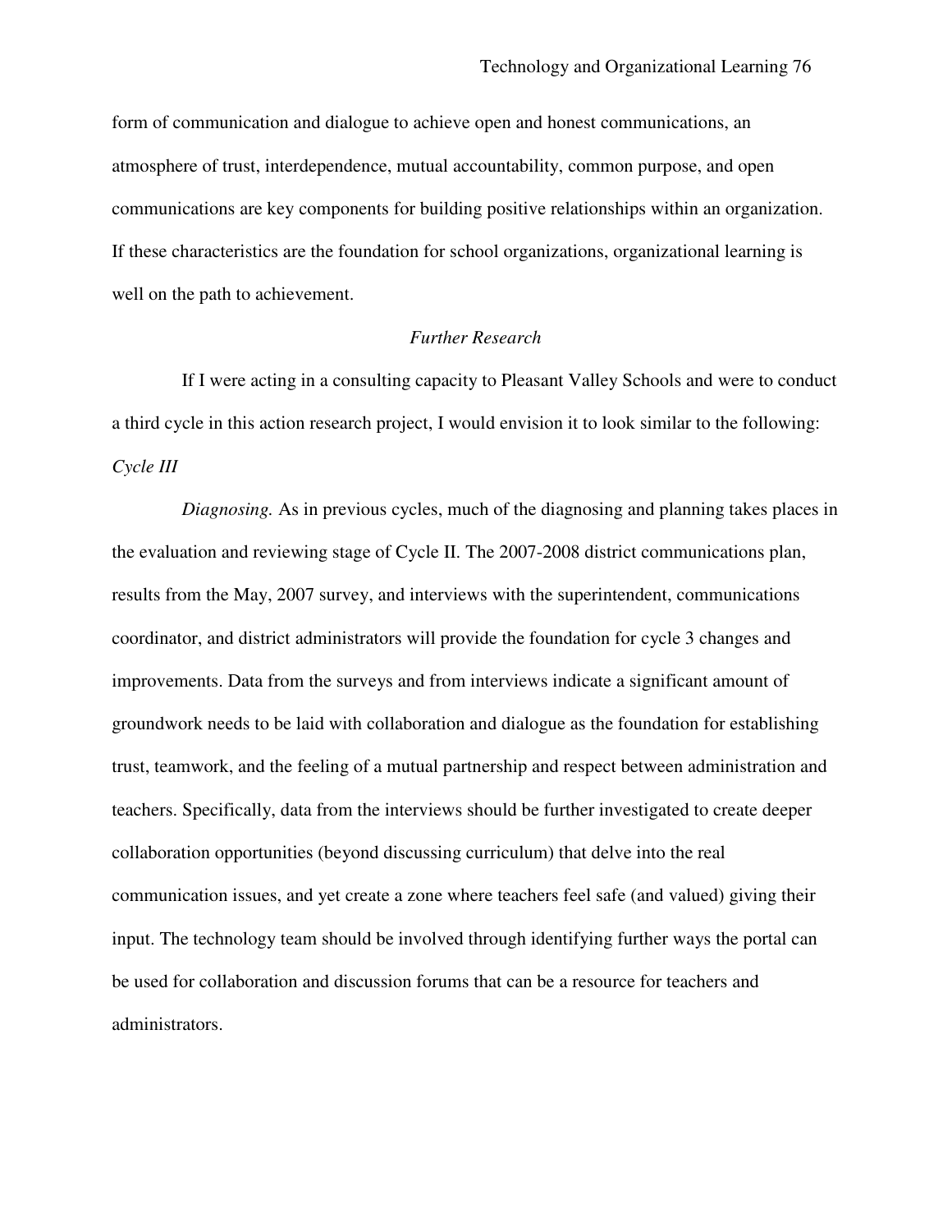form of communication and dialogue to achieve open and honest communications, an atmosphere of trust, interdependence, mutual accountability, common purpose, and open communications are key components for building positive relationships within an organization. If these characteristics are the foundation for school organizations, organizational learning is well on the path to achievement.

### *Further Research*

If I were acting in a consulting capacity to Pleasant Valley Schools and were to conduct a third cycle in this action research project, I would envision it to look similar to the following:

*Cycle III*

*Diagnosing.* As in previous cycles, much of the diagnosing and planning takes places in the evaluation and reviewing stage of Cycle II. The 2007-2008 district communications plan, results from the May, 2007 survey, and interviews with the superintendent, communications coordinator, and district administrators will provide the foundation for cycle 3 changes and improvements. Data from the surveys and from interviews indicate a significant amount of groundwork needs to be laid with collaboration and dialogue as the foundation for establishing trust, teamwork, and the feeling of a mutual partnership and respect between administration and teachers. Specifically, data from the interviews should be further investigated to create deeper collaboration opportunities (beyond discussing curriculum) that delve into the real communication issues, and yet create a zone where teachers feel safe (and valued) giving their input. The technology team should be involved through identifying further ways the portal can be used for collaboration and discussion forums that can be a resource for teachers and administrators.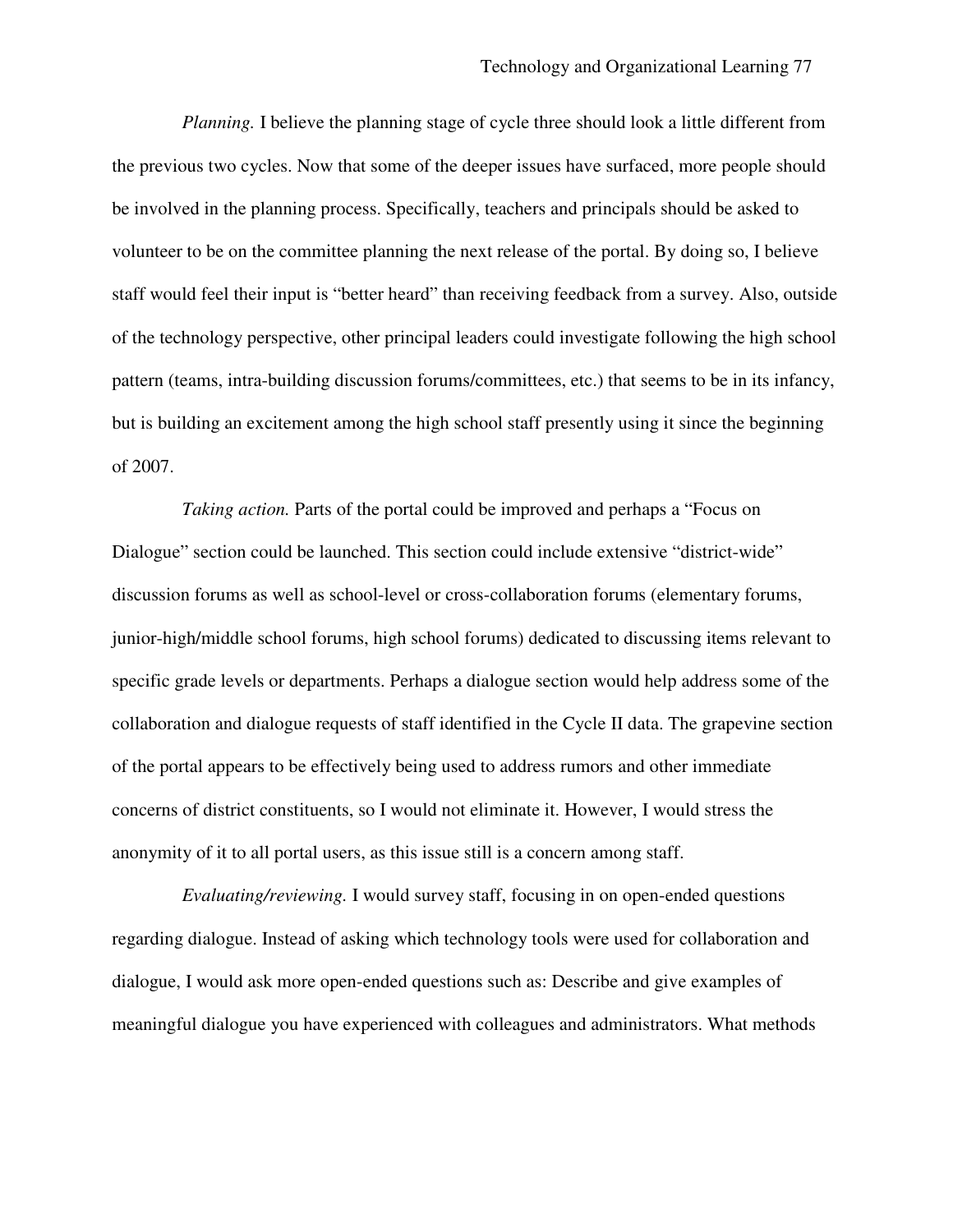*Planning.* I believe the planning stage of cycle three should look a little different from the previous two cycles. Now that some of the deeper issues have surfaced, more people should be involved in the planning process. Specifically, teachers and principals should be asked to volunteer to be on the committee planning the next release of the portal. By doing so, I believe staff would feel their input is "better heard" than receiving feedback from a survey. Also, outside of the technology perspective, other principal leaders could investigate following the high school pattern (teams, intra-building discussion forums/committees, etc.) that seems to be in its infancy, but is building an excitement among the high school staff presently using it since the beginning of 2007.

*Taking action.* Parts of the portal could be improved and perhaps a "Focus on Dialogue" section could be launched. This section could include extensive "district-wide" discussion forums as well as school-level or cross-collaboration forums (elementary forums, junior-high/middle school forums, high school forums) dedicated to discussing items relevant to specific grade levels or departments. Perhaps a dialogue section would help address some of the collaboration and dialogue requests of staff identified in the Cycle II data. The grapevine section of the portal appears to be effectively being used to address rumors and other immediate concerns of district constituents, so I would not eliminate it. However, I would stress the anonymity of it to all portal users, as this issue still is a concern among staff.

*Evaluating/reviewing.* I would survey staff, focusing in on open-ended questions regarding dialogue. Instead of asking which technology tools were used for collaboration and dialogue, I would ask more open-ended questions such as: Describe and give examples of meaningful dialogue you have experienced with colleagues and administrators. What methods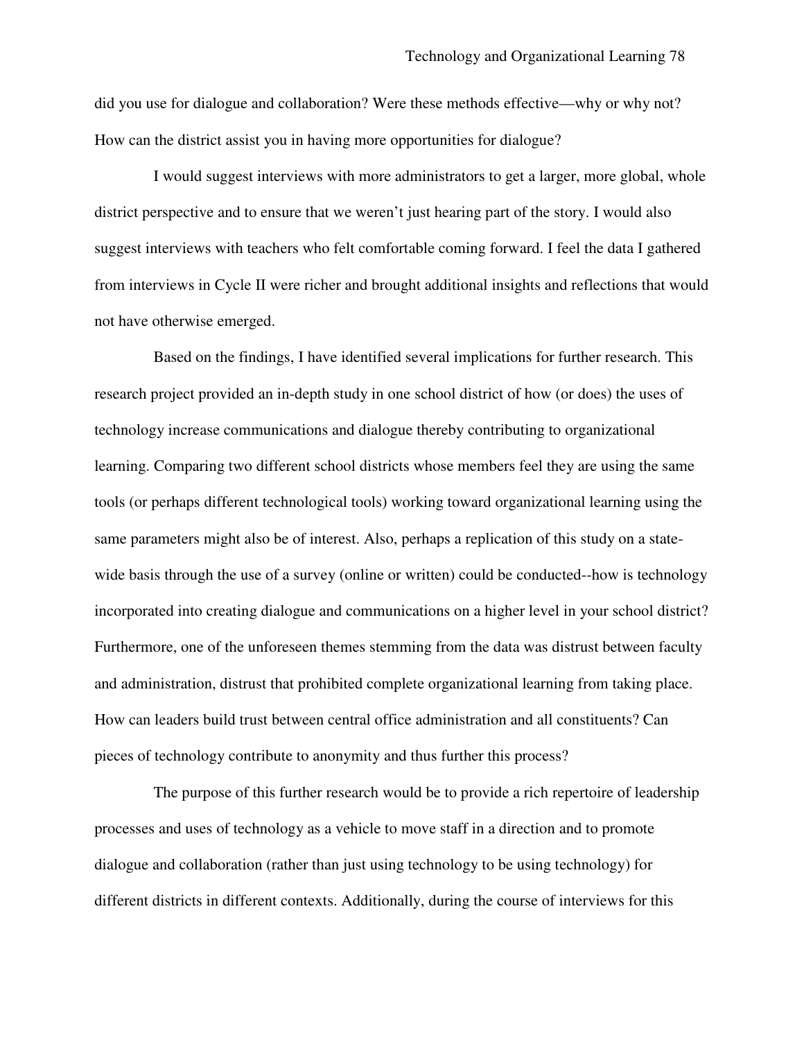did you use for dialogue and collaboration? Were these methods effective—why or why not? How can the district assist you in having more opportunities for dialogue?

I would suggest interviews with more administrators to get a larger, more global, whole district perspective and to ensure that we weren't just hearing part of the story. I would also suggest interviews with teachers who felt comfortable coming forward. I feel the data I gathered from interviews in Cycle II were richer and brought additional insights and reflections that would not have otherwise emerged.

Based on the findings, I have identified several implications for further research. This research project provided an in-depth study in one school district of how (or does) the uses of technology increase communications and dialogue thereby contributing to organizational learning. Comparing two different school districts whose members feel they are using the same tools (or perhaps different technological tools) working toward organizational learning using the same parameters might also be of interest. Also, perhaps a replication of this study on a state-wide basis through the use of a survey (online or written) could be conducted--how is technology incorporated into creating dialogue and communications on a higher level in your school district? Furthermore, one of the unforeseen themes stemming from the data was distrust between faculty and administration, distrust that prohibited complete organizational learning from taking place. How can leaders build trust between central office administration and all constituents? Can pieces of technology contribute to anonymity and thus further this process?

The purpose of this further research would be to provide a rich repertoire of leadership processes and uses of technology as a vehicle to move staff in a direction and to promote dialogue and collaboration (rather than just using technology to be using technology) for different districts in different contexts. Additionally, during the course of interviews for this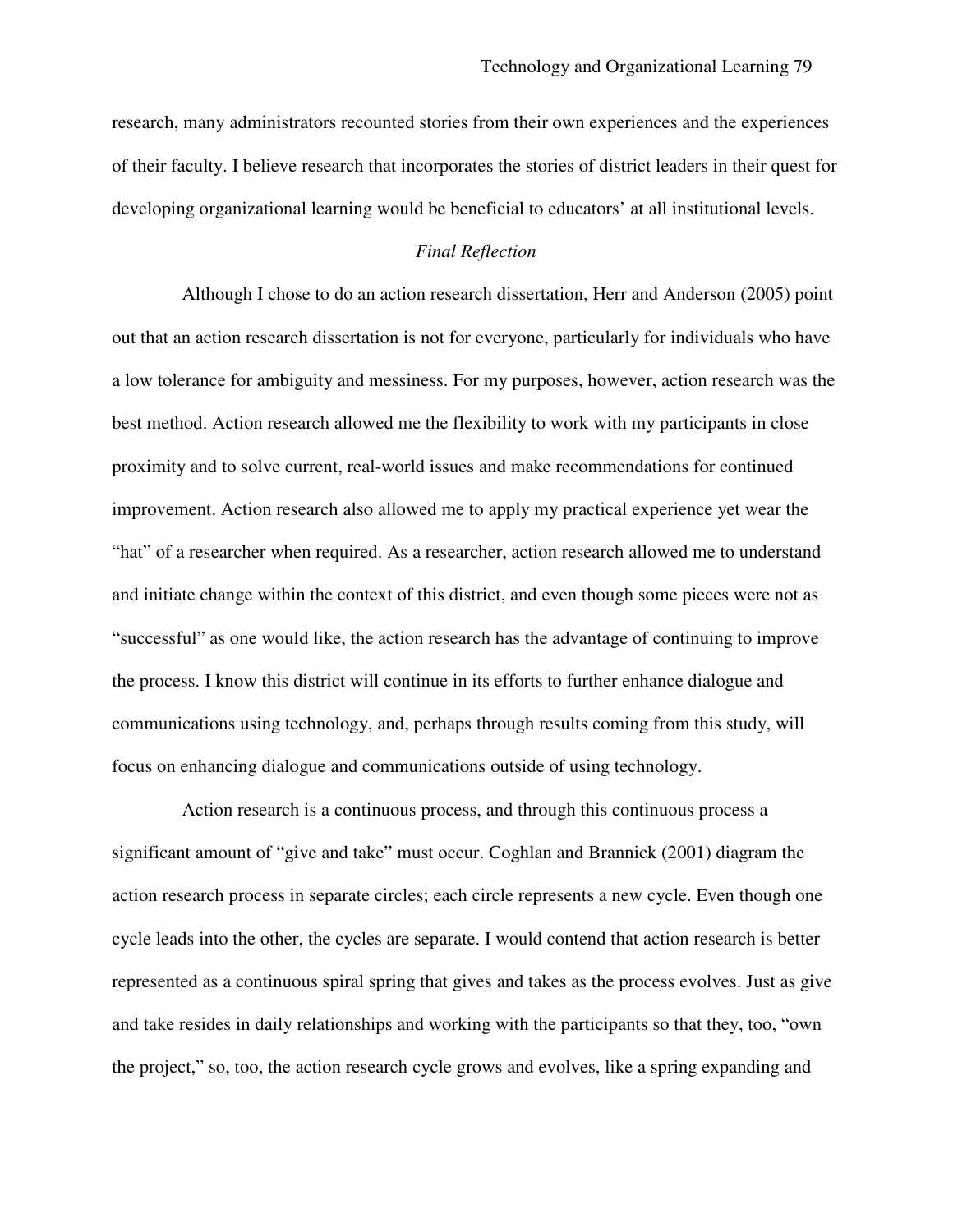research, many administrators recounted stories from their own experiences and the experiences of their faculty. I believe research that incorporates the stories of district leaders in their quest for developing organizational learning would be beneficial to educators' at all institutional levels.

### *Final Reflection*

Although I chose to do an action research dissertation, Herr and Anderson (2005) point out that an action research dissertation is not for everyone, particularly for individuals who have a low tolerance for ambiguity and messiness. For my purposes, however, action research was the best method. Action research allowed me the flexibility to work with my participants in close proximity and to solve current, real-world issues and make recommendations for continued improvement. Action research also allowed me to apply my practical experience yet wear the "hat" of a researcher when required. As a researcher, action research allowed me to understand and initiate change within the context of this district, and even though some pieces were not as "successful" as one would like, the action research has the advantage of continuing to improve the process. I know this district will continue in its efforts to further enhance dialogue and communications using technology, and, perhaps through results coming from this study, will focus on enhancing dialogue and communications outside of using technology.

Action research is a continuous process, and through this continuous process a significant amount of "give and take" must occur. Coghlan and Brannick (2001) diagram the action research process in separate circles; each circle represents a new cycle. Even though one cycle leads into the other, the cycles are separate. I would contend that action research is better represented as a continuous spiral spring that gives and takes as the process evolves. Just as give and take resides in daily relationships and working with the participants so that they, too, "own the project," so, too, the action research cycle grows and evolves, like a spring expanding and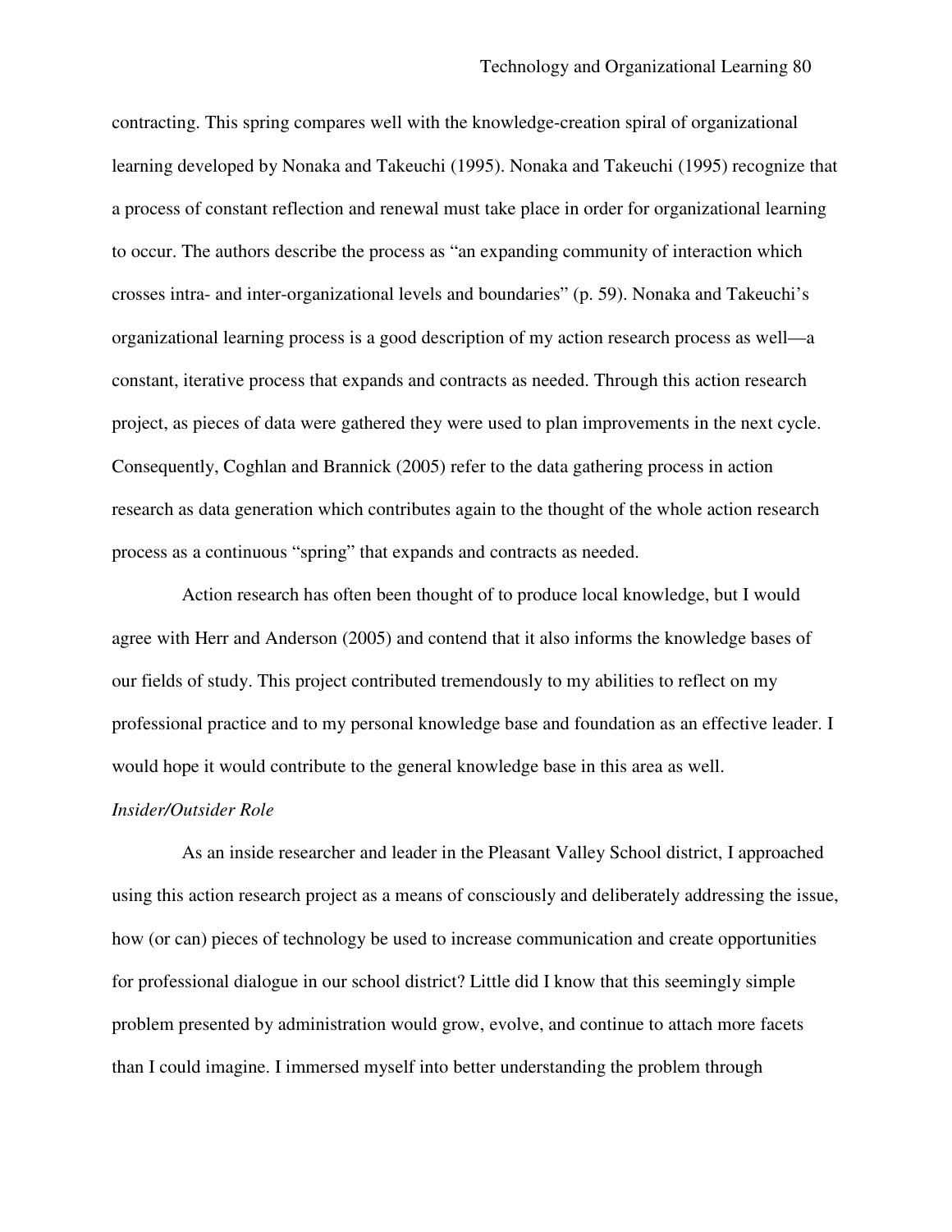contracting. This spring compares well with the knowledge-creation spiral of organizational learning developed by Nonaka and Takeuchi (1995). Nonaka and Takeuchi (1995) recognize that a process of constant reflection and renewal must take place in order for organizational learning to occur. The authors describe the process as "an expanding community of interaction which crosses intra- and inter-organizational levels and boundaries" (p. 59). Nonaka and Takeuchi's organizational learning process is a good description of my action research process as well—a constant, iterative process that expands and contracts as needed. Through this action research project, as pieces of data were gathered they were used to plan improvements in the next cycle. Consequently, Coghlan and Brannick (2005) refer to the data gathering process in action research as data generation which contributes again to the thought of the whole action research process as a continuous "spring" that expands and contracts as needed.

Action research has often been thought of to produce local knowledge, but I would agree with Herr and Anderson (2005) and contend that it also informs the knowledge bases of our fields of study. This project contributed tremendously to my abilities to reflect on my professional practice and to my personal knowledge base and foundation as an effective leader. I would hope it would contribute to the general knowledge base in this area as well.

*Insider/Outsider Role*

As an inside researcher and leader in the Pleasant Valley School district, I approached using this action research project as a means of consciously and deliberately addressing the issue, how (or can) pieces of technology be used to increase communication and create opportunities for professional dialogue in our school district? Little did I know that this seemingly simple problem presented by administration would grow, evolve, and continue to attach more facets than I could imagine. I immersed myself into better understanding the problem through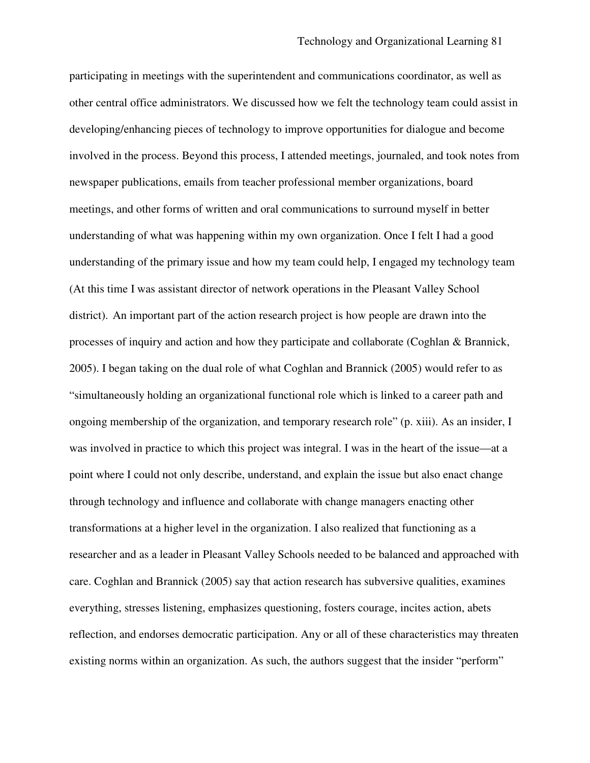participating in meetings with the superintendent and communications coordinator, as well as other central office administrators. We discussed how we felt the technology team could assist in developing/enhancing pieces of technology to improve opportunities for dialogue and become involved in the process. Beyond this process, I attended meetings, journaled, and took notes from newspaper publications, emails from teacher professional member organizations, board meetings, and other forms of written and oral communications to surround myself in better understanding of what was happening within my own organization. Once I felt I had a good understanding of the primary issue and how my team could help, I engaged my technology team (At this time I was assistant director of network operations in the Pleasant Valley School district). An important part of the action research project is how people are drawn into the processes of inquiry and action and how they participate and collaborate (Coghlan & Brannick, 2005). I began taking on the dual role of what Coghlan and Brannick (2005) would refer to as "simultaneously holding an organizational functional role which is linked to a career path and ongoing membership of the organization, and temporary research role" (p. xiii). As an insider, I was involved in practice to which this project was integral. I was in the heart of the issue—at a point where I could not only describe, understand, and explain the issue but also enact change through technology and influence and collaborate with change managers enacting other transformations at a higher level in the organization. I also realized that functioning as a researcher and as a leader in Pleasant Valley Schools needed to be balanced and approached with care. Coghlan and Brannick (2005) say that action research has subversive qualities, examines everything, stresses listening, emphasizes questioning, fosters courage, incites action, abets reflection, and endorses democratic participation. Any or all of these characteristics may threaten existing norms within an organization. As such, the authors suggest that the insider "perform"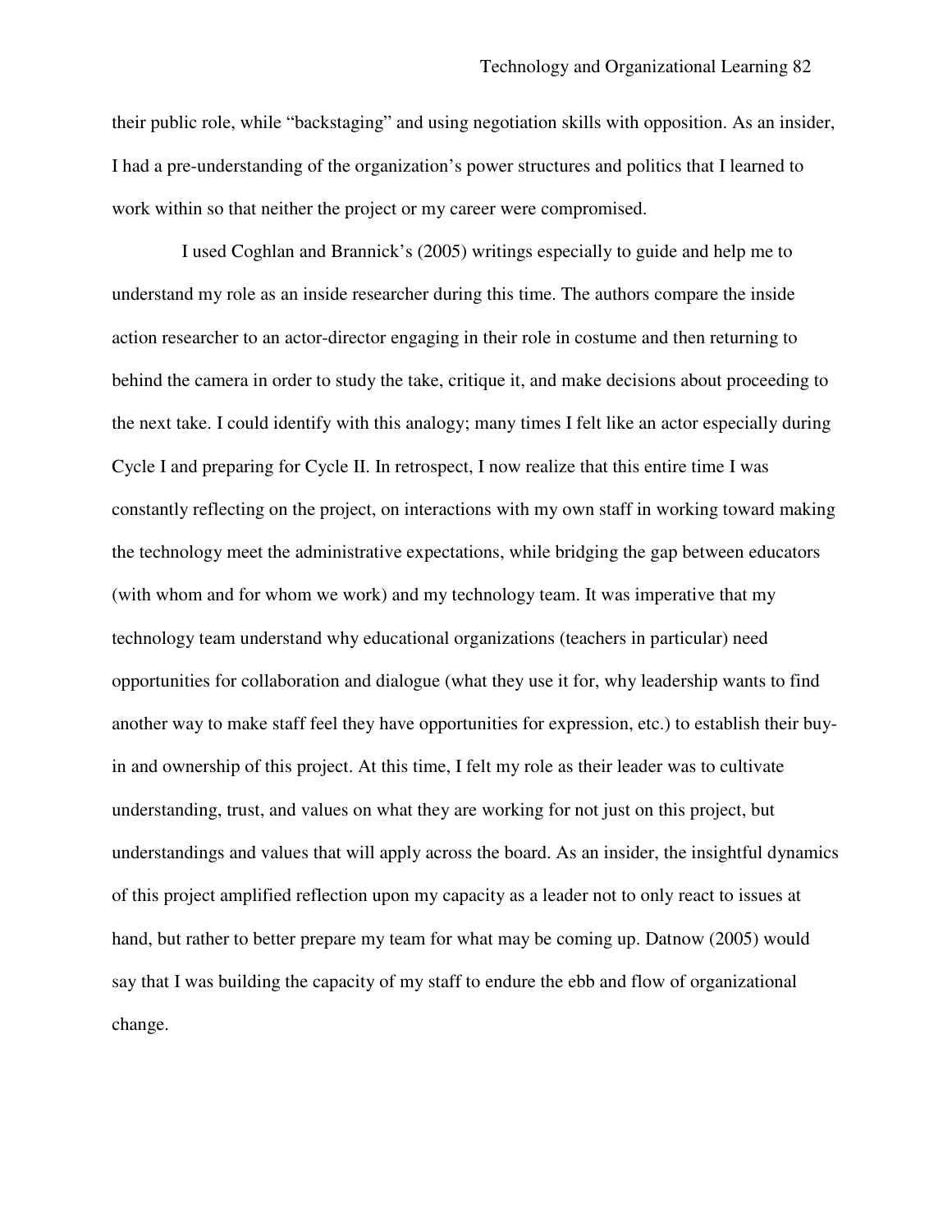their public role, while “backstaging” and using negotiation skills with opposition. As an insider, I had a pre-understanding of the organization’s power structures and politics that I learned to work within so that neither the project or my career were compromised.

I used Coghlan and Brannick’s (2005) writings especially to guide and help me to understand my role as an inside researcher during this time. The authors compare the inside action researcher to an actor-director engaging in their role in costume and then returning to behind the camera in order to study the take, critique it, and make decisions about proceeding to the next take. I could identify with this analogy; many times I felt like an actor especially during Cycle I and preparing for Cycle II. In retrospect, I now realize that this entire time I was constantly reflecting on the project, on interactions with my own staff in working toward making the technology meet the administrative expectations, while bridging the gap between educators (with whom and for whom we work) and my technology team. It was imperative that my technology team understand why educational organizations (teachers in particular) need opportunities for collaboration and dialogue (what they use it for, why leadership wants to find another way to make staff feel they have opportunities for expression, etc.) to establish their buy-in and ownership of this project. At this time, I felt my role as their leader was to cultivate understanding, trust, and values on what they are working for not just on this project, but understandings and values that will apply across the board. As an insider, the insightful dynamics of this project amplified reflection upon my capacity as a leader not to only react to issues at hand, but rather to better prepare my team for what may be coming up. Datnow (2005) would say that I was building the capacity of my staff to endure the ebb and flow of organizational change.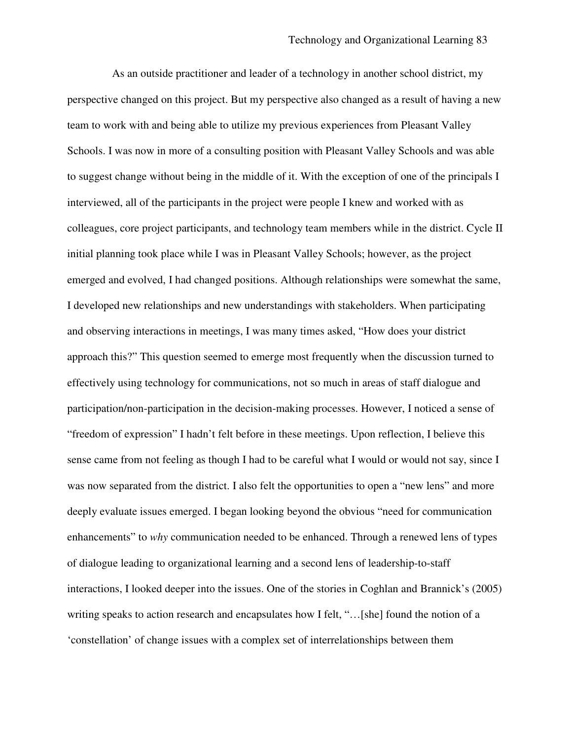As an outside practitioner and leader of a technology in another school district, my perspective changed on this project. But my perspective also changed as a result of having a new team to work with and being able to utilize my previous experiences from Pleasant Valley Schools. I was now in more of a consulting position with Pleasant Valley Schools and was able to suggest change without being in the middle of it. With the exception of one of the principals I interviewed, all of the participants in the project were people I knew and worked with as colleagues, core project participants, and technology team members while in the district. Cycle II initial planning took place while I was in Pleasant Valley Schools; however, as the project emerged and evolved, I had changed positions. Although relationships were somewhat the same, I developed new relationships and new understandings with stakeholders. When participating and observing interactions in meetings, I was many times asked, "How does your district approach this?" This question seemed to emerge most frequently when the discussion turned to effectively using technology for communications, not so much in areas of staff dialogue and participation/non-participation in the decision-making processes. However, I noticed a sense of "freedom of expression" I hadn't felt before in these meetings. Upon reflection, I believe this sense came from not feeling as though I had to be careful what I would or would not say, since I was now separated from the district. I also felt the opportunities to open a "new lens" and more deeply evaluate issues emerged. I began looking beyond the obvious "need for communication enhancements" to *why* communication needed to be enhanced. Through a renewed lens of types of dialogue leading to organizational learning and a second lens of leadership-to-staff interactions, I looked deeper into the issues. One of the stories in Coghlan and Brannick's (2005) writing speaks to action research and encapsulates how I felt, "…[she] found the notion of a 'constellation' of change issues with a complex set of interrelationships between them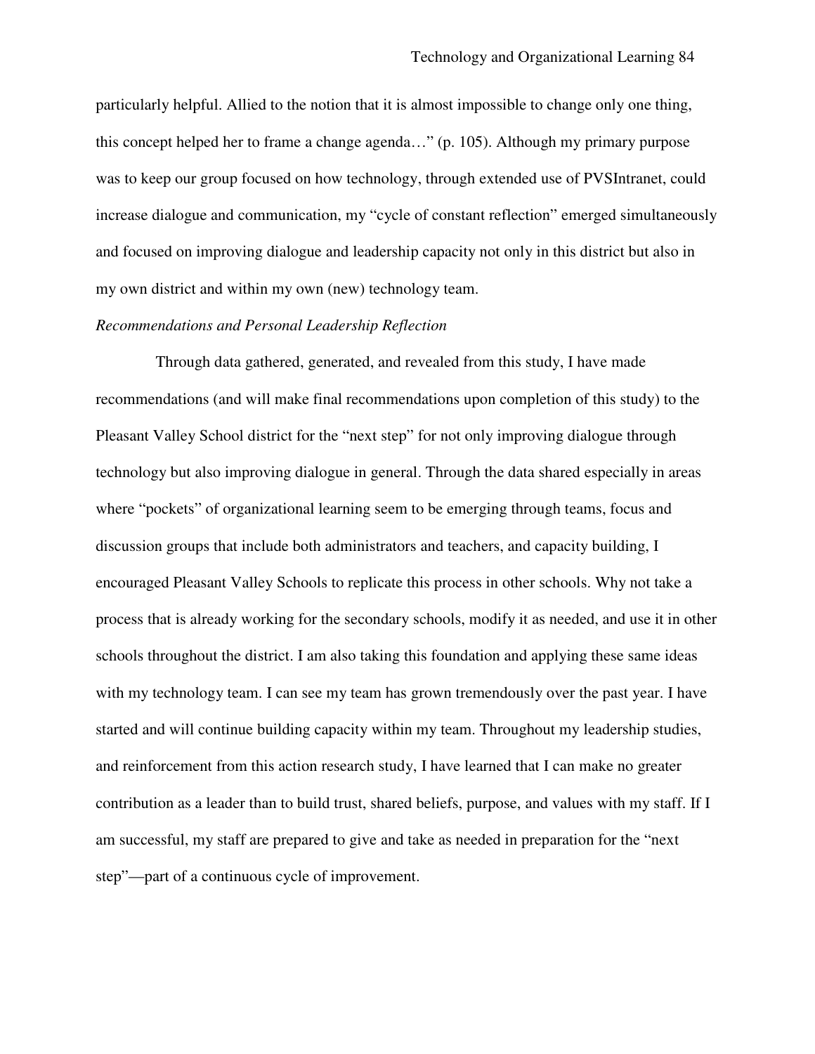particularly helpful. Allied to the notion that it is almost impossible to change only one thing, this concept helped her to frame a change agenda…" (p. 105). Although my primary purpose was to keep our group focused on how technology, through extended use of PVSIntranet, could increase dialogue and communication, my "cycle of constant reflection" emerged simultaneously and focused on improving dialogue and leadership capacity not only in this district but also in my own district and within my own (new) technology team.

*Recommendations and Personal Leadership Reflection*

Through data gathered, generated, and revealed from this study, I have made recommendations (and will make final recommendations upon completion of this study) to the Pleasant Valley School district for the "next step" for not only improving dialogue through technology but also improving dialogue in general. Through the data shared especially in areas where "pockets" of organizational learning seem to be emerging through teams, focus and discussion groups that include both administrators and teachers, and capacity building, I encouraged Pleasant Valley Schools to replicate this process in other schools. Why not take a process that is already working for the secondary schools, modify it as needed, and use it in other schools throughout the district. I am also taking this foundation and applying these same ideas with my technology team. I can see my team has grown tremendously over the past year. I have started and will continue building capacity within my team. Throughout my leadership studies, and reinforcement from this action research study, I have learned that I can make no greater contribution as a leader than to build trust, shared beliefs, purpose, and values with my staff. If I am successful, my staff are prepared to give and take as needed in preparation for the "next step"—part of a continuous cycle of improvement.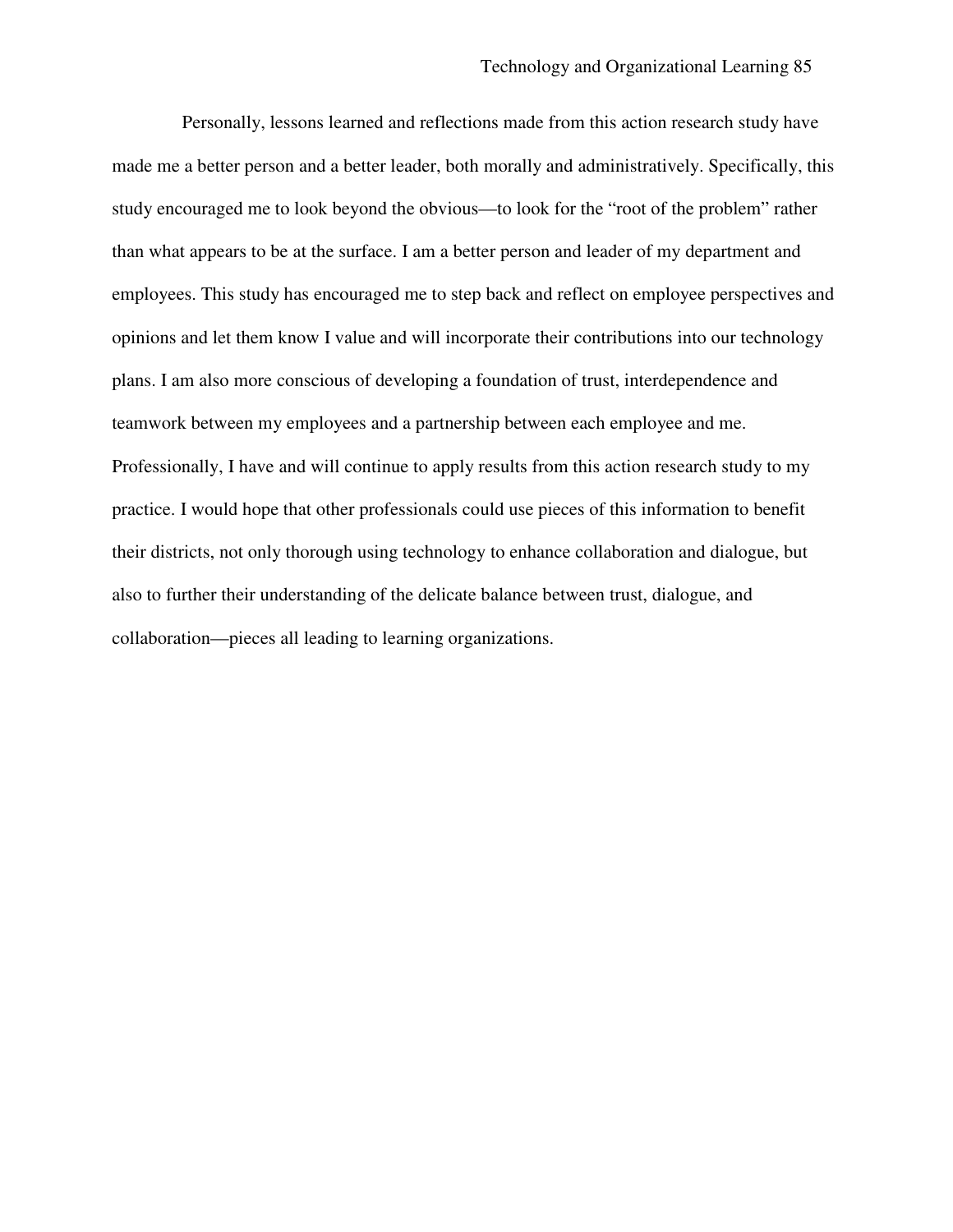Personally, lessons learned and reflections made from this action research study have made me a better person and a better leader, both morally and administratively. Specifically, this study encouraged me to look beyond the obvious—to look for the "root of the problem" rather than what appears to be at the surface. I am a better person and leader of my department and employees. This study has encouraged me to step back and reflect on employee perspectives and opinions and let them know I value and will incorporate their contributions into our technology plans. I am also more conscious of developing a foundation of trust, interdependence and teamwork between my employees and a partnership between each employee and me. Professionally, I have and will continue to apply results from this action research study to my practice. I would hope that other professionals could use pieces of this information to benefit their districts, not only thorough using technology to enhance collaboration and dialogue, but also to further their understanding of the delicate balance between trust, dialogue, and collaboration—pieces all leading to learning organizations.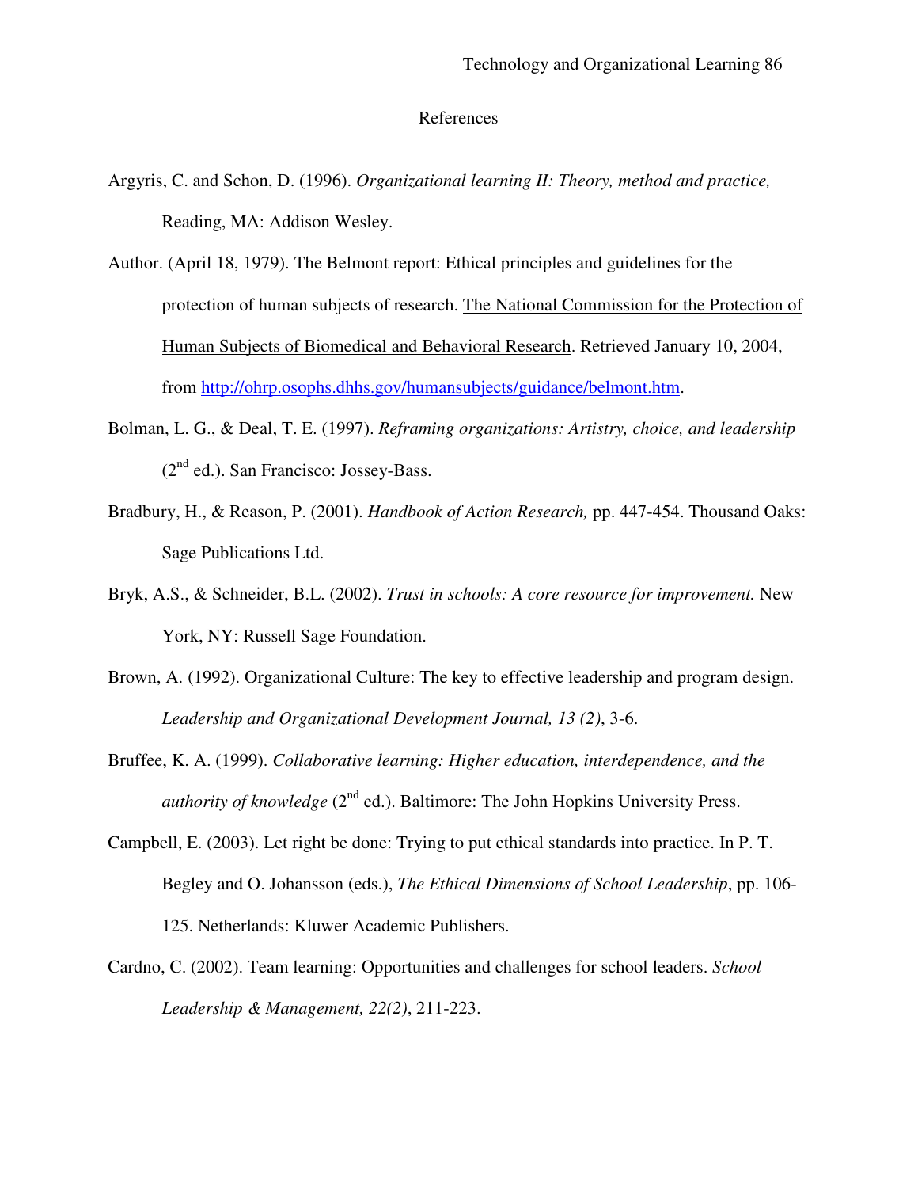# References

Argyris, C. and Schon, D. (1996). *Organizational learning II: Theory, method and practice,* Reading, MA: Addison Wesley.

Author. (April 18, 1979). The Belmont report: Ethical principles and guidelines for the protection of human subjects of research. The National Commission for the Protection of Human Subjects of Biomedical and Behavioral Research. Retrieved January 10, 2004, from http://ohrp.osophs.dhhs.gov/humansubjects/guidance/belmont.htm.

Bolman, L. G., & Deal, T. E. (1997). *Reframing organizations: Artistry, choice, and leadership* (2nd ed.). San Francisco: Jossey-Bass.

Bradbury, H., & Reason, P. (2001). *Handbook of Action Research,* pp. 447-454. Thousand Oaks: Sage Publications Ltd.

Bryk, A.S., & Schneider, B.L. (2002). *Trust in schools: A core resource for improvement.* New York, NY: Russell Sage Foundation.

Brown, A. (1992). Organizational Culture: The key to effective leadership and program design. *Leadership and Organizational Development Journal, 13 (2)*, 3-6.

Bruffee, K. A. (1999). *Collaborative learning: Higher education, interdependence, and the authority of knowledge* (2nd ed.). Baltimore: The John Hopkins University Press.

Campbell, E. (2003). Let right be done: Trying to put ethical standards into practice. In P. T. Begley and O. Johansson (eds.), *The Ethical Dimensions of School Leadership*, pp. 106-125. Netherlands: Kluwer Academic Publishers.

Cardno, C. (2002). Team learning: Opportunities and challenges for school leaders. *School Leadership & Management, 22(2)*, 211-223.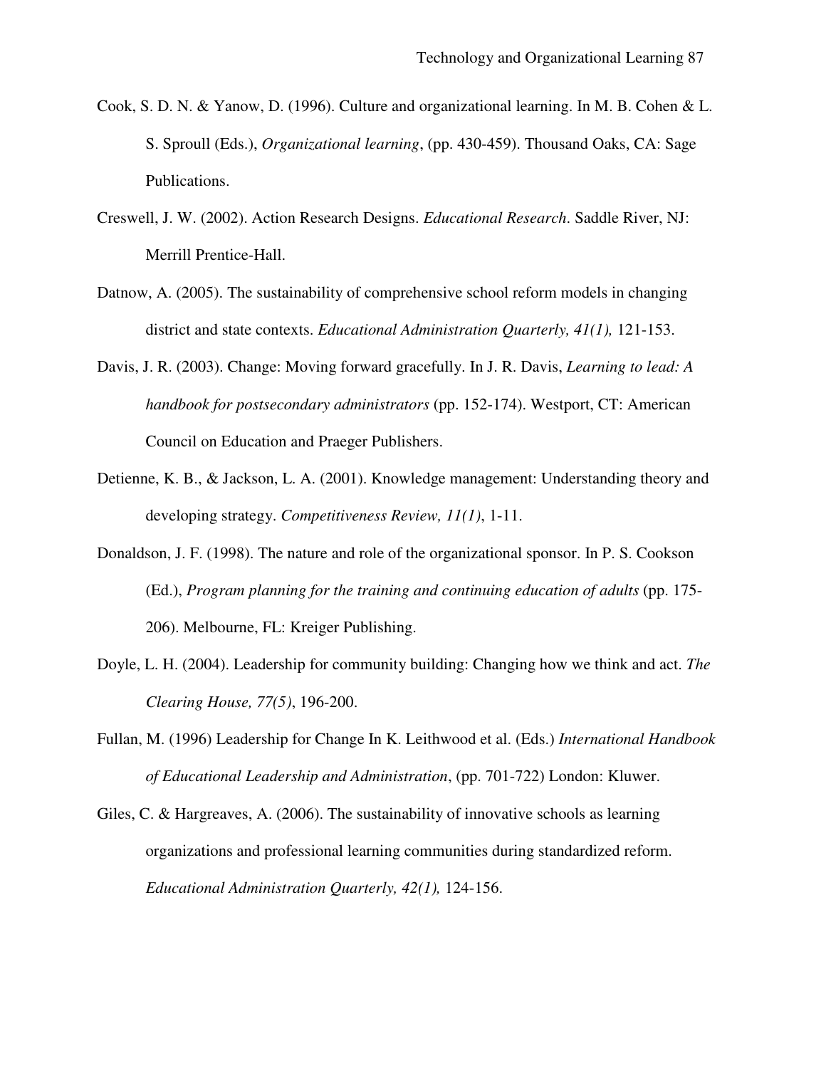Cook, S. D. N. & Yanow, D. (1996). Culture and organizational learning. In M. B. Cohen & L. S. Sproull (Eds.), *Organizational learning*, (pp. 430-459). Thousand Oaks, CA: Sage Publications.

Creswell, J. W. (2002). Action Research Designs. *Educational Research*. Saddle River, NJ: Merrill Prentice-Hall.

Datnow, A. (2005). The sustainability of comprehensive school reform models in changing district and state contexts. *Educational Administration Quarterly, 41(1),* 121-153.

Davis, J. R. (2003). Change: Moving forward gracefully. In J. R. Davis, *Learning to lead: A handbook for postsecondary administrators* (pp. 152-174). Westport, CT: American Council on Education and Praeger Publishers.

Detienne, K. B., & Jackson, L. A. (2001). Knowledge management: Understanding theory and developing strategy. *Competitiveness Review, 11(1)*, 1-11.

Donaldson, J. F. (1998). The nature and role of the organizational sponsor. In P. S. Cookson (Ed.), *Program planning for the training and continuing education of adults* (pp. 175-206). Melbourne, FL: Kreiger Publishing.

Doyle, L. H. (2004). Leadership for community building: Changing how we think and act. *The Clearing House, 77(5)*, 196-200.

Fullan, M. (1996) Leadership for Change In K. Leithwood et al. (Eds.) *International Handbook of Educational Leadership and Administration*, (pp. 701-722) London: Kluwer.

Giles, C. & Hargreaves, A. (2006). The sustainability of innovative schools as learning organizations and professional learning communities during standardized reform. *Educational Administration Quarterly, 42(1),* 124-156.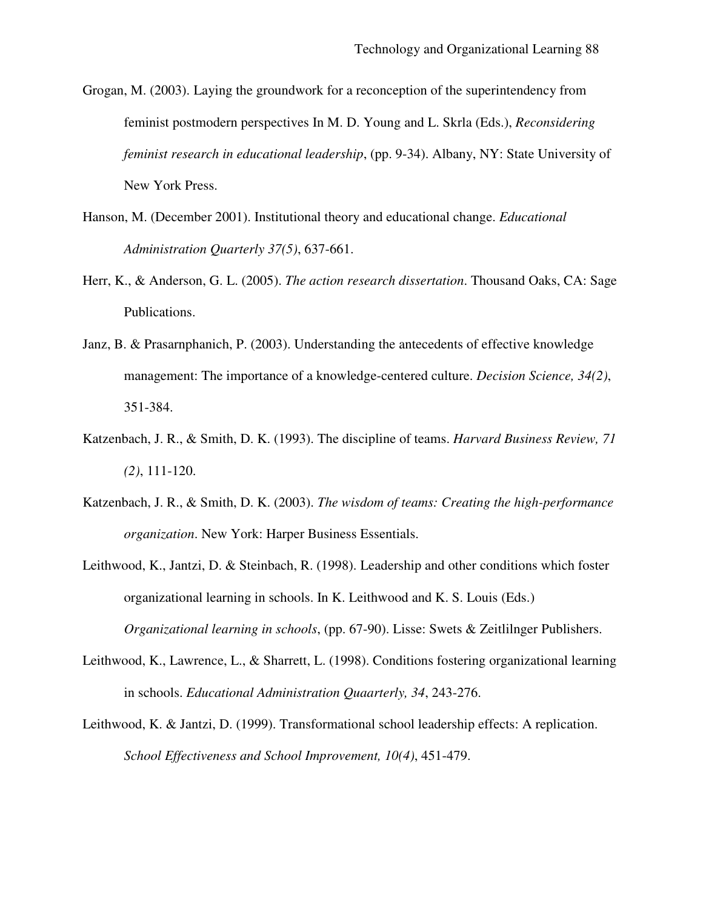Grogan, M. (2003). Laying the groundwork for a reconception of the superintendency from feminist postmodern perspectives In M. D. Young and L. Skrla (Eds.), *Reconsidering feminist research in educational leadership*, (pp. 9-34). Albany, NY: State University of New York Press.

Hanson, M. (December 2001). Institutional theory and educational change. *Educational Administration Quarterly 37(5)*, 637-661.

Herr, K., & Anderson, G. L. (2005). *The action research dissertation*. Thousand Oaks, CA: Sage Publications.

Janz, B. & Prasarnphanich, P. (2003). Understanding the antecedents of effective knowledge management: The importance of a knowledge-centered culture. *Decision Science, 34(2)*, 351-384.

Katzenbach, J. R., & Smith, D. K. (1993). The discipline of teams. *Harvard Business Review, 71 (2)*, 111-120.

Katzenbach, J. R., & Smith, D. K. (2003). *The wisdom of teams: Creating the high-performance organization*. New York: Harper Business Essentials.

Leithwood, K., Jantzi, D. & Steinbach, R. (1998). Leadership and other conditions which foster organizational learning in schools. In K. Leithwood and K. S. Louis (Eds.) *Organizational learning in schools*, (pp. 67-90). Lisse: Swets & Zeitlilnger Publishers.

Leithwood, K., Lawrence, L., & Sharrett, L. (1998). Conditions fostering organizational learning in schools. *Educational Administration Quaarterly, 34*, 243-276.

Leithwood, K. & Jantzi, D. (1999). Transformational school leadership effects: A replication. *School Effectiveness and School Improvement, 10(4)*, 451-479.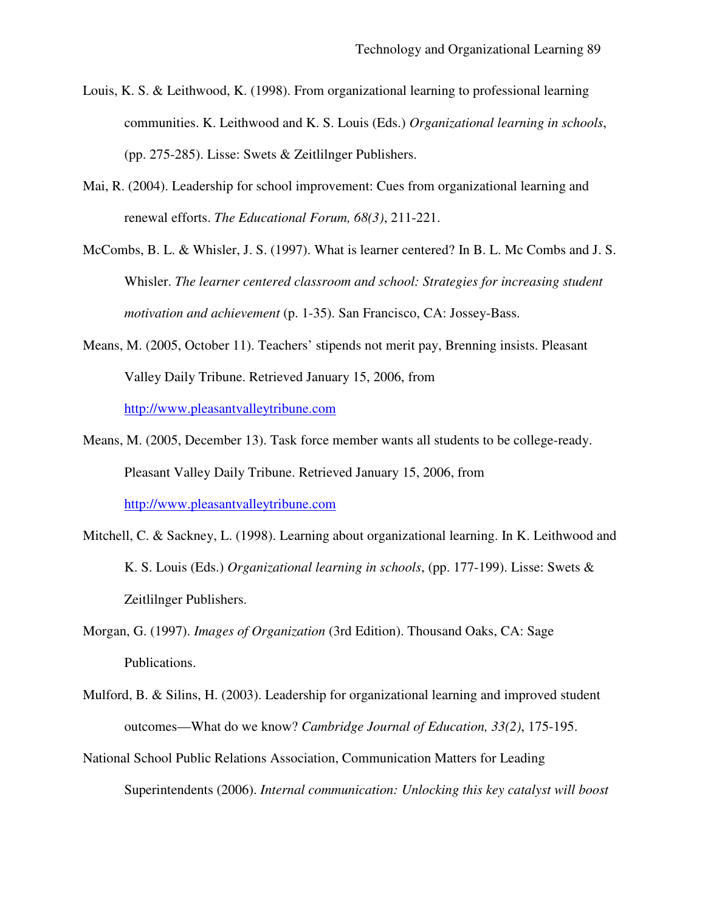Louis, K. S. & Leithwood, K. (1998). From organizational learning to professional learning communities. K. Leithwood and K. S. Louis (Eds.) *Organizational learning in schools*, (pp. 275-285). Lisse: Swets & Zeitlilnger Publishers.

Mai, R. (2004). Leadership for school improvement: Cues from organizational learning and renewal efforts. *The Educational Forum, 68(3)*, 211-221.

McCombs, B. L. & Whisler, J. S. (1997). What is learner centered? In B. L. Mc Combs and J. S. Whisler. *The learner centered classroom and school: Strategies for increasing student motivation and achievement* (p. 1-35). San Francisco, CA: Jossey-Bass.

Means, M. (2005, October 11). Teachers' stipends not merit pay, Brenning insists. Pleasant Valley Daily Tribune. Retrieved January 15, 2006, from http://www.pleasantvalleytribune.com

Means, M. (2005, December 13). Task force member wants all students to be college-ready. Pleasant Valley Daily Tribune. Retrieved January 15, 2006, from http://www.pleasantvalleytribune.com

Mitchell, C. & Sackney, L. (1998). Learning about organizational learning. In K. Leithwood and K. S. Louis (Eds.) *Organizational learning in schools*, (pp. 177-199). Lisse: Swets & Zeitlilnger Publishers.

Morgan, G. (1997). *Images of Organization* (3rd Edition). Thousand Oaks, CA: Sage Publications.

Mulford, B. & Silins, H. (2003). Leadership for organizational learning and improved student outcomes—What do we know? *Cambridge Journal of Education, 33(2)*, 175-195.

National School Public Relations Association, Communication Matters for Leading Superintendents (2006). *Internal communication: Unlocking this key catalyst will boost*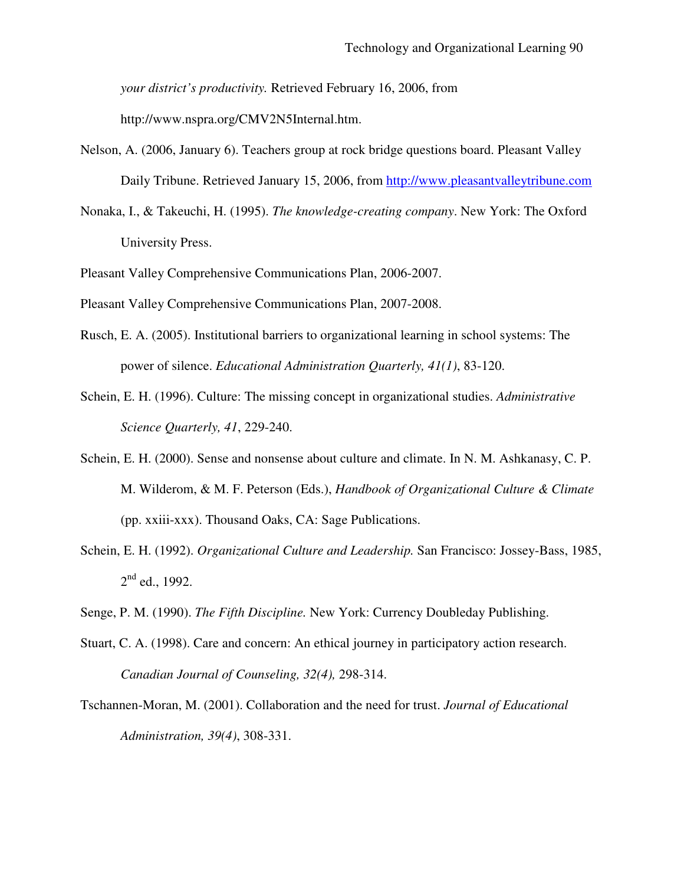*your district's productivity.* Retrieved February 16, 2006, from http://www.nspra.org/CMV2N5Internal.htm.

Nelson, A. (2006, January 6). Teachers group at rock bridge questions board. Pleasant Valley Daily Tribune. Retrieved January 15, 2006, from http://www.pleasantvalleytribune.com

Nonaka, I., & Takeuchi, H. (1995). *The knowledge-creating company*. New York: The Oxford University Press.

Pleasant Valley Comprehensive Communications Plan, 2006-2007.

Pleasant Valley Comprehensive Communications Plan, 2007-2008.

Rusch, E. A. (2005). Institutional barriers to organizational learning in school systems: The power of silence. *Educational Administration Quarterly, 41(1)*, 83-120.

Schein, E. H. (1996). Culture: The missing concept in organizational studies. *Administrative Science Quarterly, 41*, 229-240.

Schein, E. H. (2000). Sense and nonsense about culture and climate. In N. M. Ashkanasy, C. P. M. Wilderom, & M. F. Peterson (Eds.), *Handbook of Organizational Culture & Climate* (pp. xxiii-xxx). Thousand Oaks, CA: Sage Publications.

Schein, E. H. (1992). *Organizational Culture and Leadership.* San Francisco: Jossey-Bass, 1985, 2nd ed., 1992.

Senge, P. M. (1990). *The Fifth Discipline.* New York: Currency Doubleday Publishing.

Stuart, C. A. (1998). Care and concern: An ethical journey in participatory action research. *Canadian Journal of Counseling, 32(4),* 298-314.

Tschannen-Moran, M. (2001). Collaboration and the need for trust. *Journal of Educational Administration, 39(4)*, 308-331.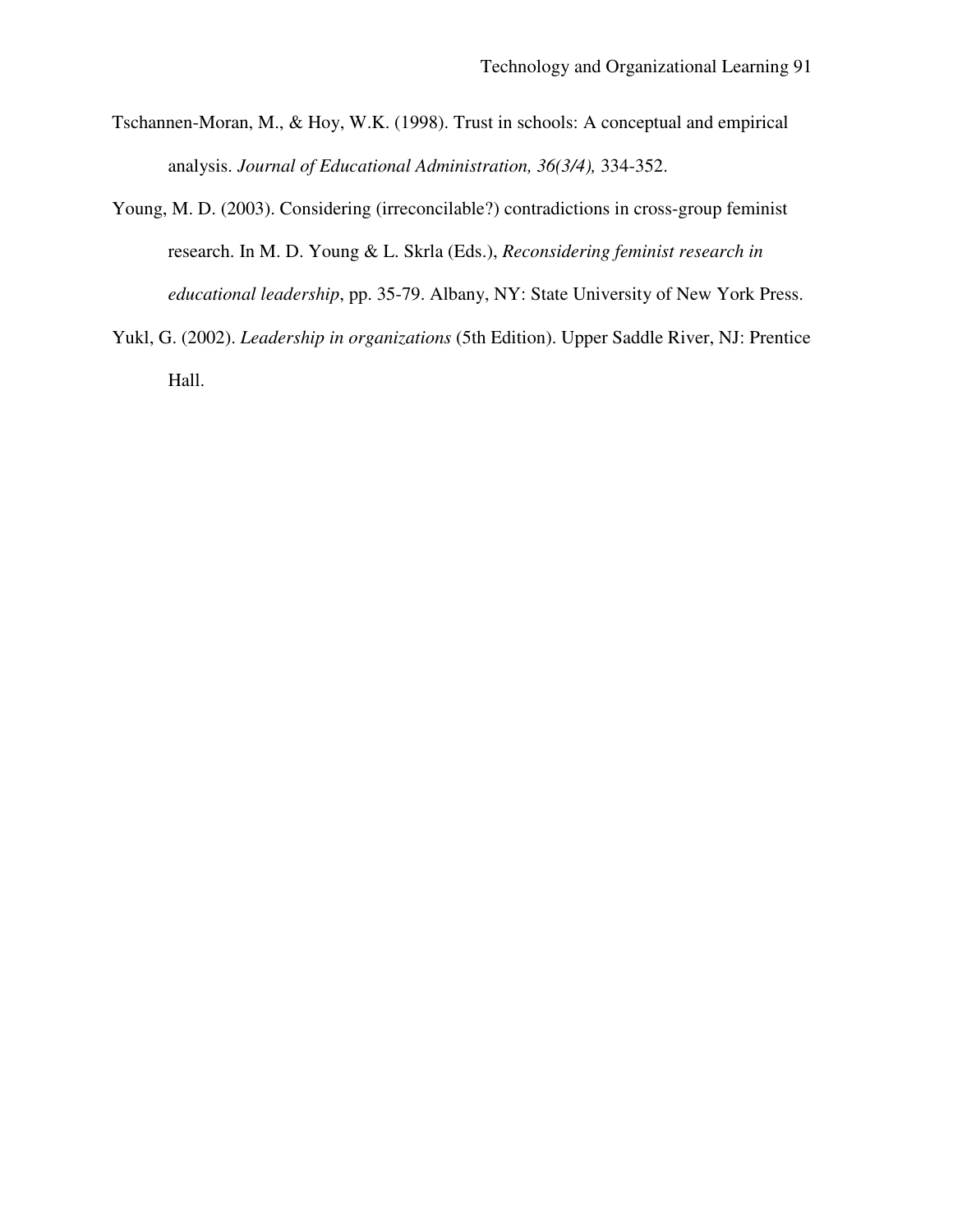Tschannen-Moran, M., & Hoy, W.K. (1998). Trust in schools: A conceptual and empirical analysis. *Journal of Educational Administration, 36(3/4),* 334-352.

Young, M. D. (2003). Considering (irreconcilable?) contradictions in cross-group feminist research. In M. D. Young & L. Skrla (Eds.), *Reconsidering feminist research in educational leadership*, pp. 35-79. Albany, NY: State University of New York Press.

Yukl, G. (2002). *Leadership in organizations* (5th Edition). Upper Saddle River, NJ: Prentice Hall.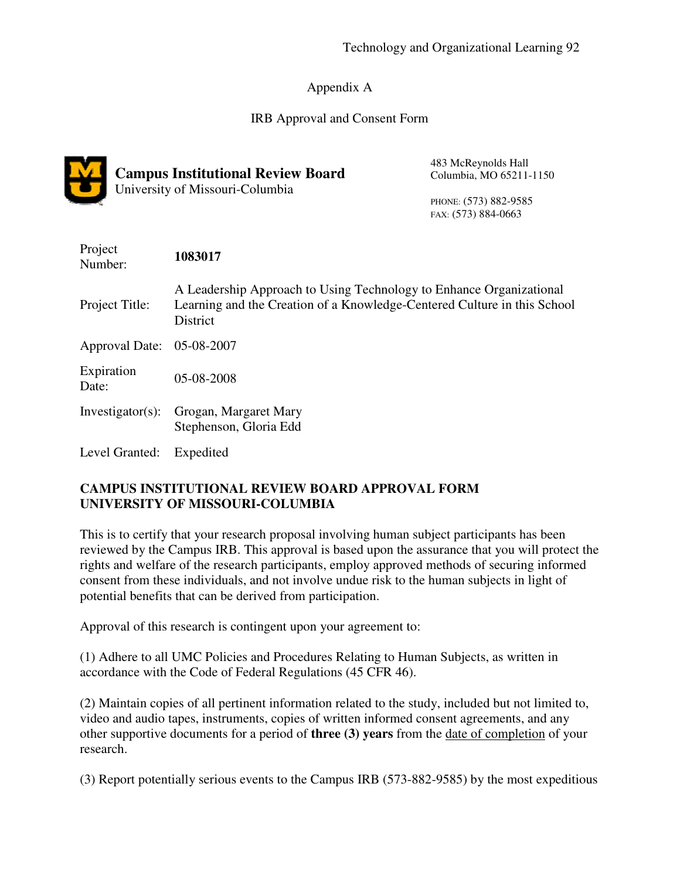# Appendix A

## IRB Approval and Consent Form

**Campus Institutional Review Board**
University of Missouri-Columbia

483 McReynolds Hall
Columbia, MO 65211-1150

PHONE: (573) 882-9585
FAX: (573) 884-0663

| | |
|---|---|
| Project Number: | **1083017** |
| Project Title: | A Leadership Approach to Using Technology to Enhance Organizational Learning and the Creation of a Knowledge-Centered Culture in this School District |
| Approval Date: | 05-08-2007 |
| Expiration Date: | 05-08-2008 |
| Investigator(s): | Grogan, Margaret Mary<br>Stephenson, Gloria Edd |
| Level Granted: | Expedited |

**CAMPUS INSTITUTIONAL REVIEW BOARD APPROVAL FORM**
**UNIVERSITY OF MISSOURI-COLUMBIA**

This is to certify that your research proposal involving human subject participants has been reviewed by the Campus IRB. This approval is based upon the assurance that you will protect the rights and welfare of the research participants, employ approved methods of securing informed consent from these individuals, and not involve undue risk to the human subjects in light of potential benefits that can be derived from participation.

Approval of this research is contingent upon your agreement to:

(1) Adhere to all UMC Policies and Procedures Relating to Human Subjects, as written in accordance with the Code of Federal Regulations (45 CFR 46).

(2) Maintain copies of all pertinent information related to the study, included but not limited to, video and audio tapes, instruments, copies of written informed consent agreements, and any other supportive documents for a period of **three (3) years** from the date of completion of your research.

(3) Report potentially serious events to the Campus IRB (573-882-9585) by the most expeditious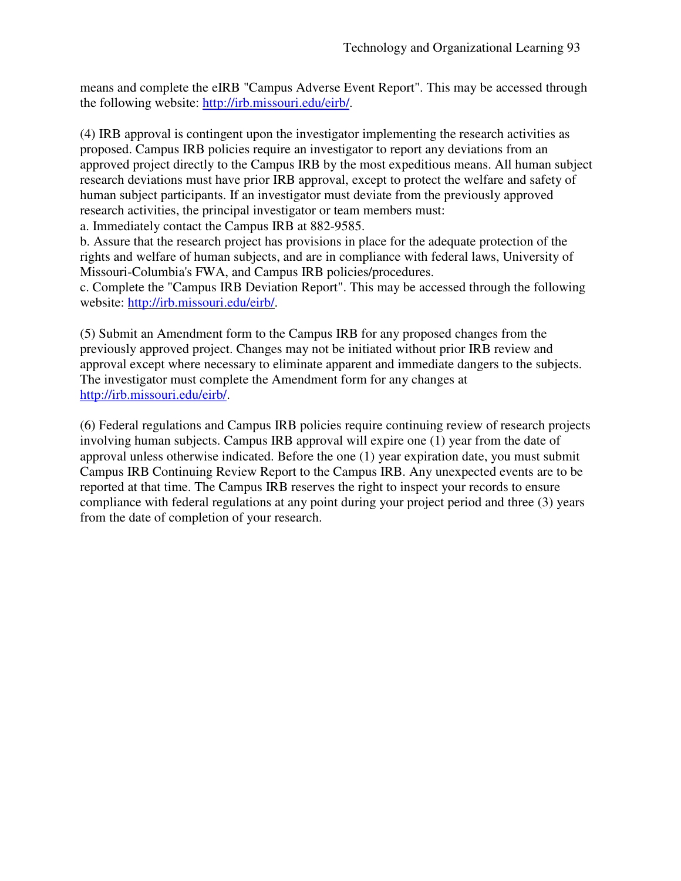means and complete the eIRB "Campus Adverse Event Report". This may be accessed through the following website: http://irb.missouri.edu/eirb/.

(4) IRB approval is contingent upon the investigator implementing the research activities as proposed. Campus IRB policies require an investigator to report any deviations from an approved project directly to the Campus IRB by the most expeditious means. All human subject research deviations must have prior IRB approval, except to protect the welfare and safety of human subject participants. If an investigator must deviate from the previously approved research activities, the principal investigator or team members must:

a. Immediately contact the Campus IRB at 882-9585.

b. Assure that the research project has provisions in place for the adequate protection of the rights and welfare of human subjects, and are in compliance with federal laws, University of Missouri-Columbia's FWA, and Campus IRB policies/procedures.

c. Complete the "Campus IRB Deviation Report". This may be accessed through the following website: http://irb.missouri.edu/eirb/.

(5) Submit an Amendment form to the Campus IRB for any proposed changes from the previously approved project. Changes may not be initiated without prior IRB review and approval except where necessary to eliminate apparent and immediate dangers to the subjects. The investigator must complete the Amendment form for any changes at http://irb.missouri.edu/eirb/.

(6) Federal regulations and Campus IRB policies require continuing review of research projects involving human subjects. Campus IRB approval will expire one (1) year from the date of approval unless otherwise indicated. Before the one (1) year expiration date, you must submit Campus IRB Continuing Review Report to the Campus IRB. Any unexpected events are to be reported at that time. The Campus IRB reserves the right to inspect your records to ensure compliance with federal regulations at any point during your project period and three (3) years from the date of completion of your research.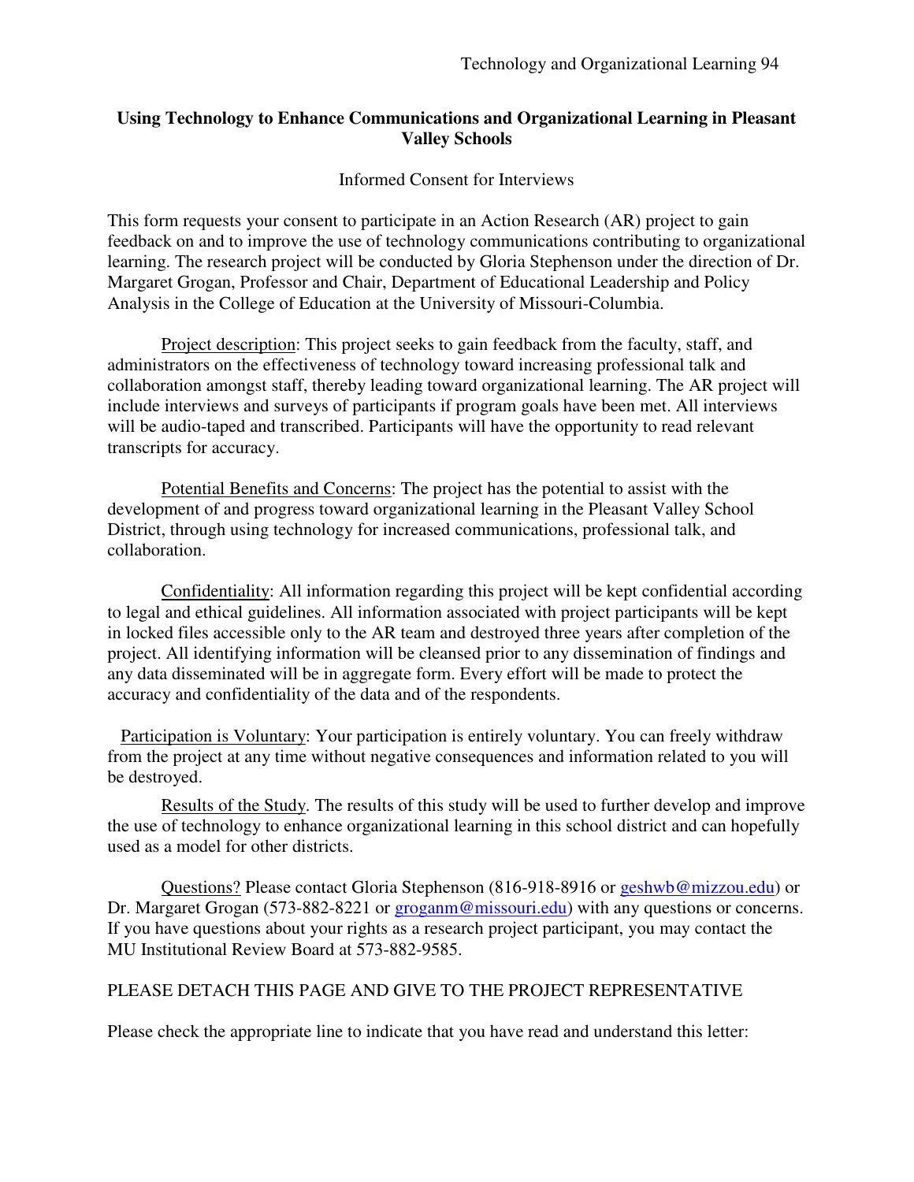**Using Technology to Enhance Communications and Organizational Learning in Pleasant Valley Schools**

Informed Consent for Interviews

This form requests your consent to participate in an Action Research (AR) project to gain feedback on and to improve the use of technology communications contributing to organizational learning. The research project will be conducted by Gloria Stephenson under the direction of Dr. Margaret Grogan, Professor and Chair, Department of Educational Leadership and Policy Analysis in the College of Education at the University of Missouri-Columbia.

Project description: This project seeks to gain feedback from the faculty, staff, and administrators on the effectiveness of technology toward increasing professional talk and collaboration amongst staff, thereby leading toward organizational learning. The AR project will include interviews and surveys of participants if program goals have been met. All interviews will be audio-taped and transcribed. Participants will have the opportunity to read relevant transcripts for accuracy.

Potential Benefits and Concerns: The project has the potential to assist with the development of and progress toward organizational learning in the Pleasant Valley School District, through using technology for increased communications, professional talk, and collaboration.

Confidentiality: All information regarding this project will be kept confidential according to legal and ethical guidelines. All information associated with project participants will be kept in locked files accessible only to the AR team and destroyed three years after completion of the project. All identifying information will be cleansed prior to any dissemination of findings and any data disseminated will be in aggregate form. Every effort will be made to protect the accuracy and confidentiality of the data and of the respondents.

Participation is Voluntary: Your participation is entirely voluntary. You can freely withdraw from the project at any time without negative consequences and information related to you will be destroyed.

Results of the Study. The results of this study will be used to further develop and improve the use of technology to enhance organizational learning in this school district and can hopefully used as a model for other districts.

Questions? Please contact Gloria Stephenson (816-918-8916 or geshwb@mizzou.edu) or Dr. Margaret Grogan (573-882-8221 or groganm@missouri.edu) with any questions or concerns. If you have questions about your rights as a research project participant, you may contact the MU Institutional Review Board at 573-882-9585.

PLEASE DETACH THIS PAGE AND GIVE TO THE PROJECT REPRESENTATIVE

Please check the appropriate line to indicate that you have read and understand this letter: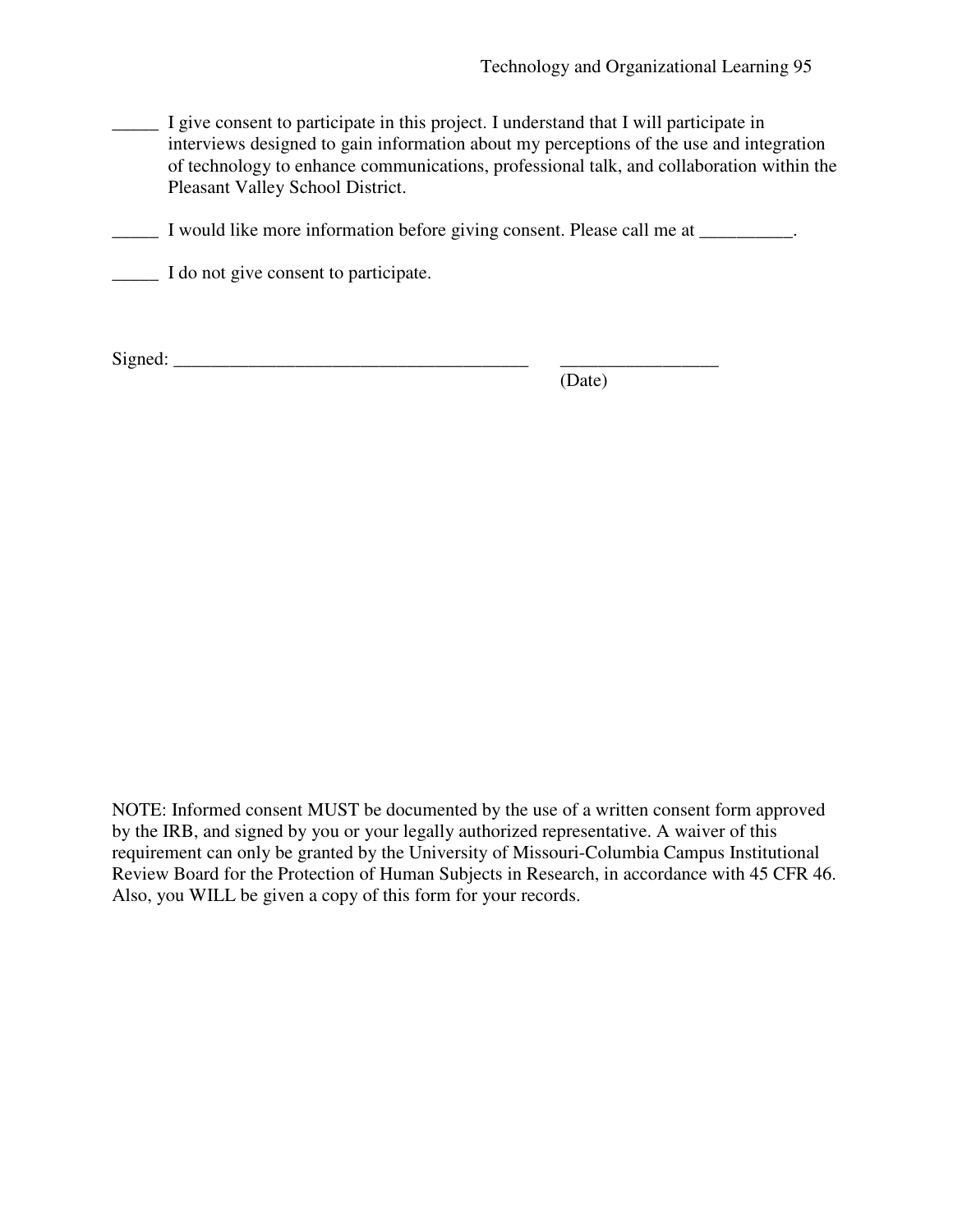_____ I give consent to participate in this project. I understand that I will participate in interviews designed to gain information about my perceptions of the use and integration of technology to enhance communications, professional talk, and collaboration within the Pleasant Valley School District.

_____ I would like more information before giving consent. Please call me at __________.

_____ I do not give consent to participate.

Signed: ______________________________________ ________________
(Date)

NOTE: Informed consent MUST be documented by the use of a written consent form approved by the IRB, and signed by you or your legally authorized representative. A waiver of this requirement can only be granted by the University of Missouri-Columbia Campus Institutional Review Board for the Protection of Human Subjects in Research, in accordance with 45 CFR 46. Also, you WILL be given a copy of this form for your records.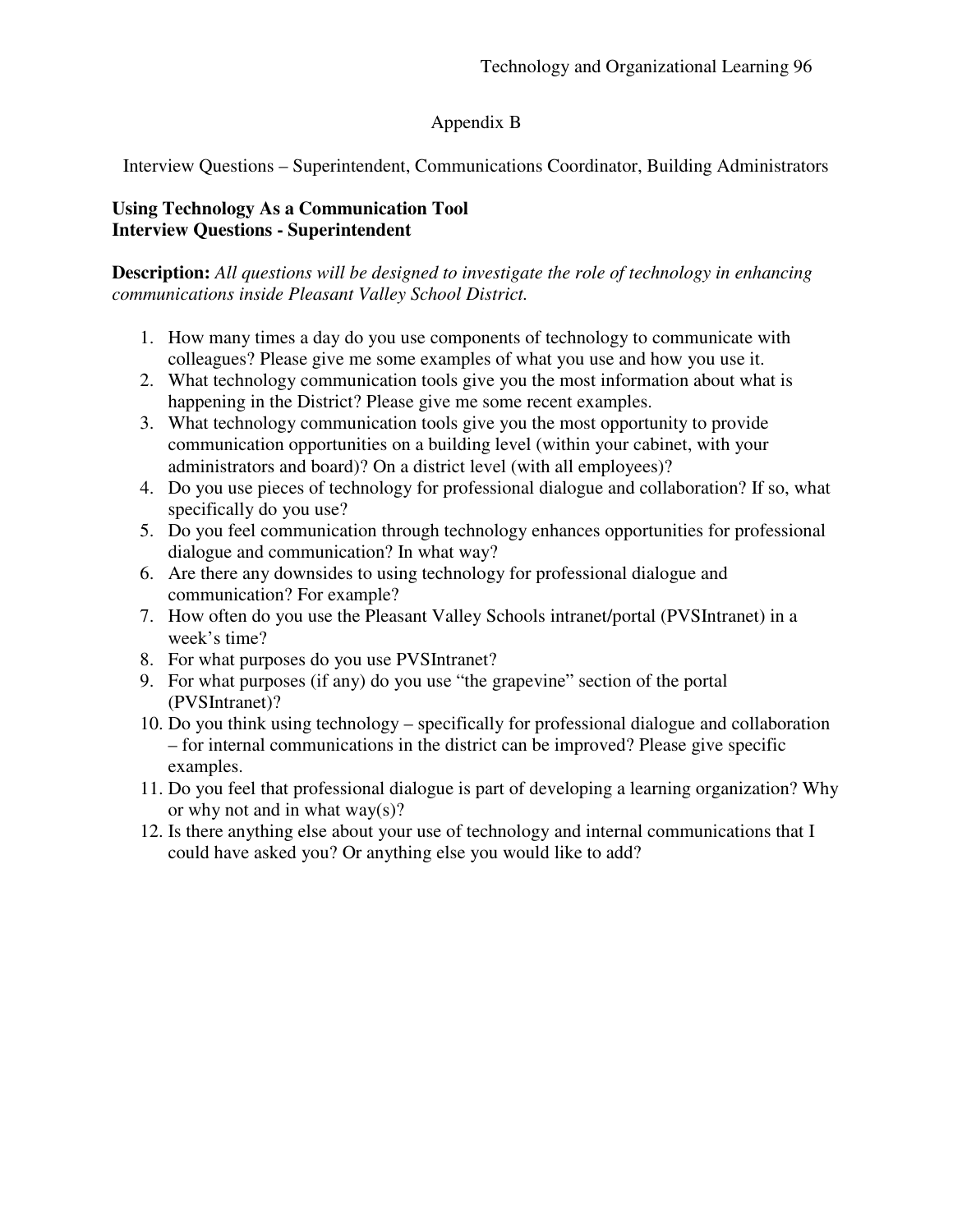# Appendix B

Interview Questions – Superintendent, Communications Coordinator, Building Administrators

**Using Technology As a Communication Tool**
**Interview Questions - Superintendent**

**Description:** *All questions will be designed to investigate the role of technology in enhancing communications inside Pleasant Valley School District.*

1. How many times a day do you use components of technology to communicate with colleagues? Please give me some examples of what you use and how you use it.
2. What technology communication tools give you the most information about what is happening in the District? Please give me some recent examples.
3. What technology communication tools give you the most opportunity to provide communication opportunities on a building level (within your cabinet, with your administrators and board)? On a district level (with all employees)?
4. Do you use pieces of technology for professional dialogue and collaboration? If so, what specifically do you use?
5. Do you feel communication through technology enhances opportunities for professional dialogue and communication? In what way?
6. Are there any downsides to using technology for professional dialogue and communication? For example?
7. How often do you use the Pleasant Valley Schools intranet/portal (PVSIntranet) in a week's time?
8. For what purposes do you use PVSIntranet?
9. For what purposes (if any) do you use "the grapevine" section of the portal (PVSIntranet)?
10. Do you think using technology – specifically for professional dialogue and collaboration – for internal communications in the district can be improved? Please give specific examples.
11. Do you feel that professional dialogue is part of developing a learning organization? Why or why not and in what way(s)?
12. Is there anything else about your use of technology and internal communications that I could have asked you? Or anything else you would like to add?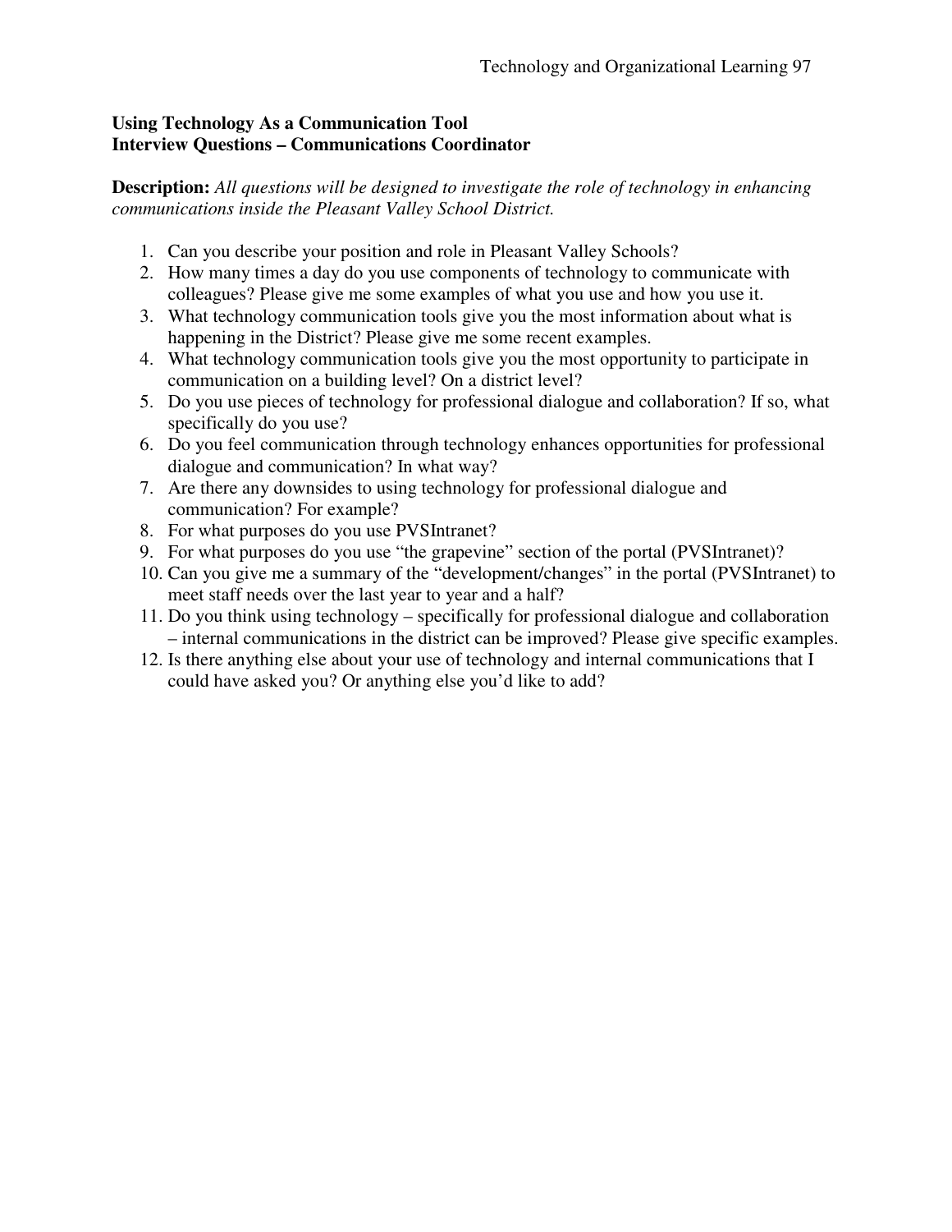**Using Technology As a Communication Tool**
**Interview Questions – Communications Coordinator**

**Description:** *All questions will be designed to investigate the role of technology in enhancing communications inside the Pleasant Valley School District.*

1. Can you describe your position and role in Pleasant Valley Schools?
2. How many times a day do you use components of technology to communicate with colleagues? Please give me some examples of what you use and how you use it.
3. What technology communication tools give you the most information about what is happening in the District? Please give me some recent examples.
4. What technology communication tools give you the most opportunity to participate in communication on a building level? On a district level?
5. Do you use pieces of technology for professional dialogue and collaboration? If so, what specifically do you use?
6. Do you feel communication through technology enhances opportunities for professional dialogue and communication? In what way?
7. Are there any downsides to using technology for professional dialogue and communication? For example?
8. For what purposes do you use PVSIntranet?
9. For what purposes do you use "the grapevine" section of the portal (PVSIntranet)?
10. Can you give me a summary of the "development/changes" in the portal (PVSIntranet) to meet staff needs over the last year to year and a half?
11. Do you think using technology – specifically for professional dialogue and collaboration – internal communications in the district can be improved? Please give specific examples.
12. Is there anything else about your use of technology and internal communications that I could have asked you? Or anything else you'd like to add?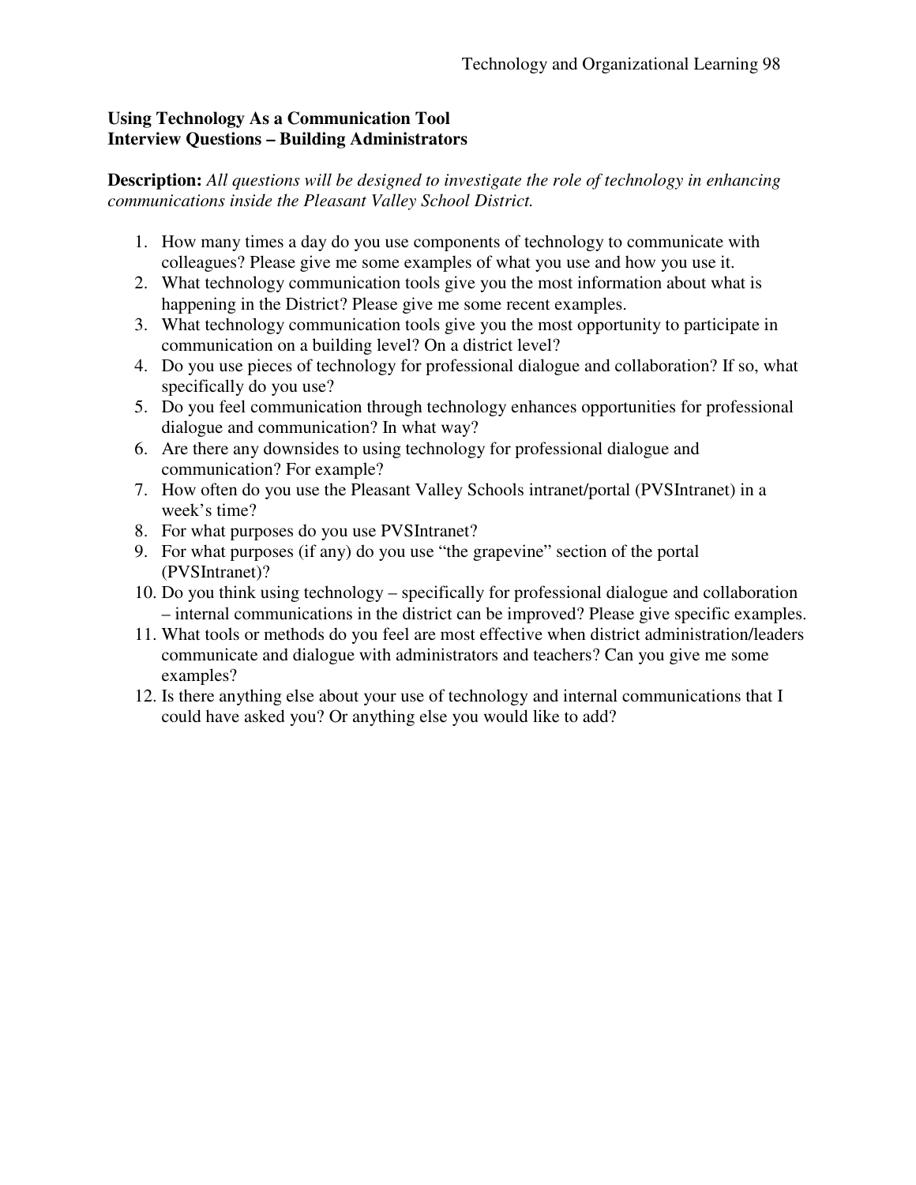**Using Technology As a Communication Tool**
**Interview Questions – Building Administrators**

**Description:** *All questions will be designed to investigate the role of technology in enhancing communications inside the Pleasant Valley School District.*

1. How many times a day do you use components of technology to communicate with colleagues? Please give me some examples of what you use and how you use it.
2. What technology communication tools give you the most information about what is happening in the District? Please give me some recent examples.
3. What technology communication tools give you the most opportunity to participate in communication on a building level? On a district level?
4. Do you use pieces of technology for professional dialogue and collaboration? If so, what specifically do you use?
5. Do you feel communication through technology enhances opportunities for professional dialogue and communication? In what way?
6. Are there any downsides to using technology for professional dialogue and communication? For example?
7. How often do you use the Pleasant Valley Schools intranet/portal (PVSIntranet) in a week's time?
8. For what purposes do you use PVSIntranet?
9. For what purposes (if any) do you use "the grapevine" section of the portal (PVSIntranet)?
10. Do you think using technology – specifically for professional dialogue and collaboration – internal communications in the district can be improved? Please give specific examples.
11. What tools or methods do you feel are most effective when district administration/leaders communicate and dialogue with administrators and teachers? Can you give me some examples?
12. Is there anything else about your use of technology and internal communications that I could have asked you? Or anything else you would like to add?